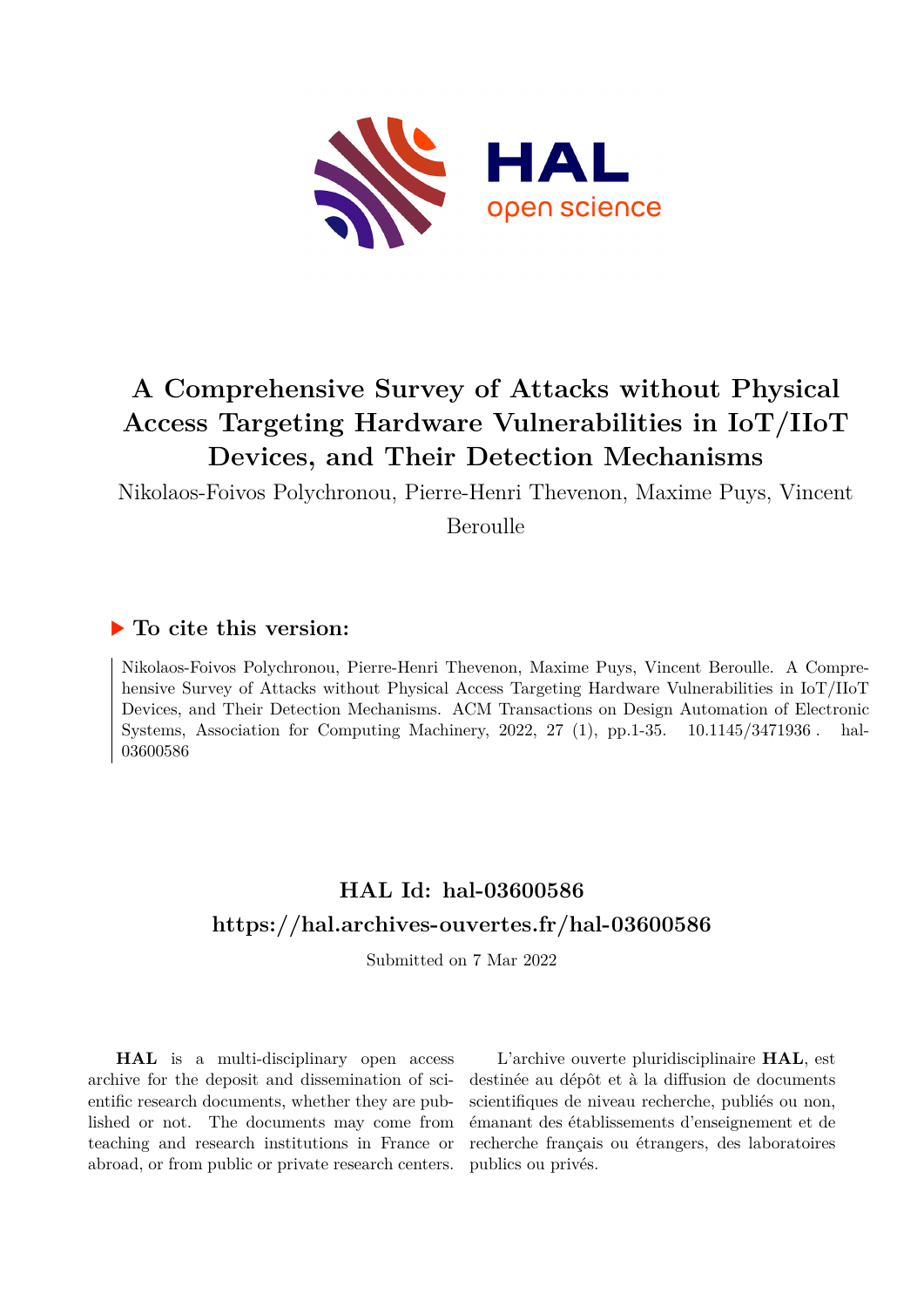# A Comprehensive Survey of Attacks without Physical Access Targeting Hardware Vulnerabilities in IoT/IIoT Devices, and Their Detection Mechanisms

Nikolaos-Foivos Polychronou, Pierre-Henri Thevenon, Maxime Puys, Vincent Beroulle

## ▶ To cite this version:

Nikolaos-Foivos Polychronou, Pierre-Henri Thevenon, Maxime Puys, Vincent Beroulle. A Comprehensive Survey of Attacks without Physical Access Targeting Hardware Vulnerabilities in IoT/IIoT Devices, and Their Detection Mechanisms. ACM Transactions on Design Automation of Electronic Systems, Association for Computing Machinery, 2022, 27 (1), pp.1-35. 10.1145/3471936. hal-03600586

## HAL Id: hal-03600586

## https://hal.archives-ouvertes.fr/hal-03600586

Submitted on 7 Mar 2022

**HAL** is a multi-disciplinary open access archive for the deposit and dissemination of scientific research documents, whether they are published or not. The documents may come from teaching and research institutions in France or abroad, or from public or private research centers.

L'archive ouverte pluridisciplinaire **HAL**, est destinée au dépôt et à la diffusion de documents scientifiques de niveau recherche, publiés ou non, émanant des établissements d'enseignement et de recherche français ou étrangers, des laboratoires publics ou privés.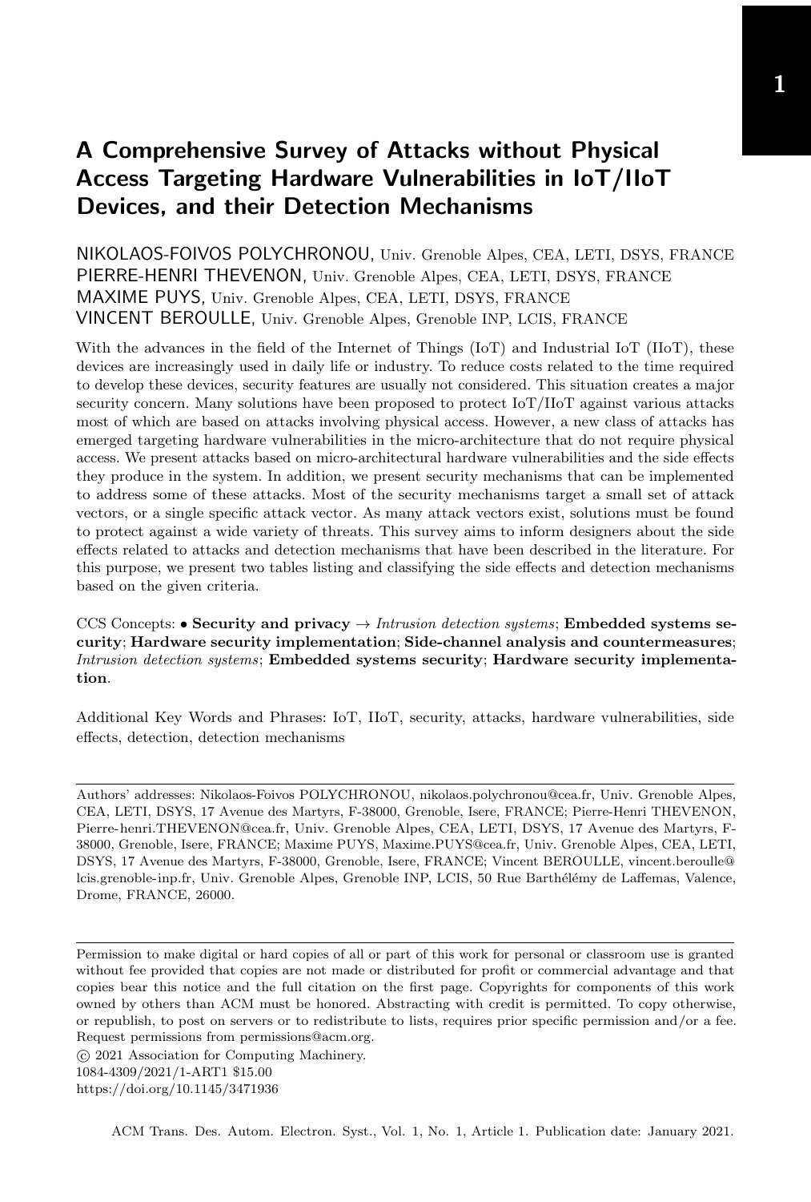# A Comprehensive Survey of Attacks without Physical Access Targeting Hardware Vulnerabilities in IoT/IIoT Devices, and their Detection Mechanisms

NIKOLAOS-FOIVOS POLYCHRONOU, Univ. Grenoble Alpes, CEA, LETI, DSYS, FRANCE
PIERRE-HENRI THEVENON, Univ. Grenoble Alpes, CEA, LETI, DSYS, FRANCE
MAXIME PUYS, Univ. Grenoble Alpes, CEA, LETI, DSYS, FRANCE
VINCENT BEROULLE, Univ. Grenoble Alpes, Grenoble INP, LCIS, FRANCE

With the advances in the field of the Internet of Things (IoT) and Industrial IoT (IIoT), these devices are increasingly used in daily life or industry. To reduce costs related to the time required to develop these devices, security features are usually not considered. This situation creates a major security concern. Many solutions have been proposed to protect IoT/IIoT against various attacks most of which are based on attacks involving physical access. However, a new class of attacks has emerged targeting hardware vulnerabilities in the micro-architecture that do not require physical access. We present attacks based on micro-architectural hardware vulnerabilities and the side effects they produce in the system. In addition, we present security mechanisms that can be implemented to address some of these attacks. Most of the security mechanisms target a small set of attack vectors, or a single specific attack vector. As many attack vectors exist, solutions must be found to protect against a wide variety of threats. This survey aims to inform designers about the side effects related to attacks and detection mechanisms that have been described in the literature. For this purpose, we present two tables listing and classifying the side effects and detection mechanisms based on the given criteria.

CCS Concepts: • **Security and privacy** → *Intrusion detection systems*; **Embedded systems security**; **Hardware security implementation**; **Side-channel analysis and countermeasures**; *Intrusion detection systems*; **Embedded systems security**; **Hardware security implementation**.

Additional Key Words and Phrases: IoT, IIoT, security, attacks, hardware vulnerabilities, side effects, detection, detection mechanisms

---

Authors' addresses: Nikolaos-Foivos POLYCHRONOU, nikolaos.polychronou@cea.fr, Univ. Grenoble Alpes, CEA, LETI, DSYS, 17 Avenue des Martyrs, F-38000, Grenoble, Isere, FRANCE; Pierre-Henri THEVENON, Pierre-henri.THEVENON@cea.fr, Univ. Grenoble Alpes, CEA, LETI, DSYS, 17 Avenue des Martyrs, F-38000, Grenoble, Isere, FRANCE; Maxime PUYS, Maxime.PUYS@cea.fr, Univ. Grenoble Alpes, CEA, LETI, DSYS, 17 Avenue des Martyrs, F-38000, Grenoble, Isere, FRANCE; Vincent BEROULLE, vincent.beroulle@lcis.grenoble-inp.fr, Univ. Grenoble Alpes, Grenoble INP, LCIS, 50 Rue Barthélémy de Laffemas, Valence, Drome, FRANCE, 26000.

---

Permission to make digital or hard copies of all or part of this work for personal or classroom use is granted without fee provided that copies are not made or distributed for profit or commercial advantage and that copies bear this notice and the full citation on the first page. Copyrights for components of this work owned by others than ACM must be honored. Abstracting with credit is permitted. To copy otherwise, or republish, to post on servers or to redistribute to lists, requires prior specific permission and/or a fee. Request permissions from permissions@acm.org.

© 2021 Association for Computing Machinery.
1084-4309/2021/1-ART1 $15.00
https://doi.org/10.1145/3471936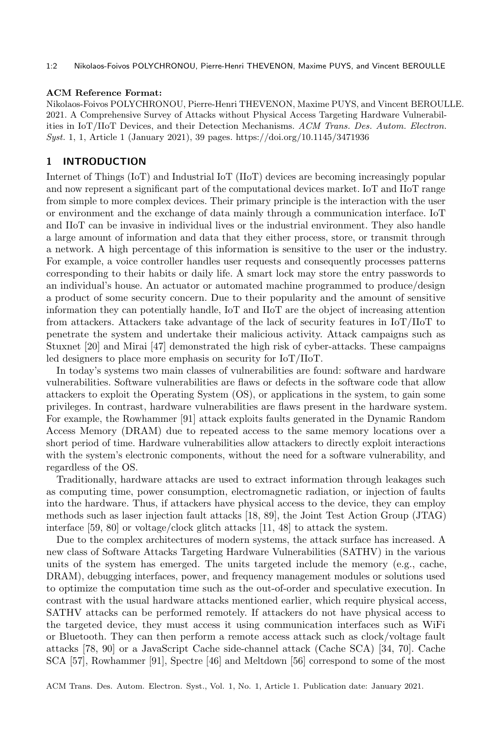**ACM Reference Format:**
Nikolaos-Foivos POLYCHRONOU, Pierre-Henri THEVENON, Maxime PUYS, and Vincent BEROULLE. 2021. A Comprehensive Survey of Attacks without Physical Access Targeting Hardware Vulnerabilities in IoT/IIoT Devices, and their Detection Mechanisms. *ACM Trans. Des. Autom. Electron. Syst.* 1, 1, Article 1 (January 2021), 39 pages. https://doi.org/10.1145/3471936

## 1 INTRODUCTION

Internet of Things (IoT) and Industrial IoT (IIoT) devices are becoming increasingly popular and now represent a significant part of the computational devices market. IoT and IIoT range from simple to more complex devices. Their primary principle is the interaction with the user or environment and the exchange of data mainly through a communication interface. IoT and IIoT can be invasive in individual lives or the industrial environment. They also handle a large amount of information and data that they either process, store, or transmit through a network. A high percentage of this information is sensitive to the user or the industry. For example, a voice controller handles user requests and consequently processes patterns corresponding to their habits or daily life. A smart lock may store the entry passwords to an individual's house. An actuator or automated machine programmed to produce/design a product of some security concern. Due to their popularity and the amount of sensitive information they can potentially handle, IoT and IIoT are the object of increasing attention from attackers. Attackers take advantage of the lack of security features in IoT/IIoT to penetrate the system and undertake their malicious activity. Attack campaigns such as Stuxnet [20] and Mirai [47] demonstrated the high risk of cyber-attacks. These campaigns led designers to place more emphasis on security for IoT/IIoT.

In today's systems two main classes of vulnerabilities are found: software and hardware vulnerabilities. Software vulnerabilities are flaws or defects in the software code that allow attackers to exploit the Operating System (OS), or applications in the system, to gain some privileges. In contrast, hardware vulnerabilities are flaws present in the hardware system. For example, the Rowhammer [91] attack exploits faults generated in the Dynamic Random Access Memory (DRAM) due to repeated access to the same memory locations over a short period of time. Hardware vulnerabilities allow attackers to directly exploit interactions with the system's electronic components, without the need for a software vulnerability, and regardless of the OS.

Traditionally, hardware attacks are used to extract information through leakages such as computing time, power consumption, electromagnetic radiation, or injection of faults into the hardware. Thus, if attackers have physical access to the device, they can employ methods such as laser injection fault attacks [18, 89], the Joint Test Action Group (JTAG) interface [59, 80] or voltage/clock glitch attacks [11, 48] to attack the system.

Due to the complex architectures of modern systems, the attack surface has increased. A new class of Software Attacks Targeting Hardware Vulnerabilities (SATHV) in the various units of the system has emerged. The units targeted include the memory (e.g., cache, DRAM), debugging interfaces, power, and frequency management modules or solutions used to optimize the computation time such as the out-of-order and speculative execution. In contrast with the usual hardware attacks mentioned earlier, which require physical access, SATHV attacks can be performed remotely. If attackers do not have physical access to the targeted device, they must access it using communication interfaces such as WiFi or Bluetooth. They can then perform a remote access attack such as clock/voltage fault attacks [78, 90] or a JavaScript Cache side-channel attack (Cache SCA) [34, 70]. Cache SCA [57], Rowhammer [91], Spectre [46] and Meltdown [56] correspond to some of the most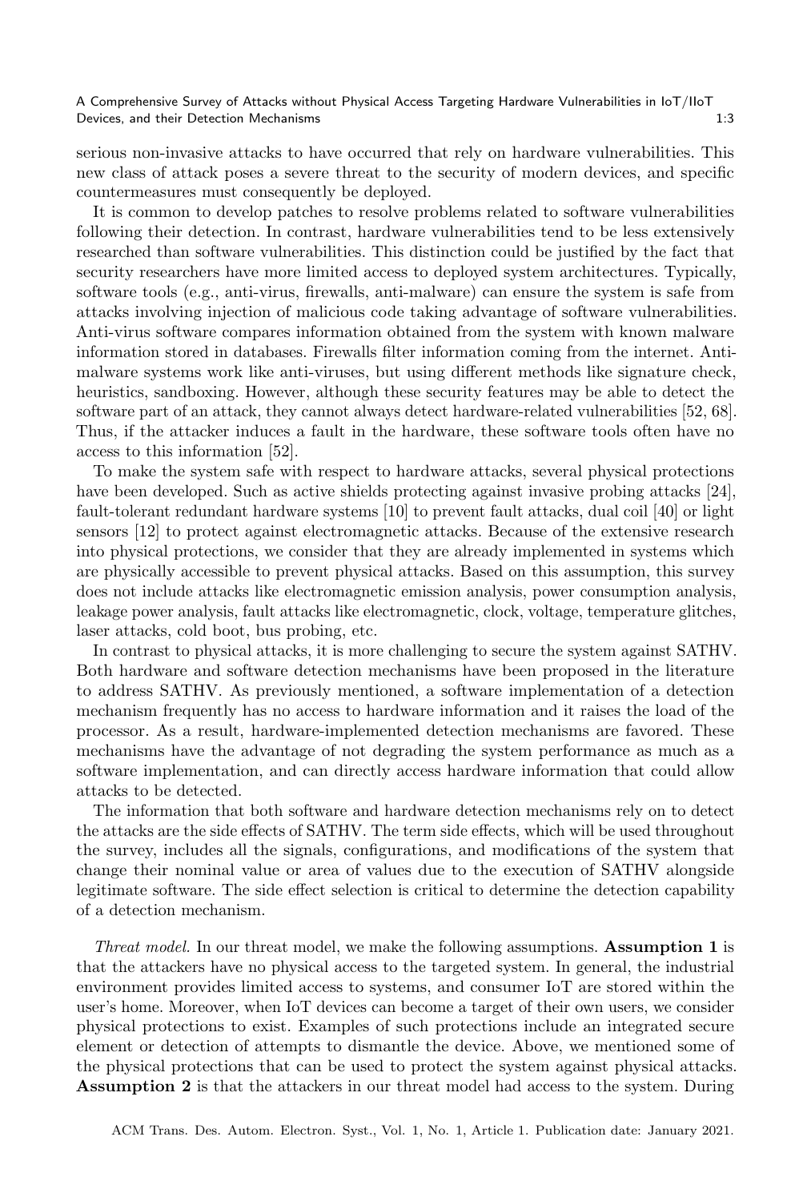serious non-invasive attacks to have occurred that rely on hardware vulnerabilities. This new class of attack poses a severe threat to the security of modern devices, and specific countermeasures must consequently be deployed.

It is common to develop patches to resolve problems related to software vulnerabilities following their detection. In contrast, hardware vulnerabilities tend to be less extensively researched than software vulnerabilities. This distinction could be justified by the fact that security researchers have more limited access to deployed system architectures. Typically, software tools (e.g., anti-virus, firewalls, anti-malware) can ensure the system is safe from attacks involving injection of malicious code taking advantage of software vulnerabilities. Anti-virus software compares information obtained from the system with known malware information stored in databases. Firewalls filter information coming from the internet. Anti-malware systems work like anti-viruses, but using different methods like signature check, heuristics, sandboxing. However, although these security features may be able to detect the software part of an attack, they cannot always detect hardware-related vulnerabilities [52, 68]. Thus, if the attacker induces a fault in the hardware, these software tools often have no access to this information [52].

To make the system safe with respect to hardware attacks, several physical protections have been developed. Such as active shields protecting against invasive probing attacks [24], fault-tolerant redundant hardware systems [10] to prevent fault attacks, dual coil [40] or light sensors [12] to protect against electromagnetic attacks. Because of the extensive research into physical protections, we consider that they are already implemented in systems which are physically accessible to prevent physical attacks. Based on this assumption, this survey does not include attacks like electromagnetic emission analysis, power consumption analysis, leakage power analysis, fault attacks like electromagnetic, clock, voltage, temperature glitches, laser attacks, cold boot, bus probing, etc.

In contrast to physical attacks, it is more challenging to secure the system against SATHV. Both hardware and software detection mechanisms have been proposed in the literature to address SATHV. As previously mentioned, a software implementation of a detection mechanism frequently has no access to hardware information and it raises the load of the processor. As a result, hardware-implemented detection mechanisms are favored. These mechanisms have the advantage of not degrading the system performance as much as a software implementation, and can directly access hardware information that could allow attacks to be detected.

The information that both software and hardware detection mechanisms rely on to detect the attacks are the side effects of SATHV. The term side effects, which will be used throughout the survey, includes all the signals, configurations, and modifications of the system that change their nominal value or area of values due to the execution of SATHV alongside legitimate software. The side effect selection is critical to determine the detection capability of a detection mechanism.

*Threat model.* In our threat model, we make the following assumptions. **Assumption 1** is that the attackers have no physical access to the targeted system. In general, the industrial environment provides limited access to systems, and consumer IoT are stored within the user's home. Moreover, when IoT devices can become a target of their own users, we consider physical protections to exist. Examples of such protections include an integrated secure element or detection of attempts to dismantle the device. Above, we mentioned some of the physical protections that can be used to protect the system against physical attacks. **Assumption 2** is that the attackers in our threat model had access to the system. During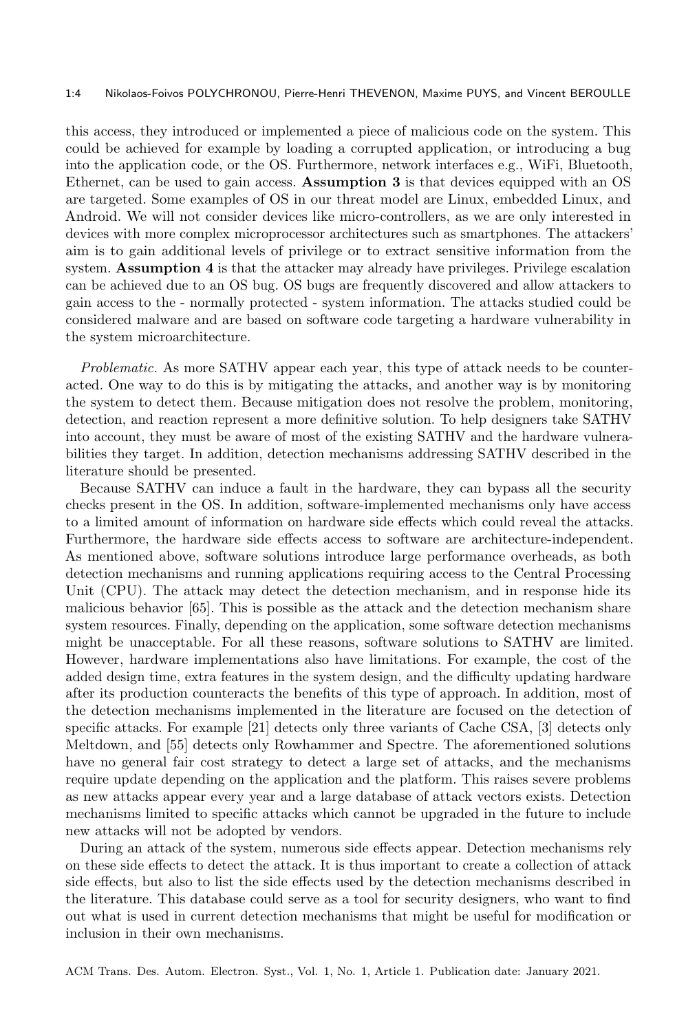this access, they introduced or implemented a piece of malicious code on the system. This could be achieved for example by loading a corrupted application, or introducing a bug into the application code, or the OS. Furthermore, network interfaces e.g., WiFi, Bluetooth, Ethernet, can be used to gain access. **Assumption 3** is that devices equipped with an OS are targeted. Some examples of OS in our threat model are Linux, embedded Linux, and Android. We will not consider devices like micro-controllers, as we are only interested in devices with more complex microprocessor architectures such as smartphones. The attackers' aim is to gain additional levels of privilege or to extract sensitive information from the system. **Assumption 4** is that the attacker may already have privileges. Privilege escalation can be achieved due to an OS bug. OS bugs are frequently discovered and allow attackers to gain access to the - normally protected - system information. The attacks studied could be considered malware and are based on software code targeting a hardware vulnerability in the system microarchitecture.

*Problematic.* As more SATHV appear each year, this type of attack needs to be counteracted. One way to do this is by mitigating the attacks, and another way is by monitoring the system to detect them. Because mitigation does not resolve the problem, monitoring, detection, and reaction represent a more definitive solution. To help designers take SATHV into account, they must be aware of most of the existing SATHV and the hardware vulnerabilities they target. In addition, detection mechanisms addressing SATHV described in the literature should be presented.

Because SATHV can induce a fault in the hardware, they can bypass all the security checks present in the OS. In addition, software-implemented mechanisms only have access to a limited amount of information on hardware side effects which could reveal the attacks. Furthermore, the hardware side effects access to software are architecture-independent. As mentioned above, software solutions introduce large performance overheads, as both detection mechanisms and running applications requiring access to the Central Processing Unit (CPU). The attack may detect the detection mechanism, and in response hide its malicious behavior [65]. This is possible as the attack and the detection mechanism share system resources. Finally, depending on the application, some software detection mechanisms might be unacceptable. For all these reasons, software solutions to SATHV are limited. However, hardware implementations also have limitations. For example, the cost of the added design time, extra features in the system design, and the difficulty updating hardware after its production counteracts the benefits of this type of approach. In addition, most of the detection mechanisms implemented in the literature are focused on the detection of specific attacks. For example [21] detects only three variants of Cache CSA, [3] detects only Meltdown, and [55] detects only Rowhammer and Spectre. The aforementioned solutions have no general fair cost strategy to detect a large set of attacks, and the mechanisms require update depending on the application and the platform. This raises severe problems as new attacks appear every year and a large database of attack vectors exists. Detection mechanisms limited to specific attacks which cannot be upgraded in the future to include new attacks will not be adopted by vendors.

During an attack of the system, numerous side effects appear. Detection mechanisms rely on these side effects to detect the attack. It is thus important to create a collection of attack side effects, but also to list the side effects used by the detection mechanisms described in the literature. This database could serve as a tool for security designers, who want to find out what is used in current detection mechanisms that might be useful for modification or inclusion in their own mechanisms.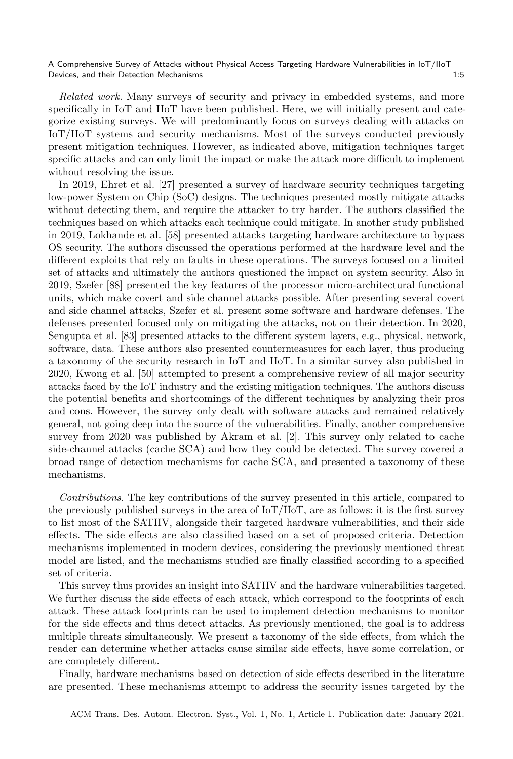*Related work.* Many surveys of security and privacy in embedded systems, and more specifically in IoT and IIoT have been published. Here, we will initially present and categorize existing surveys. We will predominantly focus on surveys dealing with attacks on IoT/IIoT systems and security mechanisms. Most of the surveys conducted previously present mitigation techniques. However, as indicated above, mitigation techniques target specific attacks and can only limit the impact or make the attack more difficult to implement without resolving the issue.

In 2019, Ehret et al. [27] presented a survey of hardware security techniques targeting low-power System on Chip (SoC) designs. The techniques presented mostly mitigate attacks without detecting them, and require the attacker to try harder. The authors classified the techniques based on which attacks each technique could mitigate. In another study published in 2019, Lokhande et al. [58] presented attacks targeting hardware architecture to bypass OS security. The authors discussed the operations performed at the hardware level and the different exploits that rely on faults in these operations. The surveys focused on a limited set of attacks and ultimately the authors questioned the impact on system security. Also in 2019, Szefer [88] presented the key features of the processor micro-architectural functional units, which make covert and side channel attacks possible. After presenting several covert and side channel attacks, Szefer et al. present some software and hardware defenses. The defenses presented focused only on mitigating the attacks, not on their detection. In 2020, Sengupta et al. [83] presented attacks to the different system layers, e.g., physical, network, software, data. These authors also presented countermeasures for each layer, thus producing a taxonomy of the security research in IoT and IIoT. In a similar survey also published in 2020, Kwong et al. [50] attempted to present a comprehensive review of all major security attacks faced by the IoT industry and the existing mitigation techniques. The authors discuss the potential benefits and shortcomings of the different techniques by analyzing their pros and cons. However, the survey only dealt with software attacks and remained relatively general, not going deep into the source of the vulnerabilities. Finally, another comprehensive survey from 2020 was published by Akram et al. [2]. This survey only related to cache side-channel attacks (cache SCA) and how they could be detected. The survey covered a broad range of detection mechanisms for cache SCA, and presented a taxonomy of these mechanisms.

*Contributions.* The key contributions of the survey presented in this article, compared to the previously published surveys in the area of IoT/IIoT, are as follows: it is the first survey to list most of the SATHV, alongside their targeted hardware vulnerabilities, and their side effects. The side effects are also classified based on a set of proposed criteria. Detection mechanisms implemented in modern devices, considering the previously mentioned threat model are listed, and the mechanisms studied are finally classified according to a specified set of criteria.

This survey thus provides an insight into SATHV and the hardware vulnerabilities targeted. We further discuss the side effects of each attack, which correspond to the footprints of each attack. These attack footprints can be used to implement detection mechanisms to monitor for the side effects and thus detect attacks. As previously mentioned, the goal is to address multiple threats simultaneously. We present a taxonomy of the side effects, from which the reader can determine whether attacks cause similar side effects, have some correlation, or are completely different.

Finally, hardware mechanisms based on detection of side effects described in the literature are presented. These mechanisms attempt to address the security issues targeted by the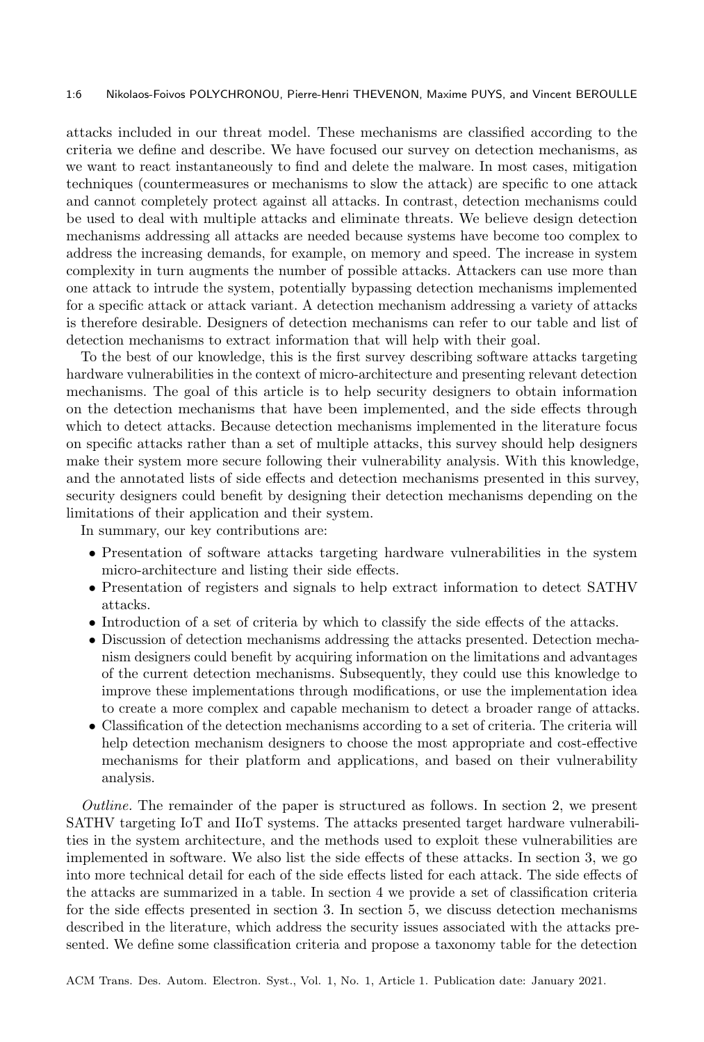attacks included in our threat model. These mechanisms are classified according to the criteria we define and describe. We have focused our survey on detection mechanisms, as we want to react instantaneously to find and delete the malware. In most cases, mitigation techniques (countermeasures or mechanisms to slow the attack) are specific to one attack and cannot completely protect against all attacks. In contrast, detection mechanisms could be used to deal with multiple attacks and eliminate threats. We believe design detection mechanisms addressing all attacks are needed because systems have become too complex to address the increasing demands, for example, on memory and speed. The increase in system complexity in turn augments the number of possible attacks. Attackers can use more than one attack to intrude the system, potentially bypassing detection mechanisms implemented for a specific attack or attack variant. A detection mechanism addressing a variety of attacks is therefore desirable. Designers of detection mechanisms can refer to our table and list of detection mechanisms to extract information that will help with their goal.

To the best of our knowledge, this is the first survey describing software attacks targeting hardware vulnerabilities in the context of micro-architecture and presenting relevant detection mechanisms. The goal of this article is to help security designers to obtain information on the detection mechanisms that have been implemented, and the side effects through which to detect attacks. Because detection mechanisms implemented in the literature focus on specific attacks rather than a set of multiple attacks, this survey should help designers make their system more secure following their vulnerability analysis. With this knowledge, and the annotated lists of side effects and detection mechanisms presented in this survey, security designers could benefit by designing their detection mechanisms depending on the limitations of their application and their system.

In summary, our key contributions are:

- Presentation of software attacks targeting hardware vulnerabilities in the system micro-architecture and listing their side effects.
- Presentation of registers and signals to help extract information to detect SATHV attacks.
- Introduction of a set of criteria by which to classify the side effects of the attacks.
- Discussion of detection mechanisms addressing the attacks presented. Detection mechanism designers could benefit by acquiring information on the limitations and advantages of the current detection mechanisms. Subsequently, they could use this knowledge to improve these implementations through modifications, or use the implementation idea to create a more complex and capable mechanism to detect a broader range of attacks.
- Classification of the detection mechanisms according to a set of criteria. The criteria will help detection mechanism designers to choose the most appropriate and cost-effective mechanisms for their platform and applications, and based on their vulnerability analysis.

*Outline.* The remainder of the paper is structured as follows. In section 2, we present SATHV targeting IoT and IIoT systems. The attacks presented target hardware vulnerabilities in the system architecture, and the methods used to exploit these vulnerabilities are implemented in software. We also list the side effects of these attacks. In section 3, we go into more technical detail for each of the side effects listed for each attack. The side effects of the attacks are summarized in a table. In section 4 we provide a set of classification criteria for the side effects presented in section 3. In section 5, we discuss detection mechanisms described in the literature, which address the security issues associated with the attacks presented. We define some classification criteria and propose a taxonomy table for the detection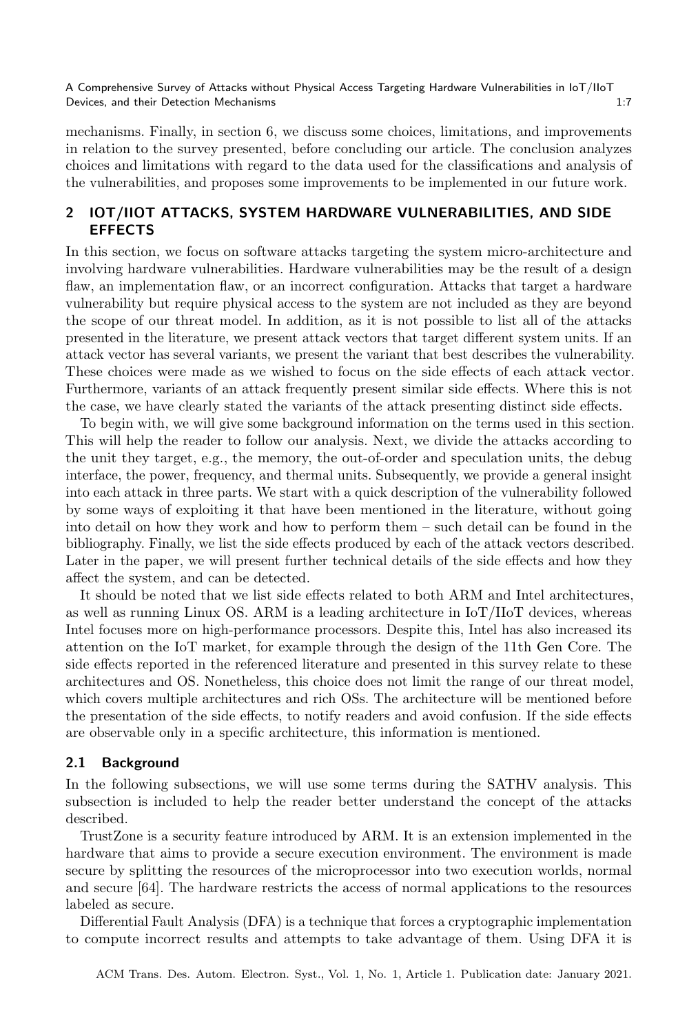mechanisms. Finally, in section 6, we discuss some choices, limitations, and improvements in relation to the survey presented, before concluding our article. The conclusion analyzes choices and limitations with regard to the data used for the classifications and analysis of the vulnerabilities, and proposes some improvements to be implemented in our future work.

## 2 IOT/IIOT ATTACKS, SYSTEM HARDWARE VULNERABILITIES, AND SIDE EFFECTS

In this section, we focus on software attacks targeting the system micro-architecture and involving hardware vulnerabilities. Hardware vulnerabilities may be the result of a design flaw, an implementation flaw, or an incorrect configuration. Attacks that target a hardware vulnerability but require physical access to the system are not included as they are beyond the scope of our threat model. In addition, as it is not possible to list all of the attacks presented in the literature, we present attack vectors that target different system units. If an attack vector has several variants, we present the variant that best describes the vulnerability. These choices were made as we wished to focus on the side effects of each attack vector. Furthermore, variants of an attack frequently present similar side effects. Where this is not the case, we have clearly stated the variants of the attack presenting distinct side effects.

To begin with, we will give some background information on the terms used in this section. This will help the reader to follow our analysis. Next, we divide the attacks according to the unit they target, e.g., the memory, the out-of-order and speculation units, the debug interface, the power, frequency, and thermal units. Subsequently, we provide a general insight into each attack in three parts. We start with a quick description of the vulnerability followed by some ways of exploiting it that have been mentioned in the literature, without going into detail on how they work and how to perform them – such detail can be found in the bibliography. Finally, we list the side effects produced by each of the attack vectors described. Later in the paper, we will present further technical details of the side effects and how they affect the system, and can be detected.

It should be noted that we list side effects related to both ARM and Intel architectures, as well as running Linux OS. ARM is a leading architecture in IoT/IIoT devices, whereas Intel focuses more on high-performance processors. Despite this, Intel has also increased its attention on the IoT market, for example through the design of the 11th Gen Core. The side effects reported in the referenced literature and presented in this survey relate to these architectures and OS. Nonetheless, this choice does not limit the range of our threat model, which covers multiple architectures and rich OSs. The architecture will be mentioned before the presentation of the side effects, to notify readers and avoid confusion. If the side effects are observable only in a specific architecture, this information is mentioned.

### 2.1 Background

In the following subsections, we will use some terms during the SATHV analysis. This subsection is included to help the reader better understand the concept of the attacks described.

TrustZone is a security feature introduced by ARM. It is an extension implemented in the hardware that aims to provide a secure execution environment. The environment is made secure by splitting the resources of the microprocessor into two execution worlds, normal and secure [64]. The hardware restricts the access of normal applications to the resources labeled as secure.

Differential Fault Analysis (DFA) is a technique that forces a cryptographic implementation to compute incorrect results and attempts to take advantage of them. Using DFA it is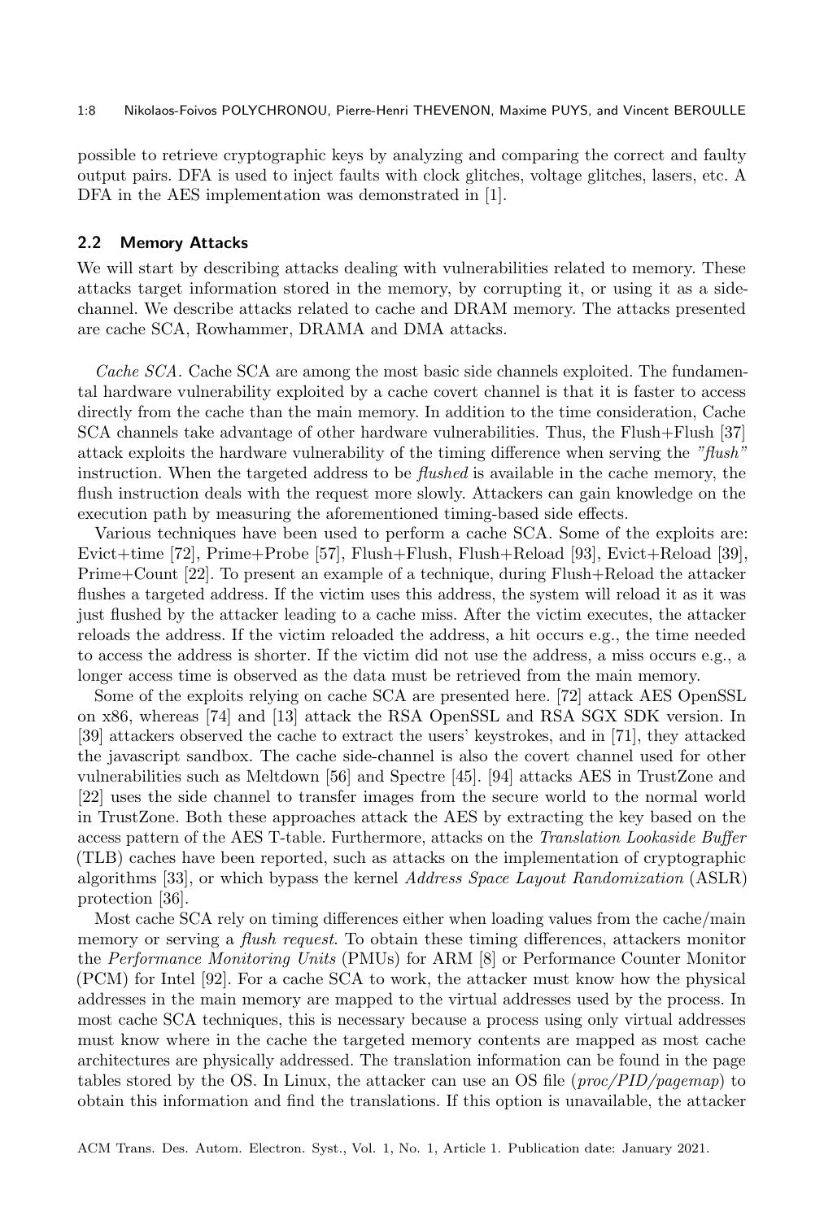possible to retrieve cryptographic keys by analyzing and comparing the correct and faulty output pairs. DFA is used to inject faults with clock glitches, voltage glitches, lasers, etc. A DFA in the AES implementation was demonstrated in [1].

## 2.2 Memory Attacks

We will start by describing attacks dealing with vulnerabilities related to memory. These attacks target information stored in the memory, by corrupting it, or using it as a side-channel. We describe attacks related to cache and DRAM memory. The attacks presented are cache SCA, Rowhammer, DRAMA and DMA attacks.

*Cache SCA.* Cache SCA are among the most basic side channels exploited. The fundamental hardware vulnerability exploited by a cache covert channel is that it is faster to access directly from the cache than the main memory. In addition to the time consideration, Cache SCA channels take advantage of other hardware vulnerabilities. Thus, the Flush+Flush [37] attack exploits the hardware vulnerability of the timing difference when serving the *"flush"* instruction. When the targeted address to be *flushed* is available in the cache memory, the flush instruction deals with the request more slowly. Attackers can gain knowledge on the execution path by measuring the aforementioned timing-based side effects.

Various techniques have been used to perform a cache SCA. Some of the exploits are: Evict+time [72], Prime+Probe [57], Flush+Flush, Flush+Reload [93], Evict+Reload [39], Prime+Count [22]. To present an example of a technique, during Flush+Reload the attacker flushes a targeted address. If the victim uses this address, the system will reload it as it was just flushed by the attacker leading to a cache miss. After the victim executes, the attacker reloads the address. If the victim reloaded the address, a hit occurs e.g., the time needed to access the address is shorter. If the victim did not use the address, a miss occurs e.g., a longer access time is observed as the data must be retrieved from the main memory.

Some of the exploits relying on cache SCA are presented here. [72] attack AES OpenSSL on x86, whereas [74] and [13] attack the RSA OpenSSL and RSA SGX SDK version. In [39] attackers observed the cache to extract the users' keystrokes, and in [71], they attacked the javascript sandbox. The cache side-channel is also the covert channel used for other vulnerabilities such as Meltdown [56] and Spectre [45]. [94] attacks AES in TrustZone and [22] uses the side channel to transfer images from the secure world to the normal world in TrustZone. Both these approaches attack the AES by extracting the key based on the access pattern of the AES T-table. Furthermore, attacks on the *Translation Lookaside Buffer* (TLB) caches have been reported, such as attacks on the implementation of cryptographic algorithms [33], or which bypass the kernel *Address Space Layout Randomization* (ASLR) protection [36].

Most cache SCA rely on timing differences either when loading values from the cache/main memory or serving a *flush request*. To obtain these timing differences, attackers monitor the *Performance Monitoring Units* (PMUs) for ARM [8] or Performance Counter Monitor (PCM) for Intel [92]. For a cache SCA to work, the attacker must know how the physical addresses in the main memory are mapped to the virtual addresses used by the process. In most cache SCA techniques, this is necessary because a process using only virtual addresses must know where in the cache the targeted memory contents are mapped as most cache architectures are physically addressed. The translation information can be found in the page tables stored by the OS. In Linux, the attacker can use an OS file (*proc/PID/pagemap*) to obtain this information and find the translations. If this option is unavailable, the attacker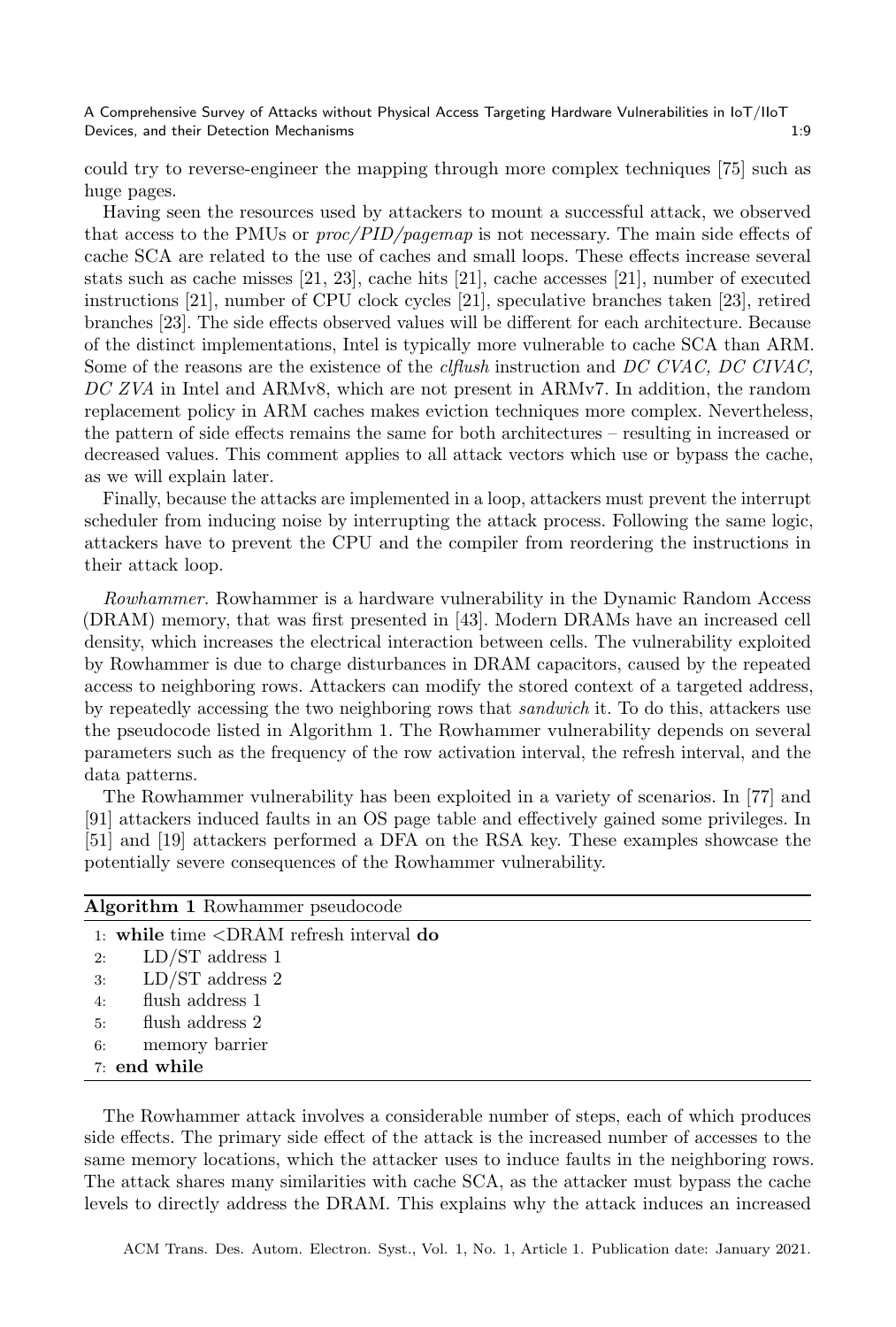could try to reverse-engineer the mapping through more complex techniques [75] such as huge pages.

Having seen the resources used by attackers to mount a successful attack, we observed that access to the PMUs or *proc/PID/pagemap* is not necessary. The main side effects of cache SCA are related to the use of caches and small loops. These effects increase several stats such as cache misses [21, 23], cache hits [21], cache accesses [21], number of executed instructions [21], number of CPU clock cycles [21], speculative branches taken [23], retired branches [23]. The side effects observed values will be different for each architecture. Because of the distinct implementations, Intel is typically more vulnerable to cache SCA than ARM. Some of the reasons are the existence of the *clflush* instruction and *DC CVAC, DC CIVAC, DC ZVA* in Intel and ARMv8, which are not present in ARMv7. In addition, the random replacement policy in ARM caches makes eviction techniques more complex. Nevertheless, the pattern of side effects remains the same for both architectures – resulting in increased or decreased values. This comment applies to all attack vectors which use or bypass the cache, as we will explain later.

Finally, because the attacks are implemented in a loop, attackers must prevent the interrupt scheduler from inducing noise by interrupting the attack process. Following the same logic, attackers have to prevent the CPU and the compiler from reordering the instructions in their attack loop.

*Rowhammer.* Rowhammer is a hardware vulnerability in the Dynamic Random Access (DRAM) memory, that was first presented in [43]. Modern DRAMs have an increased cell density, which increases the electrical interaction between cells. The vulnerability exploited by Rowhammer is due to charge disturbances in DRAM capacitors, caused by the repeated access to neighboring rows. Attackers can modify the stored context of a targeted address, by repeatedly accessing the two neighboring rows that *sandwich* it. To do this, attackers use the pseudocode listed in Algorithm 1. The Rowhammer vulnerability depends on several parameters such as the frequency of the row activation interval, the refresh interval, and the data patterns.

The Rowhammer vulnerability has been exploited in a variety of scenarios. In [77] and [91] attackers induced faults in an OS page table and effectively gained some privileges. In [51] and [19] attackers performed a DFA on the RSA key. These examples showcase the potentially severe consequences of the Rowhammer vulnerability.

**Algorithm 1** Rowhammer pseudocode

```
1: while time <DRAM refresh interval do
2:     LD/ST address 1
3:     LD/ST address 2
4:     flush address 1
5:     flush address 2
6:     memory barrier
7: end while
```

The Rowhammer attack involves a considerable number of steps, each of which produces side effects. The primary side effect of the attack is the increased number of accesses to the same memory locations, which the attacker uses to induce faults in the neighboring rows. The attack shares many similarities with cache SCA, as the attacker must bypass the cache levels to directly address the DRAM. This explains why the attack induces an increased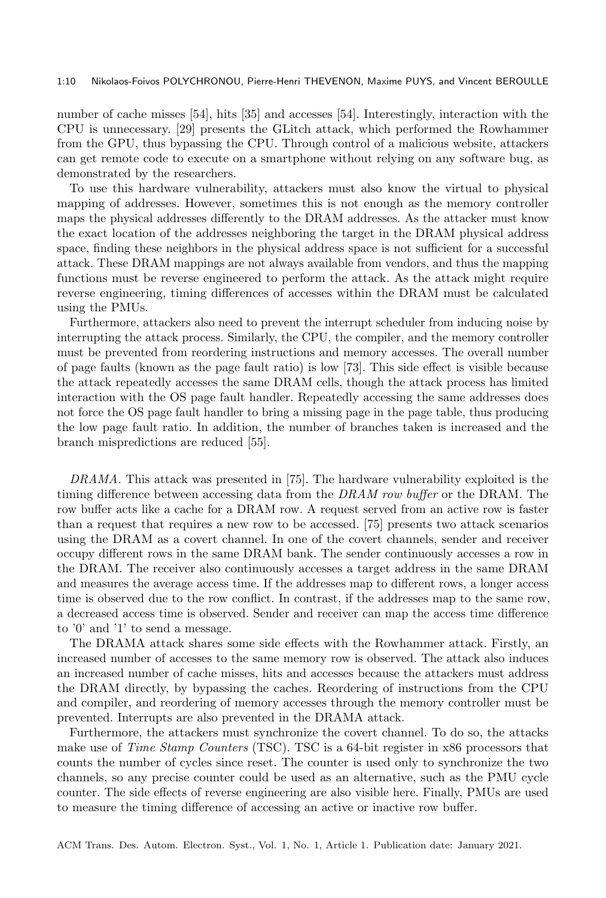number of cache misses [54], hits [35] and accesses [54]. Interestingly, interaction with the CPU is unnecessary. [29] presents the GLitch attack, which performed the Rowhammer from the GPU, thus bypassing the CPU. Through control of a malicious website, attackers can get remote code to execute on a smartphone without relying on any software bug, as demonstrated by the researchers.

To use this hardware vulnerability, attackers must also know the virtual to physical mapping of addresses. However, sometimes this is not enough as the memory controller maps the physical addresses differently to the DRAM addresses. As the attacker must know the exact location of the addresses neighboring the target in the DRAM physical address space, finding these neighbors in the physical address space is not sufficient for a successful attack. These DRAM mappings are not always available from vendors, and thus the mapping functions must be reverse engineered to perform the attack. As the attack might require reverse engineering, timing differences of accesses within the DRAM must be calculated using the PMUs.

Furthermore, attackers also need to prevent the interrupt scheduler from inducing noise by interrupting the attack process. Similarly, the CPU, the compiler, and the memory controller must be prevented from reordering instructions and memory accesses. The overall number of page faults (known as the page fault ratio) is low [73]. This side effect is visible because the attack repeatedly accesses the same DRAM cells, though the attack process has limited interaction with the OS page fault handler. Repeatedly accessing the same addresses does not force the OS page fault handler to bring a missing page in the page table, thus producing the low page fault ratio. In addition, the number of branches taken is increased and the branch mispredictions are reduced [55].

*DRAMA.* This attack was presented in [75]. The hardware vulnerability exploited is the timing difference between accessing data from the *DRAM row buffer* or the DRAM. The row buffer acts like a cache for a DRAM row. A request served from an active row is faster than a request that requires a new row to be accessed. [75] presents two attack scenarios using the DRAM as a covert channel. In one of the covert channels, sender and receiver occupy different rows in the same DRAM bank. The sender continuously accesses a row in the DRAM. The receiver also continuously accesses a target address in the same DRAM and measures the average access time. If the addresses map to different rows, a longer access time is observed due to the row conflict. In contrast, if the addresses map to the same row, a decreased access time is observed. Sender and receiver can map the access time difference to '0' and '1' to send a message.

The DRAMA attack shares some side effects with the Rowhammer attack. Firstly, an increased number of accesses to the same memory row is observed. The attack also induces an increased number of cache misses, hits and accesses because the attackers must address the DRAM directly, by bypassing the caches. Reordering of instructions from the CPU and compiler, and reordering of memory accesses through the memory controller must be prevented. Interrupts are also prevented in the DRAMA attack.

Furthermore, the attackers must synchronize the covert channel. To do so, the attacks make use of *Time Stamp Counters* (TSC). TSC is a 64-bit register in x86 processors that counts the number of cycles since reset. The counter is used only to synchronize the two channels, so any precise counter could be used as an alternative, such as the PMU cycle counter. The side effects of reverse engineering are also visible here. Finally, PMUs are used to measure the timing difference of accessing an active or inactive row buffer.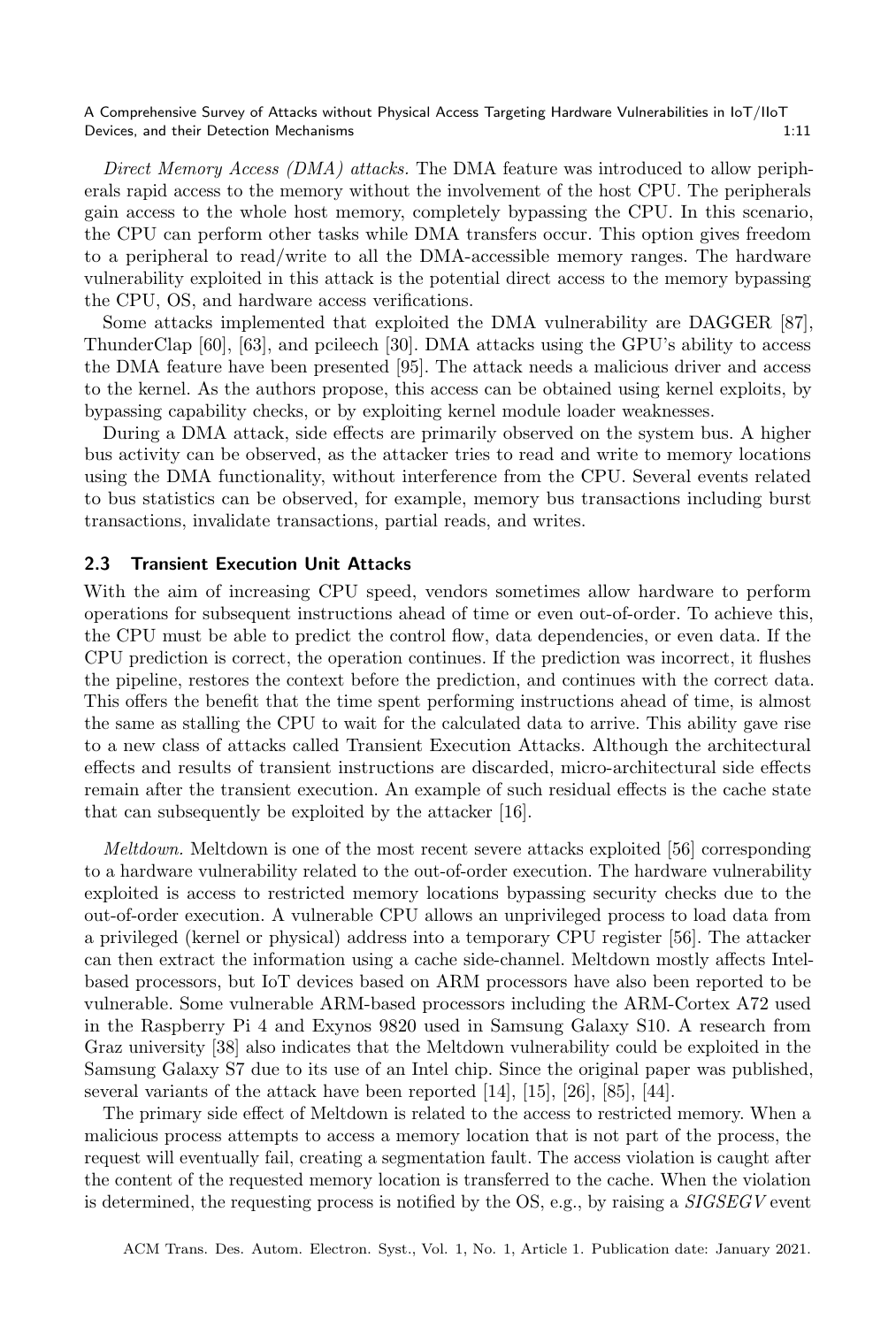*Direct Memory Access (DMA) attacks.* The DMA feature was introduced to allow peripherals rapid access to the memory without the involvement of the host CPU. The peripherals gain access to the whole host memory, completely bypassing the CPU. In this scenario, the CPU can perform other tasks while DMA transfers occur. This option gives freedom to a peripheral to read/write to all the DMA-accessible memory ranges. The hardware vulnerability exploited in this attack is the potential direct access to the memory bypassing the CPU, OS, and hardware access verifications.

Some attacks implemented that exploited the DMA vulnerability are DAGGER [87], ThunderClap [60], [63], and pcileech [30]. DMA attacks using the GPU's ability to access the DMA feature have been presented [95]. The attack needs a malicious driver and access to the kernel. As the authors propose, this access can be obtained using kernel exploits, by bypassing capability checks, or by exploiting kernel module loader weaknesses.

During a DMA attack, side effects are primarily observed on the system bus. A higher bus activity can be observed, as the attacker tries to read and write to memory locations using the DMA functionality, without interference from the CPU. Several events related to bus statistics can be observed, for example, memory bus transactions including burst transactions, invalidate transactions, partial reads, and writes.

### 2.3 Transient Execution Unit Attacks

With the aim of increasing CPU speed, vendors sometimes allow hardware to perform operations for subsequent instructions ahead of time or even out-of-order. To achieve this, the CPU must be able to predict the control flow, data dependencies, or even data. If the CPU prediction is correct, the operation continues. If the prediction was incorrect, it flushes the pipeline, restores the context before the prediction, and continues with the correct data. This offers the benefit that the time spent performing instructions ahead of time, is almost the same as stalling the CPU to wait for the calculated data to arrive. This ability gave rise to a new class of attacks called Transient Execution Attacks. Although the architectural effects and results of transient instructions are discarded, micro-architectural side effects remain after the transient execution. An example of such residual effects is the cache state that can subsequently be exploited by the attacker [16].

*Meltdown.* Meltdown is one of the most recent severe attacks exploited [56] corresponding to a hardware vulnerability related to the out-of-order execution. The hardware vulnerability exploited is access to restricted memory locations bypassing security checks due to the out-of-order execution. A vulnerable CPU allows an unprivileged process to load data from a privileged (kernel or physical) address into a temporary CPU register [56]. The attacker can then extract the information using a cache side-channel. Meltdown mostly affects Intel-based processors, but IoT devices based on ARM processors have also been reported to be vulnerable. Some vulnerable ARM-based processors including the ARM-Cortex A72 used in the Raspberry Pi 4 and Exynos 9820 used in Samsung Galaxy S10. A research from Graz university [38] also indicates that the Meltdown vulnerability could be exploited in the Samsung Galaxy S7 due to its use of an Intel chip. Since the original paper was published, several variants of the attack have been reported [14], [15], [26], [85], [44].

The primary side effect of Meltdown is related to the access to restricted memory. When a malicious process attempts to access a memory location that is not part of the process, the request will eventually fail, creating a segmentation fault. The access violation is caught after the content of the requested memory location is transferred to the cache. When the violation is determined, the requesting process is notified by the OS, e.g., by raising a *SIGSEGV* event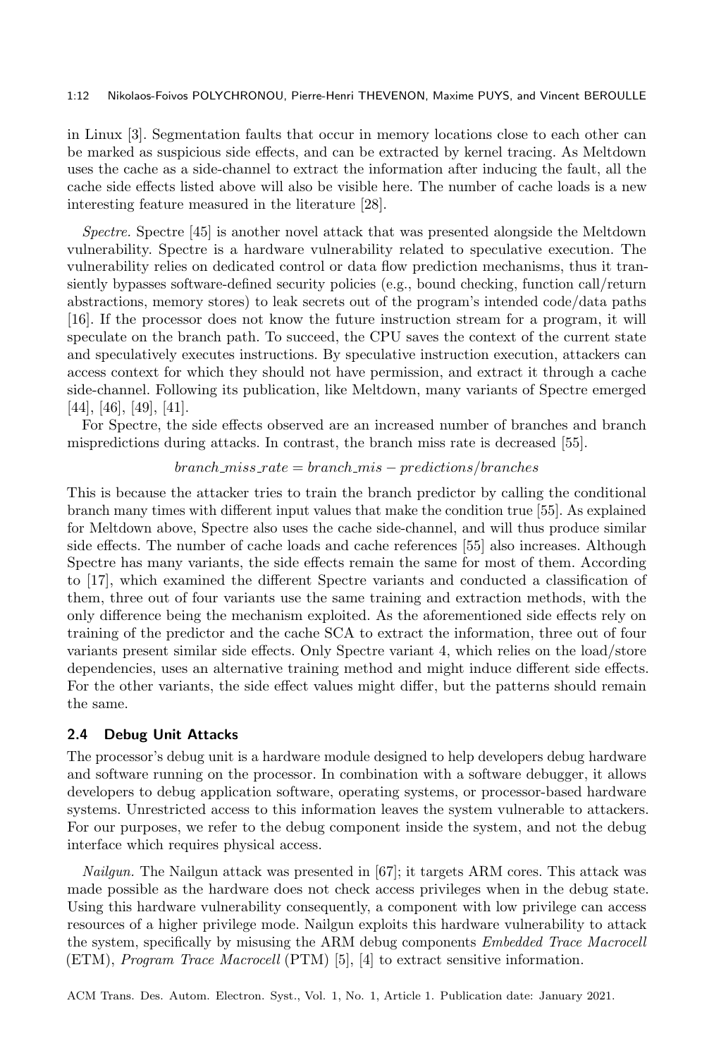in Linux [3]. Segmentation faults that occur in memory locations close to each other can be marked as suspicious side effects, and can be extracted by kernel tracing. As Meltdown uses the cache as a side-channel to extract the information after inducing the fault, all the cache side effects listed above will also be visible here. The number of cache loads is a new interesting feature measured in the literature [28].

*Spectre.* Spectre [45] is another novel attack that was presented alongside the Meltdown vulnerability. Spectre is a hardware vulnerability related to speculative execution. The vulnerability relies on dedicated control or data flow prediction mechanisms, thus it transiently bypasses software-defined security policies (e.g., bound checking, function call/return abstractions, memory stores) to leak secrets out of the program's intended code/data paths [16]. If the processor does not know the future instruction stream for a program, it will speculate on the branch path. To succeed, the CPU saves the context of the current state and speculatively executes instructions. By speculative instruction execution, attackers can access context for which they should not have permission, and extract it through a cache side-channel. Following its publication, like Meltdown, many variants of Spectre emerged [44], [46], [49], [41].

For Spectre, the side effects observed are an increased number of branches and branch mispredictions during attacks. In contrast, the branch miss rate is decreased [55].

$$branch\_miss\_rate = branch\_mis - predictions/branches$$

This is because the attacker tries to train the branch predictor by calling the conditional branch many times with different input values that make the condition true [55]. As explained for Meltdown above, Spectre also uses the cache side-channel, and will thus produce similar side effects. The number of cache loads and cache references [55] also increases. Although Spectre has many variants, the side effects remain the same for most of them. According to [17], which examined the different Spectre variants and conducted a classification of them, three out of four variants use the same training and extraction methods, with the only difference being the mechanism exploited. As the aforementioned side effects rely on training of the predictor and the cache SCA to extract the information, three out of four variants present similar side effects. Only Spectre variant 4, which relies on the load/store dependencies, uses an alternative training method and might induce different side effects. For the other variants, the side effect values might differ, but the patterns should remain the same.

## 2.4 Debug Unit Attacks

The processor's debug unit is a hardware module designed to help developers debug hardware and software running on the processor. In combination with a software debugger, it allows developers to debug application software, operating systems, or processor-based hardware systems. Unrestricted access to this information leaves the system vulnerable to attackers. For our purposes, we refer to the debug component inside the system, and not the debug interface which requires physical access.

*Nailgun.* The Nailgun attack was presented in [67]; it targets ARM cores. This attack was made possible as the hardware does not check access privileges when in the debug state. Using this hardware vulnerability consequently, a component with low privilege can access resources of a higher privilege mode. Nailgun exploits this hardware vulnerability to attack the system, specifically by misusing the ARM debug components *Embedded Trace Macrocell* (ETM), *Program Trace Macrocell* (PTM) [5], [4] to extract sensitive information.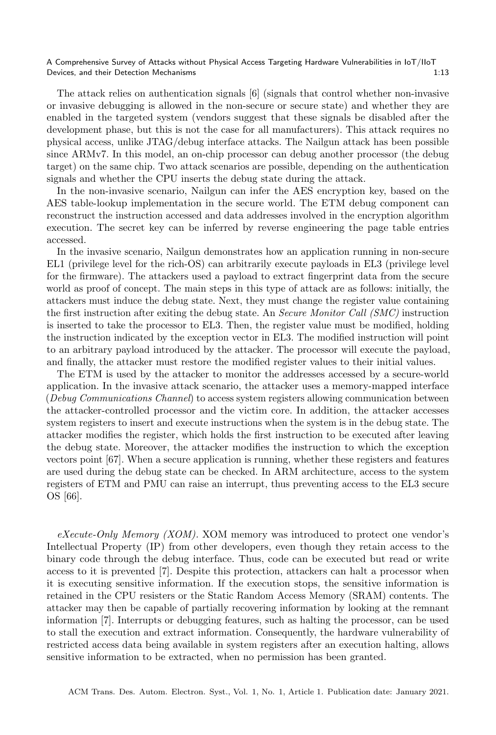The attack relies on authentication signals [6] (signals that control whether non-invasive or invasive debugging is allowed in the non-secure or secure state) and whether they are enabled in the targeted system (vendors suggest that these signals be disabled after the development phase, but this is not the case for all manufacturers). This attack requires no physical access, unlike JTAG/debug interface attacks. The Nailgun attack has been possible since ARMv7. In this model, an on-chip processor can debug another processor (the debug target) on the same chip. Two attack scenarios are possible, depending on the authentication signals and whether the CPU inserts the debug state during the attack.

In the non-invasive scenario, Nailgun can infer the AES encryption key, based on the AES table-lookup implementation in the secure world. The ETM debug component can reconstruct the instruction accessed and data addresses involved in the encryption algorithm execution. The secret key can be inferred by reverse engineering the page table entries accessed.

In the invasive scenario, Nailgun demonstrates how an application running in non-secure EL1 (privilege level for the rich-OS) can arbitrarily execute payloads in EL3 (privilege level for the firmware). The attackers used a payload to extract fingerprint data from the secure world as proof of concept. The main steps in this type of attack are as follows: initially, the attackers must induce the debug state. Next, they must change the register value containing the first instruction after exiting the debug state. An *Secure Monitor Call (SMC)* instruction is inserted to take the processor to EL3. Then, the register value must be modified, holding the instruction indicated by the exception vector in EL3. The modified instruction will point to an arbitrary payload introduced by the attacker. The processor will execute the payload, and finally, the attacker must restore the modified register values to their initial values.

The ETM is used by the attacker to monitor the addresses accessed by a secure-world application. In the invasive attack scenario, the attacker uses a memory-mapped interface (*Debug Communications Channel*) to access system registers allowing communication between the attacker-controlled processor and the victim core. In addition, the attacker accesses system registers to insert and execute instructions when the system is in the debug state. The attacker modifies the register, which holds the first instruction to be executed after leaving the debug state. Moreover, the attacker modifies the instruction to which the exception vectors point [67]. When a secure application is running, whether these registers and features are used during the debug state can be checked. In ARM architecture, access to the system registers of ETM and PMU can raise an interrupt, thus preventing access to the EL3 secure OS [66].

*eXecute-Only Memory (XOM).* XOM memory was introduced to protect one vendor's Intellectual Property (IP) from other developers, even though they retain access to the binary code through the debug interface. Thus, code can be executed but read or write access to it is prevented [7]. Despite this protection, attackers can halt a processor when it is executing sensitive information. If the execution stops, the sensitive information is retained in the CPU resisters or the Static Random Access Memory (SRAM) contents. The attacker may then be capable of partially recovering information by looking at the remnant information [7]. Interrupts or debugging features, such as halting the processor, can be used to stall the execution and extract information. Consequently, the hardware vulnerability of restricted access data being available in system registers after an execution halting, allows sensitive information to be extracted, when no permission has been granted.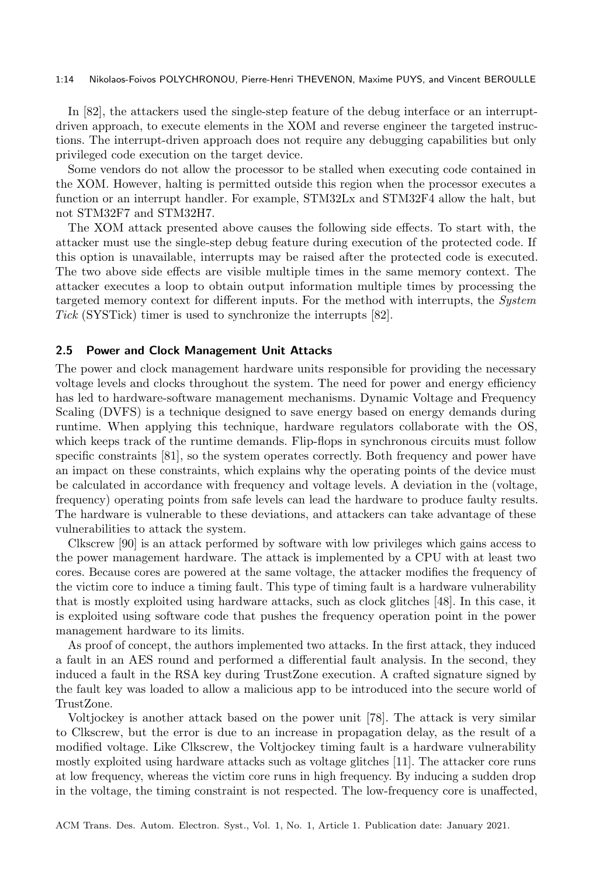In [82], the attackers used the single-step feature of the debug interface or an interrupt-driven approach, to execute elements in the XOM and reverse engineer the targeted instructions. The interrupt-driven approach does not require any debugging capabilities but only privileged code execution on the target device.

Some vendors do not allow the processor to be stalled when executing code contained in the XOM. However, halting is permitted outside this region when the processor executes a function or an interrupt handler. For example, STM32Lx and STM32F4 allow the halt, but not STM32F7 and STM32H7.

The XOM attack presented above causes the following side effects. To start with, the attacker must use the single-step debug feature during execution of the protected code. If this option is unavailable, interrupts may be raised after the protected code is executed. The two above side effects are visible multiple times in the same memory context. The attacker executes a loop to obtain output information multiple times by processing the targeted memory context for different inputs. For the method with interrupts, the *System Tick* (SYSTick) timer is used to synchronize the interrupts [82].

## 2.5 Power and Clock Management Unit Attacks

The power and clock management hardware units responsible for providing the necessary voltage levels and clocks throughout the system. The need for power and energy efficiency has led to hardware-software management mechanisms. Dynamic Voltage and Frequency Scaling (DVFS) is a technique designed to save energy based on energy demands during runtime. When applying this technique, hardware regulators collaborate with the OS, which keeps track of the runtime demands. Flip-flops in synchronous circuits must follow specific constraints [81], so the system operates correctly. Both frequency and power have an impact on these constraints, which explains why the operating points of the device must be calculated in accordance with frequency and voltage levels. A deviation in the (voltage, frequency) operating points from safe levels can lead the hardware to produce faulty results. The hardware is vulnerable to these deviations, and attackers can take advantage of these vulnerabilities to attack the system.

Clkscrew [90] is an attack performed by software with low privileges which gains access to the power management hardware. The attack is implemented by a CPU with at least two cores. Because cores are powered at the same voltage, the attacker modifies the frequency of the victim core to induce a timing fault. This type of timing fault is a hardware vulnerability that is mostly exploited using hardware attacks, such as clock glitches [48]. In this case, it is exploited using software code that pushes the frequency operation point in the power management hardware to its limits.

As proof of concept, the authors implemented two attacks. In the first attack, they induced a fault in an AES round and performed a differential fault analysis. In the second, they induced a fault in the RSA key during TrustZone execution. A crafted signature signed by the fault key was loaded to allow a malicious app to be introduced into the secure world of TrustZone.

Voltjockey is another attack based on the power unit [78]. The attack is very similar to Clkscrew, but the error is due to an increase in propagation delay, as the result of a modified voltage. Like Clkscrew, the Voltjockey timing fault is a hardware vulnerability mostly exploited using hardware attacks such as voltage glitches [11]. The attacker core runs at low frequency, whereas the victim core runs in high frequency. By inducing a sudden drop in the voltage, the timing constraint is not respected. The low-frequency core is unaffected,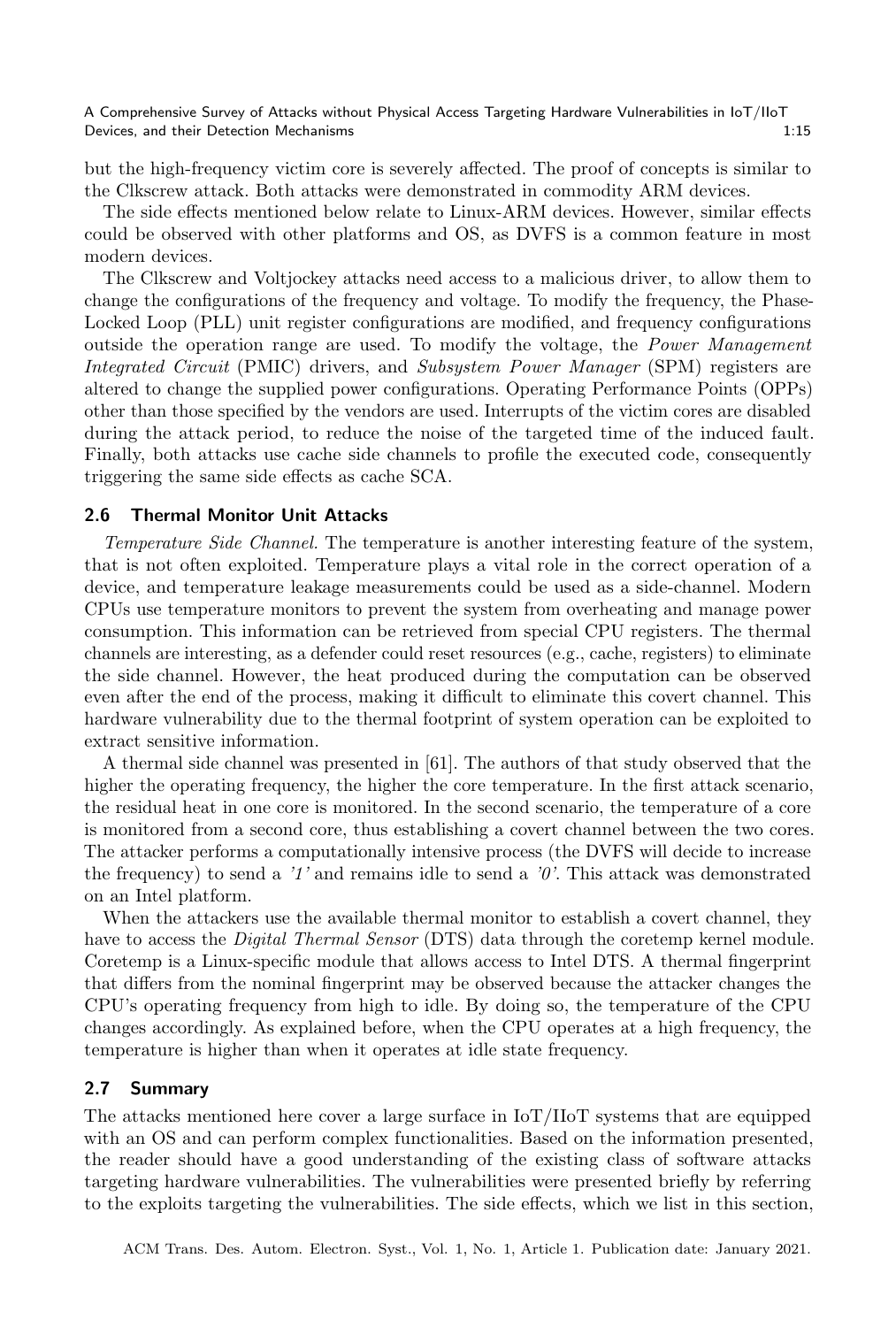but the high-frequency victim core is severely affected. The proof of concepts is similar to the Clkscrew attack. Both attacks were demonstrated in commodity ARM devices.

The side effects mentioned below relate to Linux-ARM devices. However, similar effects could be observed with other platforms and OS, as DVFS is a common feature in most modern devices.

The Clkscrew and Voltjockey attacks need access to a malicious driver, to allow them to change the configurations of the frequency and voltage. To modify the frequency, the Phase-Locked Loop (PLL) unit register configurations are modified, and frequency configurations outside the operation range are used. To modify the voltage, the *Power Management Integrated Circuit* (PMIC) drivers, and *Subsystem Power Manager* (SPM) registers are altered to change the supplied power configurations. Operating Performance Points (OPPs) other than those specified by the vendors are used. Interrupts of the victim cores are disabled during the attack period, to reduce the noise of the targeted time of the induced fault. Finally, both attacks use cache side channels to profile the executed code, consequently triggering the same side effects as cache SCA.

### 2.6 Thermal Monitor Unit Attacks

*Temperature Side Channel.* The temperature is another interesting feature of the system, that is not often exploited. Temperature plays a vital role in the correct operation of a device, and temperature leakage measurements could be used as a side-channel. Modern CPUs use temperature monitors to prevent the system from overheating and manage power consumption. This information can be retrieved from special CPU registers. The thermal channels are interesting, as a defender could reset resources (e.g., cache, registers) to eliminate the side channel. However, the heat produced during the computation can be observed even after the end of the process, making it difficult to eliminate this covert channel. This hardware vulnerability due to the thermal footprint of system operation can be exploited to extract sensitive information.

A thermal side channel was presented in [61]. The authors of that study observed that the higher the operating frequency, the higher the core temperature. In the first attack scenario, the residual heat in one core is monitored. In the second scenario, the temperature of a core is monitored from a second core, thus establishing a covert channel between the two cores. The attacker performs a computationally intensive process (the DVFS will decide to increase the frequency) to send a *'1'* and remains idle to send a *'0'*. This attack was demonstrated on an Intel platform.

When the attackers use the available thermal monitor to establish a covert channel, they have to access the *Digital Thermal Sensor* (DTS) data through the coretemp kernel module. Coretemp is a Linux-specific module that allows access to Intel DTS. A thermal fingerprint that differs from the nominal fingerprint may be observed because the attacker changes the CPU's operating frequency from high to idle. By doing so, the temperature of the CPU changes accordingly. As explained before, when the CPU operates at a high frequency, the temperature is higher than when it operates at idle state frequency.

### 2.7 Summary

The attacks mentioned here cover a large surface in IoT/IIoT systems that are equipped with an OS and can perform complex functionalities. Based on the information presented, the reader should have a good understanding of the existing class of software attacks targeting hardware vulnerabilities. The vulnerabilities were presented briefly by referring to the exploits targeting the vulnerabilities. The side effects, which we list in this section,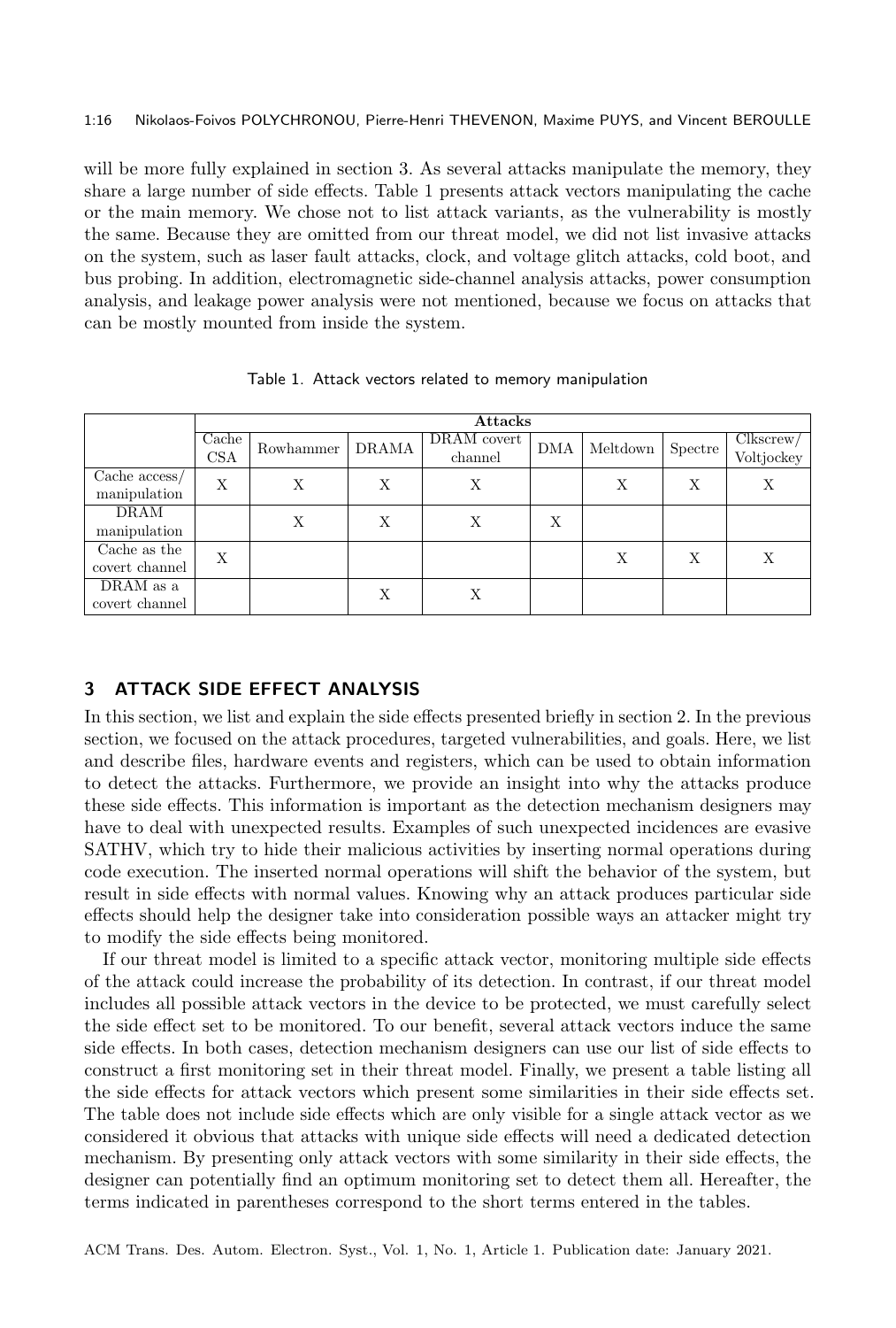will be more fully explained in section 3. As several attacks manipulate the memory, they share a large number of side effects. Table 1 presents attack vectors manipulating the cache or the main memory. We chose not to list attack variants, as the vulnerability is mostly the same. Because they are omitted from our threat model, we did not list invasive attacks on the system, such as laser fault attacks, clock, and voltage glitch attacks, cold boot, and bus probing. In addition, electromagnetic side-channel analysis attacks, power consumption analysis, and leakage power analysis were not mentioned, because we focus on attacks that can be mostly mounted from inside the system.

Table 1. Attack vectors related to memory manipulation

| | **Attacks** | | | | | | | |
|---|---|---|---|---|---|---|---|---|
| | Cache CSA | Rowhammer | DRAMA | DRAM covert channel | DMA | Meltdown | Spectre | Clkscrew/ Voltjockey |
| Cache access/ manipulation | X | X | X | X | | X | X | X |
| DRAM manipulation | | X | X | X | X | | | |
| Cache as the covert channel | X | | | | | X | X | X |
| DRAM as a covert channel | | | X | X | | | | |

## 3 ATTACK SIDE EFFECT ANALYSIS

In this section, we list and explain the side effects presented briefly in section 2. In the previous section, we focused on the attack procedures, targeted vulnerabilities, and goals. Here, we list and describe files, hardware events and registers, which can be used to obtain information to detect the attacks. Furthermore, we provide an insight into why the attacks produce these side effects. This information is important as the detection mechanism designers may have to deal with unexpected results. Examples of such unexpected incidences are evasive SATHV, which try to hide their malicious activities by inserting normal operations during code execution. The inserted normal operations will shift the behavior of the system, but result in side effects with normal values. Knowing why an attack produces particular side effects should help the designer take into consideration possible ways an attacker might try to modify the side effects being monitored.

If our threat model is limited to a specific attack vector, monitoring multiple side effects of the attack could increase the probability of its detection. In contrast, if our threat model includes all possible attack vectors in the device to be protected, we must carefully select the side effect set to be monitored. To our benefit, several attack vectors induce the same side effects. In both cases, detection mechanism designers can use our list of side effects to construct a first monitoring set in their threat model. Finally, we present a table listing all the side effects for attack vectors which present some similarities in their side effects set. The table does not include side effects which are only visible for a single attack vector as we considered it obvious that attacks with unique side effects will need a dedicated detection mechanism. By presenting only attack vectors with some similarity in their side effects, the designer can potentially find an optimum monitoring set to detect them all. Hereafter, the terms indicated in parentheses correspond to the short terms entered in the tables.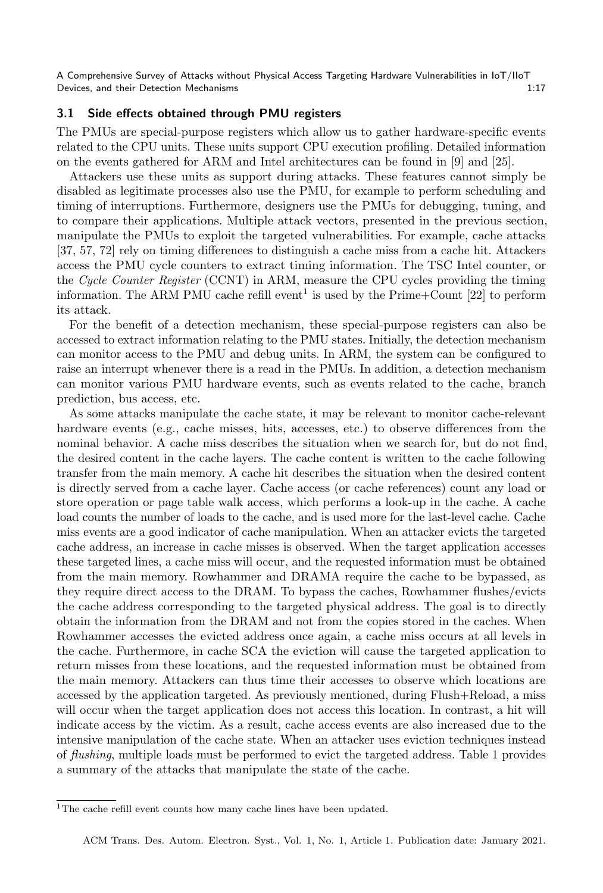### 3.1 Side effects obtained through PMU registers

The PMUs are special-purpose registers which allow us to gather hardware-specific events related to the CPU units. These units support CPU execution profiling. Detailed information on the events gathered for ARM and Intel architectures can be found in [9] and [25].

Attackers use these units as support during attacks. These features cannot simply be disabled as legitimate processes also use the PMU, for example to perform scheduling and timing of interruptions. Furthermore, designers use the PMUs for debugging, tuning, and to compare their applications. Multiple attack vectors, presented in the previous section, manipulate the PMUs to exploit the targeted vulnerabilities. For example, cache attacks [37, 57, 72] rely on timing differences to distinguish a cache miss from a cache hit. Attackers access the PMU cycle counters to extract timing information. The TSC Intel counter, or the *Cycle Counter Register* (CCNT) in ARM, measure the CPU cycles providing the timing information. The ARM PMU cache refill event[1] is used by the Prime+Count [22] to perform its attack.

For the benefit of a detection mechanism, these special-purpose registers can also be accessed to extract information relating to the PMU states. Initially, the detection mechanism can monitor access to the PMU and debug units. In ARM, the system can be configured to raise an interrupt whenever there is a read in the PMUs. In addition, a detection mechanism can monitor various PMU hardware events, such as events related to the cache, branch prediction, bus access, etc.

As some attacks manipulate the cache state, it may be relevant to monitor cache-relevant hardware events (e.g., cache misses, hits, accesses, etc.) to observe differences from the nominal behavior. A cache miss describes the situation when we search for, but do not find, the desired content in the cache layers. The cache content is written to the cache following transfer from the main memory. A cache hit describes the situation when the desired content is directly served from a cache layer. Cache access (or cache references) count any load or store operation or page table walk access, which performs a look-up in the cache. A cache load counts the number of loads to the cache, and is used more for the last-level cache. Cache miss events are a good indicator of cache manipulation. When an attacker evicts the targeted cache address, an increase in cache misses is observed. When the target application accesses these targeted lines, a cache miss will occur, and the requested information must be obtained from the main memory. Rowhammer and DRAMA require the cache to be bypassed, as they require direct access to the DRAM. To bypass the caches, Rowhammer flushes/evicts the cache address corresponding to the targeted physical address. The goal is to directly obtain the information from the DRAM and not from the copies stored in the caches. When Rowhammer accesses the evicted address once again, a cache miss occurs at all levels in the cache. Furthermore, in cache SCA the eviction will cause the targeted application to return misses from these locations, and the requested information must be obtained from the main memory. Attackers can thus time their accesses to observe which locations are accessed by the application targeted. As previously mentioned, during Flush+Reload, a miss will occur when the target application does not access this location. In contrast, a hit will indicate access by the victim. As a result, cache access events are also increased due to the intensive manipulation of the cache state. When an attacker uses eviction techniques instead of *flushing*, multiple loads must be performed to evict the targeted address. Table 1 provides a summary of the attacks that manipulate the state of the cache.

[1] The cache refill event counts how many cache lines have been updated.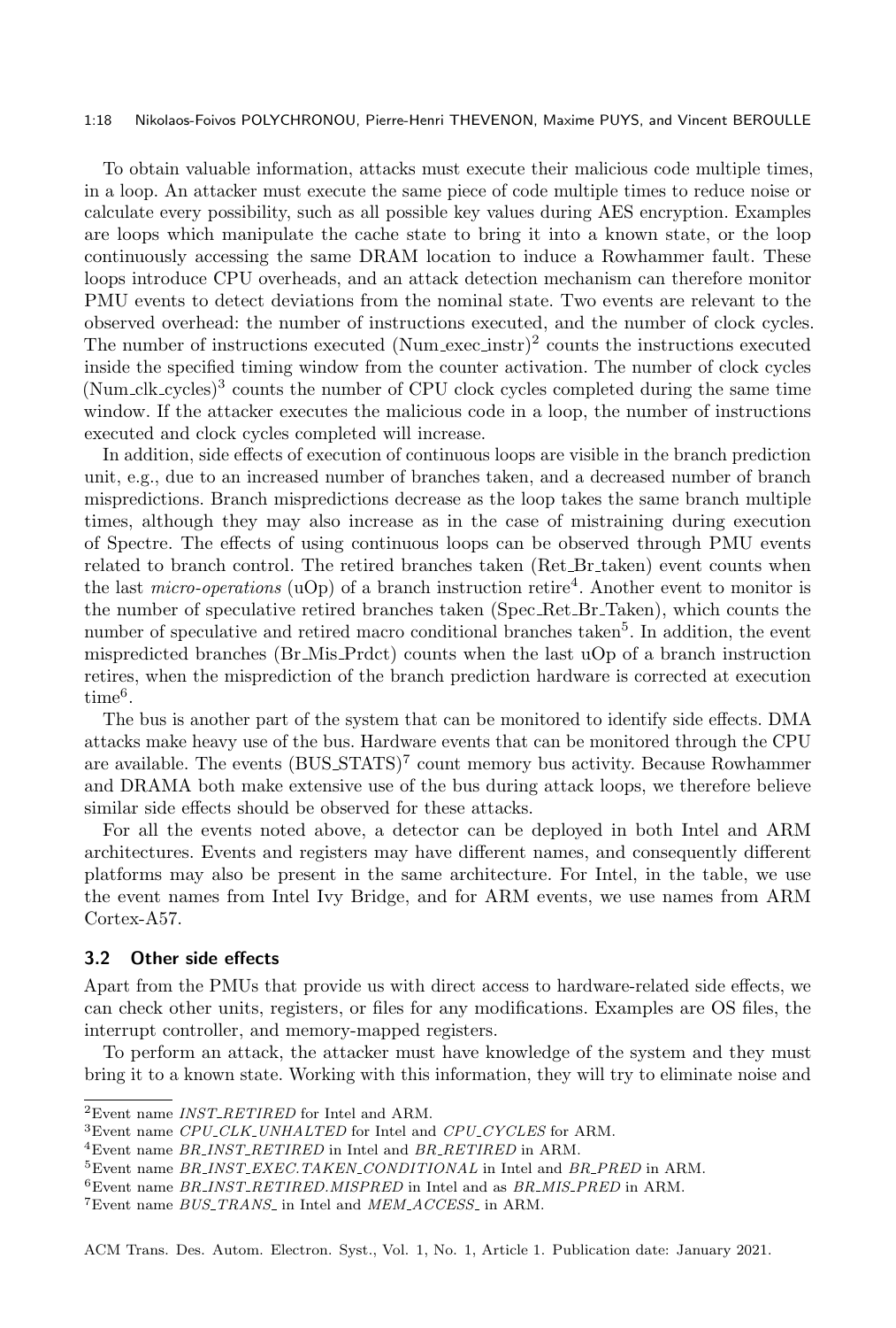To obtain valuable information, attacks must execute their malicious code multiple times, in a loop. An attacker must execute the same piece of code multiple times to reduce noise or calculate every possibility, such as all possible key values during AES encryption. Examples are loops which manipulate the cache state to bring it into a known state, or the loop continuously accessing the same DRAM location to induce a Rowhammer fault. These loops introduce CPU overheads, and an attack detection mechanism can therefore monitor PMU events to detect deviations from the nominal state. Two events are relevant to the observed overhead: the number of instructions executed, and the number of clock cycles. The number of instructions executed (Num_exec_instr)[2] counts the instructions executed inside the specified timing window from the counter activation. The number of clock cycles (Num_clk_cycles)[3] counts the number of CPU clock cycles completed during the same time window. If the attacker executes the malicious code in a loop, the number of instructions executed and clock cycles completed will increase.

In addition, side effects of execution of continuous loops are visible in the branch prediction unit, e.g., due to an increased number of branches taken, and a decreased number of branch mispredictions. Branch mispredictions decrease as the loop takes the same branch multiple times, although they may also increase as in the case of mistraining during execution of Spectre. The effects of using continuous loops can be observed through PMU events related to branch control. The retired branches taken (Ret_Br_taken) event counts when the last *micro-operations* (uOp) of a branch instruction retire[4]. Another event to monitor is the number of speculative retired branches taken (Spec_Ret_Br_Taken), which counts the number of speculative and retired macro conditional branches taken[5]. In addition, the event mispredicted branches (Br_Mis_Prdct) counts when the last uOp of a branch instruction retires, when the misprediction of the branch prediction hardware is corrected at execution time[6].

The bus is another part of the system that can be monitored to identify side effects. DMA attacks make heavy use of the bus. Hardware events that can be monitored through the CPU are available. The events (BUS_STATS)[7] count memory bus activity. Because Rowhammer and DRAMA both make extensive use of the bus during attack loops, we therefore believe similar side effects should be observed for these attacks.

For all the events noted above, a detector can be deployed in both Intel and ARM architectures. Events and registers may have different names, and consequently different platforms may also be present in the same architecture. For Intel, in the table, we use the event names from Intel Ivy Bridge, and for ARM events, we use names from ARM Cortex-A57.

### 3.2 Other side effects

Apart from the PMUs that provide us with direct access to hardware-related side effects, we can check other units, registers, or files for any modifications. Examples are OS files, the interrupt controller, and memory-mapped registers.

To perform an attack, the attacker must have knowledge of the system and they must bring it to a known state. Working with this information, they will try to eliminate noise and

---

[2] Event name *INST_RETIRED* for Intel and ARM.

[3] Event name *CPU_CLK_UNHALTED* for Intel and *CPU_CYCLES* for ARM.

[4] Event name *BR_INST_RETIRED* in Intel and *BR_RETIRED* in ARM.

[5] Event name *BR_INST_EXEC.TAKEN_CONDITIONAL* in Intel and *BR_PRED* in ARM.

[6] Event name *BR_INST_RETIRED.MISPRED* in Intel and as *BR_MIS_PRED* in ARM.

[7] Event name *BUS_TRANS_* in Intel and *MEM_ACCESS_* in ARM.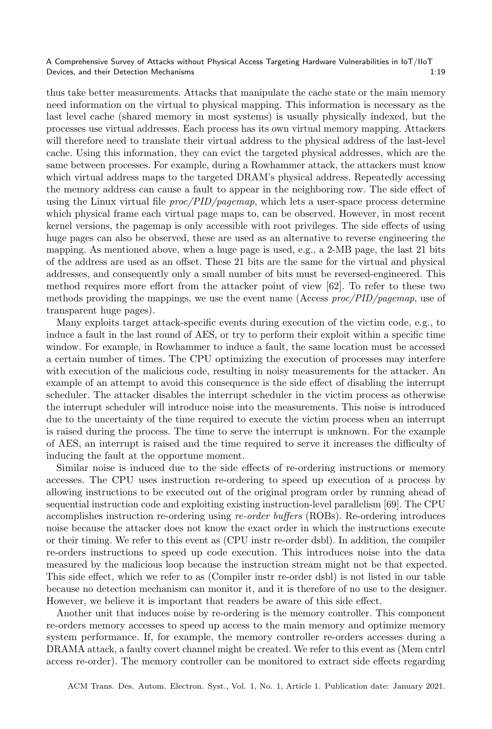thus take better measurements. Attacks that manipulate the cache state or the main memory need information on the virtual to physical mapping. This information is necessary as the last level cache (shared memory in most systems) is usually physically indexed, but the processes use virtual addresses. Each process has its own virtual memory mapping. Attackers will therefore need to translate their virtual address to the physical address of the last-level cache. Using this information, they can evict the targeted physical addresses, which are the same between processes. For example, during a Rowhammer attack, the attackers must know which virtual address maps to the targeted DRAM's physical address. Repeatedly accessing the memory address can cause a fault to appear in the neighboring row. The side effect of using the Linux virtual file *proc/PID/pagemap*, which lets a user-space process determine which physical frame each virtual page maps to, can be observed. However, in most recent kernel versions, the pagemap is only accessible with root privileges. The side effects of using huge pages can also be observed, these are used as an alternative to reverse engineering the mapping. As mentioned above, when a huge page is used, e.g., a 2-MB page, the last 21 bits of the address are used as an offset. These 21 bits are the same for the virtual and physical addresses, and consequently only a small number of bits must be reversed-engineered. This method requires more effort from the attacker point of view [62]. To refer to these two methods providing the mappings, we use the event name (Access *proc/PID/pagemap*, use of transparent huge pages).

Many exploits target attack-specific events during execution of the victim code, e.g., to induce a fault in the last round of AES, or try to perform their exploit within a specific time window. For example, in Rowhammer to induce a fault, the same location must be accessed a certain number of times. The CPU optimizing the execution of processes may interfere with execution of the malicious code, resulting in noisy measurements for the attacker. An example of an attempt to avoid this consequence is the side effect of disabling the interrupt scheduler. The attacker disables the interrupt scheduler in the victim process as otherwise the interrupt scheduler will introduce noise into the measurements. This noise is introduced due to the uncertainty of the time required to execute the victim process when an interrupt is raised during the process. The time to serve the interrupt is unknown. For the example of AES, an interrupt is raised and the time required to serve it increases the difficulty of inducing the fault at the opportune moment.

Similar noise is induced due to the side effects of re-ordering instructions or memory accesses. The CPU uses instruction re-ordering to speed up execution of a process by allowing instructions to be executed out of the original program order by running ahead of sequential instruction code and exploiting existing instruction-level parallelism [69]. The CPU accomplishes instruction re-ordering using *re-order buffers* (ROBs). Re-ordering introduces noise because the attacker does not know the exact order in which the instructions execute or their timing. We refer to this event as (CPU instr re-order dsbl). In addition, the compiler re-orders instructions to speed up code execution. This introduces noise into the data measured by the malicious loop because the instruction stream might not be that expected. This side effect, which we refer to as (Compiler instr re-order dsbl) is not listed in our table because no detection mechanism can monitor it, and it is therefore of no use to the designer. However, we believe it is important that readers be aware of this side effect.

Another unit that induces noise by re-ordering is the memory controller. This component re-orders memory accesses to speed up access to the main memory and optimize memory system performance. If, for example, the memory controller re-orders accesses during a DRAMA attack, a faulty covert channel might be created. We refer to this event as (Mem cntrl access re-order). The memory controller can be monitored to extract side effects regarding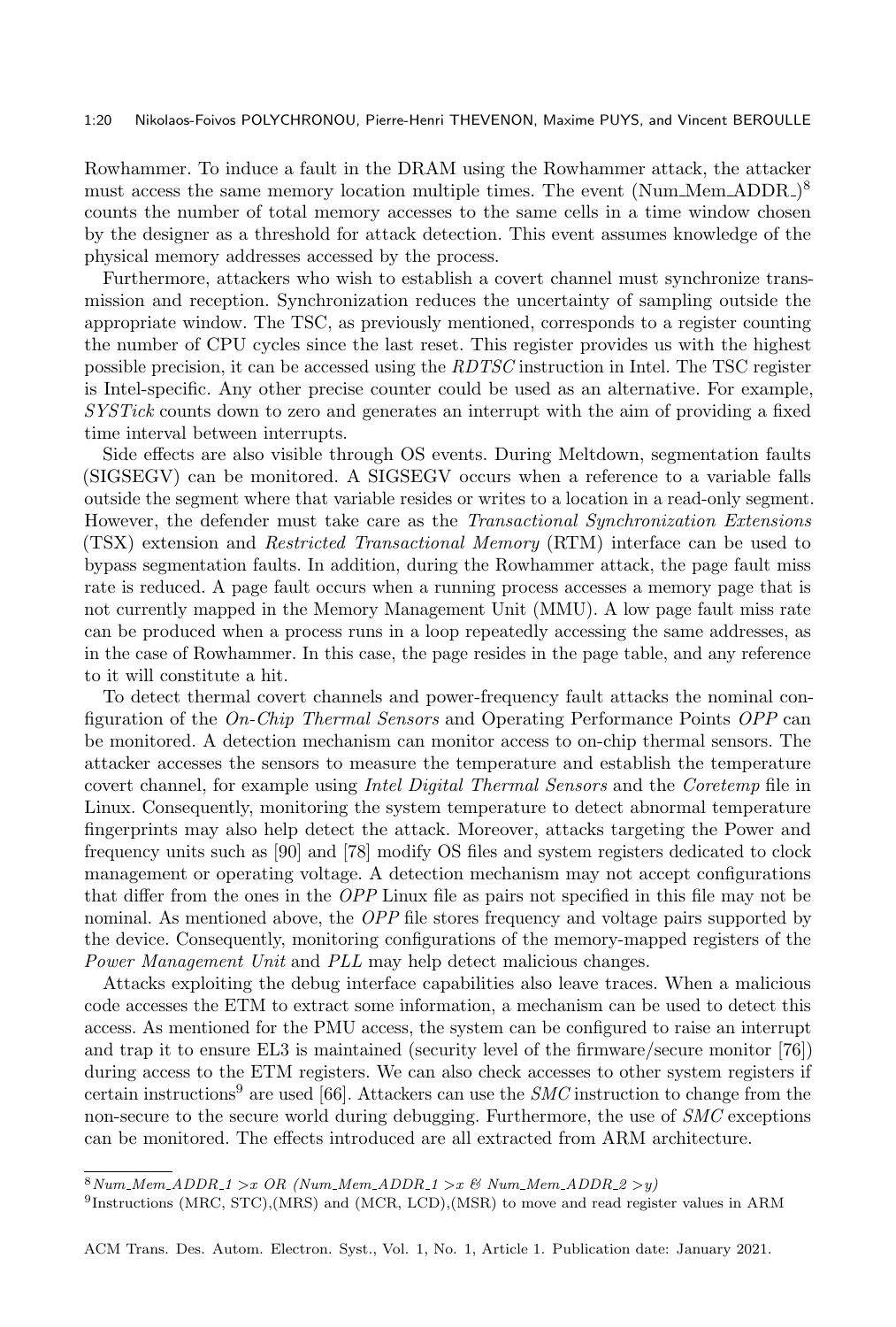Rowhammer. To induce a fault in the DRAM using the Rowhammer attack, the attacker must access the same memory location multiple times. The event (Num_Mem_ADDR_)[8] counts the number of total memory accesses to the same cells in a time window chosen by the designer as a threshold for attack detection. This event assumes knowledge of the physical memory addresses accessed by the process.

Furthermore, attackers who wish to establish a covert channel must synchronize transmission and reception. Synchronization reduces the uncertainty of sampling outside the appropriate window. The TSC, as previously mentioned, corresponds to a register counting the number of CPU cycles since the last reset. This register provides us with the highest possible precision, it can be accessed using the *RDTSC* instruction in Intel. The TSC register is Intel-specific. Any other precise counter could be used as an alternative. For example, *SYSTick* counts down to zero and generates an interrupt with the aim of providing a fixed time interval between interrupts.

Side effects are also visible through OS events. During Meltdown, segmentation faults (SIGSEGV) can be monitored. A SIGSEGV occurs when a reference to a variable falls outside the segment where that variable resides or writes to a location in a read-only segment. However, the defender must take care as the *Transactional Synchronization Extensions* (TSX) extension and *Restricted Transactional Memory* (RTM) interface can be used to bypass segmentation faults. In addition, during the Rowhammer attack, the page fault miss rate is reduced. A page fault occurs when a running process accesses a memory page that is not currently mapped in the Memory Management Unit (MMU). A low page fault miss rate can be produced when a process runs in a loop repeatedly accessing the same addresses, as in the case of Rowhammer. In this case, the page resides in the page table, and any reference to it will constitute a hit.

To detect thermal covert channels and power-frequency fault attacks the nominal configuration of the *On-Chip Thermal Sensors* and Operating Performance Points *OPP* can be monitored. A detection mechanism can monitor access to on-chip thermal sensors. The attacker accesses the sensors to measure the temperature and establish the temperature covert channel, for example using *Intel Digital Thermal Sensors* and the *Coretemp* file in Linux. Consequently, monitoring the system temperature to detect abnormal temperature fingerprints may also help detect the attack. Moreover, attacks targeting the Power and frequency units such as [90] and [78] modify OS files and system registers dedicated to clock management or operating voltage. A detection mechanism may not accept configurations that differ from the ones in the *OPP* Linux file as pairs not specified in this file may not be nominal. As mentioned above, the *OPP* file stores frequency and voltage pairs supported by the device. Consequently, monitoring configurations of the memory-mapped registers of the *Power Management Unit* and *PLL* may help detect malicious changes.

Attacks exploiting the debug interface capabilities also leave traces. When a malicious code accesses the ETM to extract some information, a mechanism can be used to detect this access. As mentioned for the PMU access, the system can be configured to raise an interrupt and trap it to ensure EL3 is maintained (security level of the firmware/secure monitor [76]) during access to the ETM registers. We can also check accesses to other system registers if certain instructions[9] are used [66]. Attackers can use the *SMC* instruction to change from the non-secure to the secure world during debugging. Furthermore, the use of *SMC* exceptions can be monitored. The effects introduced are all extracted from ARM architecture.

---

[8] *Num_Mem_ADDR_1 >x OR (Num_Mem_ADDR_1 >x & Num_Mem_ADDR_2 >y)*

[9] Instructions (MRC, STC),(MRS) and (MCR, LCD),(MSR) to move and read register values in ARM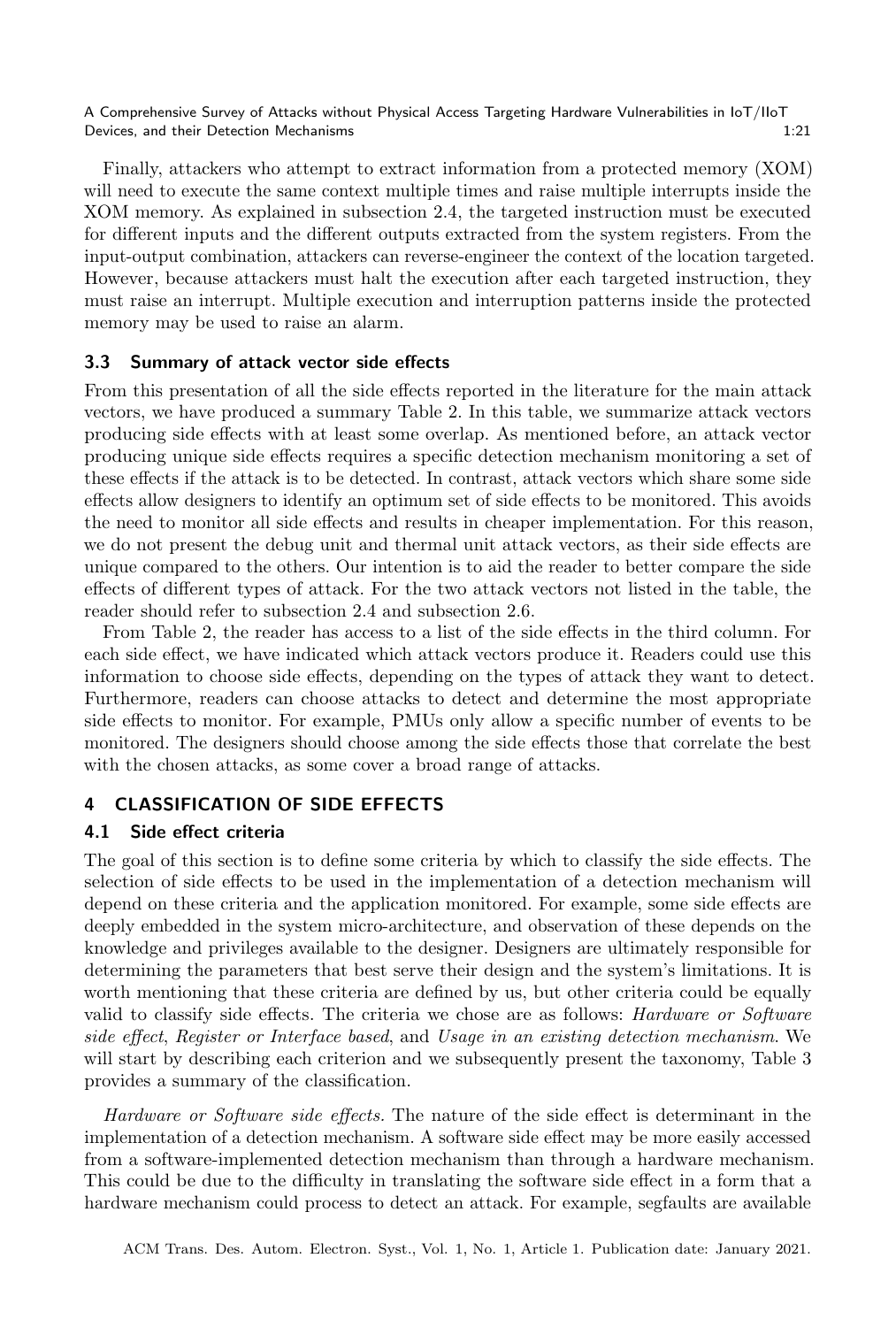Finally, attackers who attempt to extract information from a protected memory (XOM) will need to execute the same context multiple times and raise multiple interrupts inside the XOM memory. As explained in subsection 2.4, the targeted instruction must be executed for different inputs and the different outputs extracted from the system registers. From the input-output combination, attackers can reverse-engineer the context of the location targeted. However, because attackers must halt the execution after each targeted instruction, they must raise an interrupt. Multiple execution and interruption patterns inside the protected memory may be used to raise an alarm.

### 3.3 Summary of attack vector side effects

From this presentation of all the side effects reported in the literature for the main attack vectors, we have produced a summary Table 2. In this table, we summarize attack vectors producing side effects with at least some overlap. As mentioned before, an attack vector producing unique side effects requires a specific detection mechanism monitoring a set of these effects if the attack is to be detected. In contrast, attack vectors which share some side effects allow designers to identify an optimum set of side effects to be monitored. This avoids the need to monitor all side effects and results in cheaper implementation. For this reason, we do not present the debug unit and thermal unit attack vectors, as their side effects are unique compared to the others. Our intention is to aid the reader to better compare the side effects of different types of attack. For the two attack vectors not listed in the table, the reader should refer to subsection 2.4 and subsection 2.6.

From Table 2, the reader has access to a list of the side effects in the third column. For each side effect, we have indicated which attack vectors produce it. Readers could use this information to choose side effects, depending on the types of attack they want to detect. Furthermore, readers can choose attacks to detect and determine the most appropriate side effects to monitor. For example, PMUs only allow a specific number of events to be monitored. The designers should choose among the side effects those that correlate the best with the chosen attacks, as some cover a broad range of attacks.

## 4 CLASSIFICATION OF SIDE EFFECTS

### 4.1 Side effect criteria

The goal of this section is to define some criteria by which to classify the side effects. The selection of side effects to be used in the implementation of a detection mechanism will depend on these criteria and the application monitored. For example, some side effects are deeply embedded in the system micro-architecture, and observation of these depends on the knowledge and privileges available to the designer. Designers are ultimately responsible for determining the parameters that best serve their design and the system's limitations. It is worth mentioning that these criteria are defined by us, but other criteria could be equally valid to classify side effects. The criteria we chose are as follows: *Hardware or Software side effect*, *Register or Interface based*, and *Usage in an existing detection mechanism*. We will start by describing each criterion and we subsequently present the taxonomy, Table 3 provides a summary of the classification.

*Hardware or Software side effects.* The nature of the side effect is determinant in the implementation of a detection mechanism. A software side effect may be more easily accessed from a software-implemented detection mechanism than through a hardware mechanism. This could be due to the difficulty in translating the software side effect in a form that a hardware mechanism could process to detect an attack. For example, segfaults are available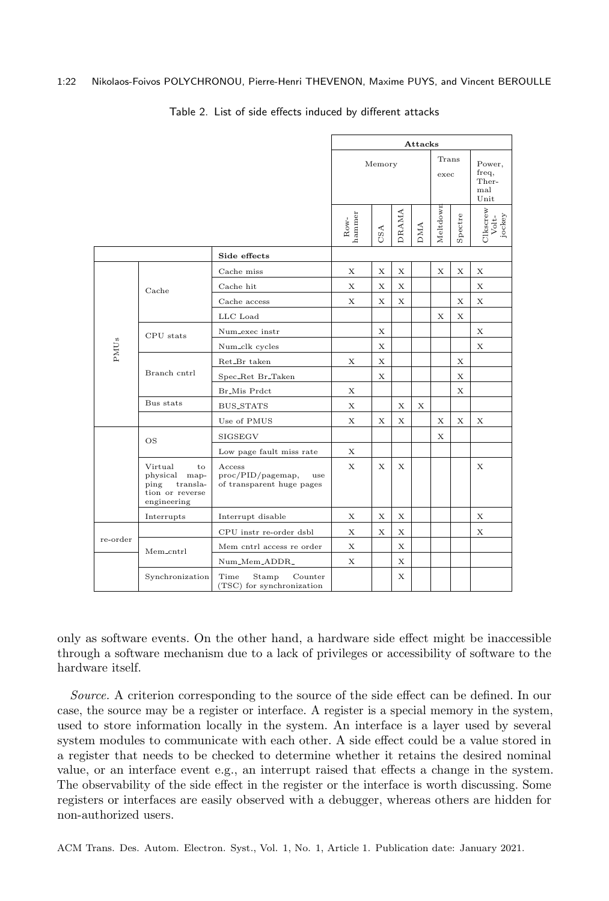Table 2. List of side effects induced by different attacks

| | | | Attacks | | | | | | |
|---|---|---|---|---|---|---|---|---|---|
| | | | Memory | | | | Trans exec | | Power, freq, Thermal Unit |
| | | | Row-hammer | CSA | DRAMA | DMA | Meltdown | Spectre | Clkscrew Volt-jockey |
| | | **Side effects** | | | | | | | |
| PMUs | Cache | Cache miss | X | X | X | | X | X | X |
| | | Cache hit | X | X | X | | | | X |
| | | Cache access | X | X | X | | | X | X |
| | | LLC Load | | | | | X | X | |
| | CPU stats | Num_exec instr | | X | | | | | X |
| | | Num_clk cycles | | X | | | | | X |
| | Branch cntrl | Ret_Br taken | X | X | | | | X | |
| | | Spec_Ret Br_Taken | | X | | | | X | |
| | | Br_Mis Prdct | X | | | | | X | |
| | Bus stats | BUS_STATS | X | | X | X | | | |
| | | Use of PMUS | X | X | X | | X | X | X |
| | OS | SIGSEGV | | | | | X | | |
| | | Low page fault miss rate | X | | | | | | |
| | Virtual to physical mapping translation or reverse engineering | Access proc/PID/pagemap, use of transparent huge pages | X | X | X | | | | X |
| | Interrupts | Interrupt disable | X | X | X | | | | X |
| re-order | | CPU instr re-order dsbl | X | X | X | | | | X |
| | Mem_cntrl | Mem cntrl access re order | X | | X | | | | |
| | | Num_Mem_ADDR_ | X | | X | | | | |
| | Synchronization | Time Stamp Counter (TSC) for synchronization | | | X | | | | |

only as software events. On the other hand, a hardware side effect might be inaccessible through a software mechanism due to a lack of privileges or accessibility of software to the hardware itself.

*Source.* A criterion corresponding to the source of the side effect can be defined. In our case, the source may be a register or interface. A register is a special memory in the system, used to store information locally in the system. An interface is a layer used by several system modules to communicate with each other. A side effect could be a value stored in a register that needs to be checked to determine whether it retains the desired nominal value, or an interface event e.g., an interrupt raised that effects a change in the system. The observability of the side effect in the register or the interface is worth discussing. Some registers or interfaces are easily observed with a debugger, whereas others are hidden for non-authorized users.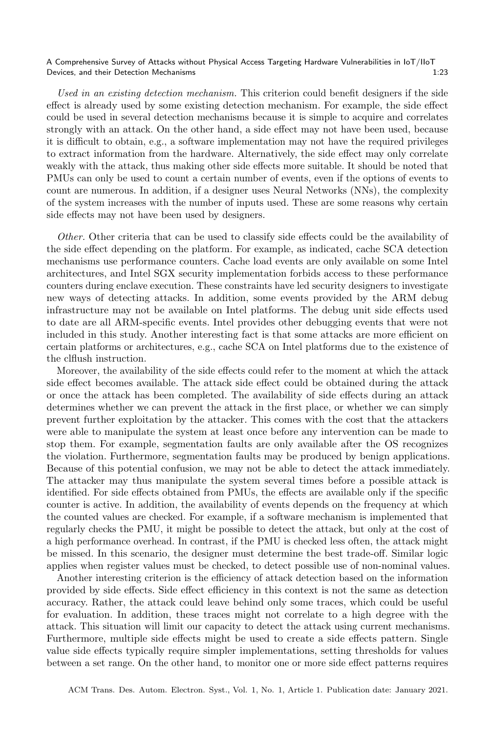*Used in an existing detection mechanism.* This criterion could benefit designers if the side effect is already used by some existing detection mechanism. For example, the side effect could be used in several detection mechanisms because it is simple to acquire and correlates strongly with an attack. On the other hand, a side effect may not have been used, because it is difficult to obtain, e.g., a software implementation may not have the required privileges to extract information from the hardware. Alternatively, the side effect may only correlate weakly with the attack, thus making other side effects more suitable. It should be noted that PMUs can only be used to count a certain number of events, even if the options of events to count are numerous. In addition, if a designer uses Neural Networks (NNs), the complexity of the system increases with the number of inputs used. These are some reasons why certain side effects may not have been used by designers.

*Other.* Other criteria that can be used to classify side effects could be the availability of the side effect depending on the platform. For example, as indicated, cache SCA detection mechanisms use performance counters. Cache load events are only available on some Intel architectures, and Intel SGX security implementation forbids access to these performance counters during enclave execution. These constraints have led security designers to investigate new ways of detecting attacks. In addition, some events provided by the ARM debug infrastructure may not be available on Intel platforms. The debug unit side effects used to date are all ARM-specific events. Intel provides other debugging events that were not included in this study. Another interesting fact is that some attacks are more efficient on certain platforms or architectures, e.g., cache SCA on Intel platforms due to the existence of the clflush instruction.

Moreover, the availability of the side effects could refer to the moment at which the attack side effect becomes available. The attack side effect could be obtained during the attack or once the attack has been completed. The availability of side effects during an attack determines whether we can prevent the attack in the first place, or whether we can simply prevent further exploitation by the attacker. This comes with the cost that the attackers were able to manipulate the system at least once before any intervention can be made to stop them. For example, segmentation faults are only available after the OS recognizes the violation. Furthermore, segmentation faults may be produced by benign applications. Because of this potential confusion, we may not be able to detect the attack immediately. The attacker may thus manipulate the system several times before a possible attack is identified. For side effects obtained from PMUs, the effects are available only if the specific counter is active. In addition, the availability of events depends on the frequency at which the counted values are checked. For example, if a software mechanism is implemented that regularly checks the PMU, it might be possible to detect the attack, but only at the cost of a high performance overhead. In contrast, if the PMU is checked less often, the attack might be missed. In this scenario, the designer must determine the best trade-off. Similar logic applies when register values must be checked, to detect possible use of non-nominal values.

Another interesting criterion is the efficiency of attack detection based on the information provided by side effects. Side effect efficiency in this context is not the same as detection accuracy. Rather, the attack could leave behind only some traces, which could be useful for evaluation. In addition, these traces might not correlate to a high degree with the attack. This situation will limit our capacity to detect the attack using current mechanisms. Furthermore, multiple side effects might be used to create a side effects pattern. Single value side effects typically require simpler implementations, setting thresholds for values between a set range. On the other hand, to monitor one or more side effect patterns requires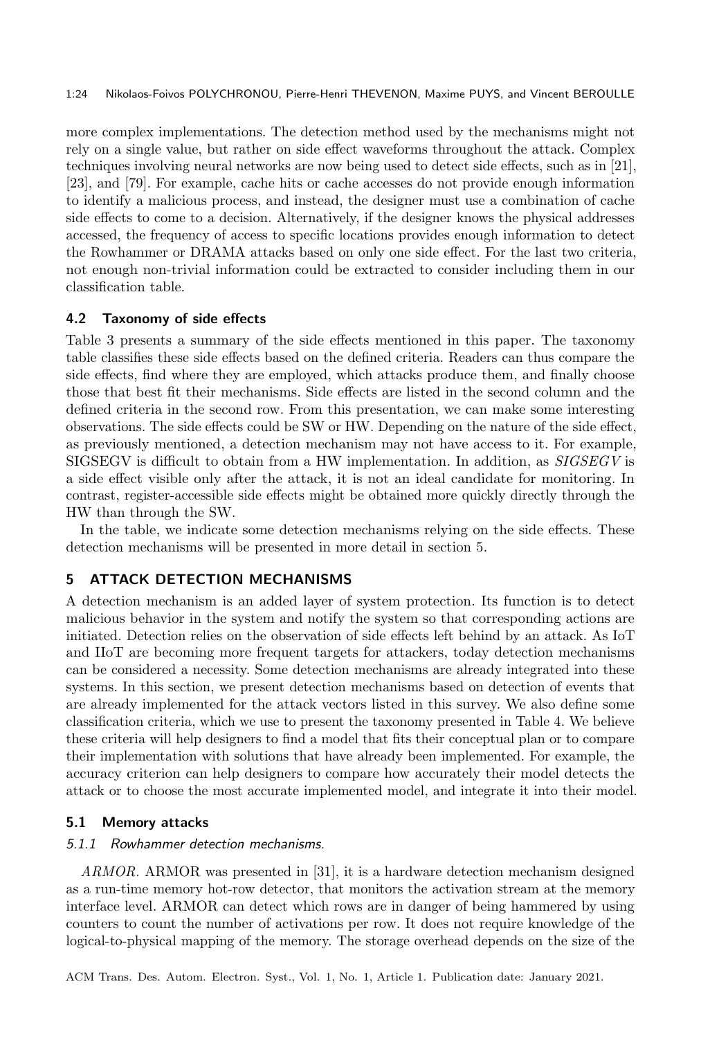more complex implementations. The detection method used by the mechanisms might not rely on a single value, but rather on side effect waveforms throughout the attack. Complex techniques involving neural networks are now being used to detect side effects, such as in [21], [23], and [79]. For example, cache hits or cache accesses do not provide enough information to identify a malicious process, and instead, the designer must use a combination of cache side effects to come to a decision. Alternatively, if the designer knows the physical addresses accessed, the frequency of access to specific locations provides enough information to detect the Rowhammer or DRAMA attacks based on only one side effect. For the last two criteria, not enough non-trivial information could be extracted to consider including them in our classification table.

### 4.2 Taxonomy of side effects

Table 3 presents a summary of the side effects mentioned in this paper. The taxonomy table classifies these side effects based on the defined criteria. Readers can thus compare the side effects, find where they are employed, which attacks produce them, and finally choose those that best fit their mechanisms. Side effects are listed in the second column and the defined criteria in the second row. From this presentation, we can make some interesting observations. The side effects could be SW or HW. Depending on the nature of the side effect, as previously mentioned, a detection mechanism may not have access to it. For example, SIGSEGV is difficult to obtain from a HW implementation. In addition, as *SIGSEGV* is a side effect visible only after the attack, it is not an ideal candidate for monitoring. In contrast, register-accessible side effects might be obtained more quickly directly through the HW than through the SW.

In the table, we indicate some detection mechanisms relying on the side effects. These detection mechanisms will be presented in more detail in section 5.

## 5 ATTACK DETECTION MECHANISMS

A detection mechanism is an added layer of system protection. Its function is to detect malicious behavior in the system and notify the system so that corresponding actions are initiated. Detection relies on the observation of side effects left behind by an attack. As IoT and IIoT are becoming more frequent targets for attackers, today detection mechanisms can be considered a necessity. Some detection mechanisms are already integrated into these systems. In this section, we present detection mechanisms based on detection of events that are already implemented for the attack vectors listed in this survey. We also define some classification criteria, which we use to present the taxonomy presented in Table 4. We believe these criteria will help designers to find a model that fits their conceptual plan or to compare their implementation with solutions that have already been implemented. For example, the accuracy criterion can help designers to compare how accurately their model detects the attack or to choose the most accurate implemented model, and integrate it into their model.

### 5.1 Memory attacks

#### 5.1.1 Rowhammer detection mechanisms.

*ARMOR.* ARMOR was presented in [31], it is a hardware detection mechanism designed as a run-time memory hot-row detector, that monitors the activation stream at the memory interface level. ARMOR can detect which rows are in danger of being hammered by using counters to count the number of activations per row. It does not require knowledge of the logical-to-physical mapping of the memory. The storage overhead depends on the size of the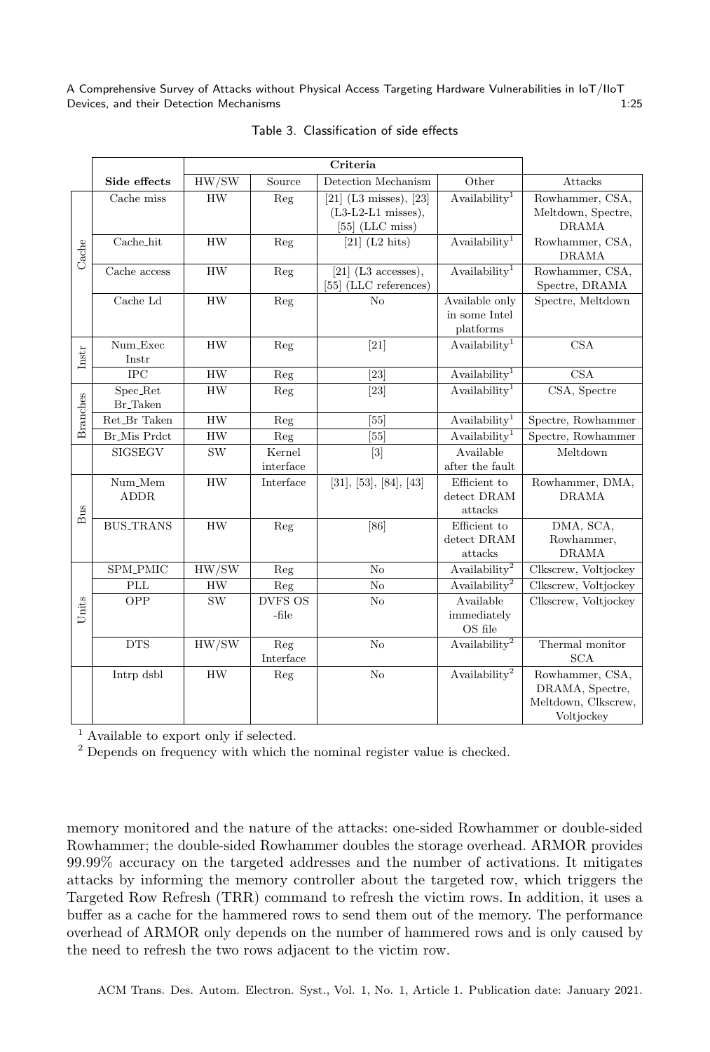Table 3. Classification of side effects

| | Side effects | Criteria | | | | Attacks |
|---|---|---|---|---|---|---|
| | | HW/SW | Source | Detection Mechanism | Other | |
| Cache | Cache miss | HW | Reg | [21] (L3 misses), [23] (L3-L2-L1 misses), [55] (LLC miss) | Availability[1] | Rowhammer, CSA, Meltdown, Spectre, DRAMA |
| Cache | Cache_hit | HW | Reg | [21] (L2 hits) | Availability[1] | Rowhammer, CSA, DRAMA |
| Cache | Cache access | HW | Reg | [21] (L3 accesses), [55] (LLC references) | Availability[1] | Rowhammer, CSA, Spectre, DRAMA |
| Cache | Cache Ld | HW | Reg | No | Available only in some Intel platforms | Spectre, Meltdown |
| Instr | Num_Exec Instr | HW | Reg | [21] | Availability[1] | CSA |
| Instr | IPC | HW | Reg | [23] | Availability[1] | CSA |
| Branches | Spec_Ret Br_Taken | HW | Reg | [23] | Availability[1] | CSA, Spectre |
| Branches | Ret_Br Taken | HW | Reg | [55] | Availability[1] | Spectre, Rowhammer |
| Branches | Br_Mis Prdct | HW | Reg | [55] | Availability[1] | Spectre, Rowhammer |
| | SIGSEGV | SW | Kernel interface | [3] | Available after the fault | Meltdown |
| Bus | Num_Mem ADDR | HW | Interface | [31], [53], [84], [43] | Efficient to detect DRAM attacks | Rowhammer, DMA, DRAMA |
| Bus | BUS_TRANS | HW | Reg | [86] | Efficient to detect DRAM attacks | DMA, SCA, Rowhammer, DRAMA |
| Units | SPM_PMIC | HW/SW | Reg | No | Availability[2] | Clkscrew, Voltjockey |
| Units | PLL | HW | Reg | No | Availability[2] | Clkscrew, Voltjockey |
| Units | OPP | SW | DVFS OS -file | No | Available immediately OS file | Clkscrew, Voltjockey |
| Units | DTS | HW/SW | Reg Interface | No | Availability[2] | Thermal monitor SCA |
| | Intrp dsbl | HW | Reg | No | Availability[2] | Rowhammer, CSA, DRAMA, Spectre, Meltdown, Clkscrew, Voltjockey |

[1] Available to export only if selected.
[2] Depends on frequency with which the nominal register value is checked.

memory monitored and the nature of the attacks: one-sided Rowhammer or double-sided Rowhammer; the double-sided Rowhammer doubles the storage overhead. ARMOR provides 99.99% accuracy on the targeted addresses and the number of activations. It mitigates attacks by informing the memory controller about the targeted row, which triggers the Targeted Row Refresh (TRR) command to refresh the victim rows. In addition, it uses a buffer as a cache for the hammered rows to send them out of the memory. The performance overhead of ARMOR only depends on the number of hammered rows and is only caused by the need to refresh the two rows adjacent to the victim row.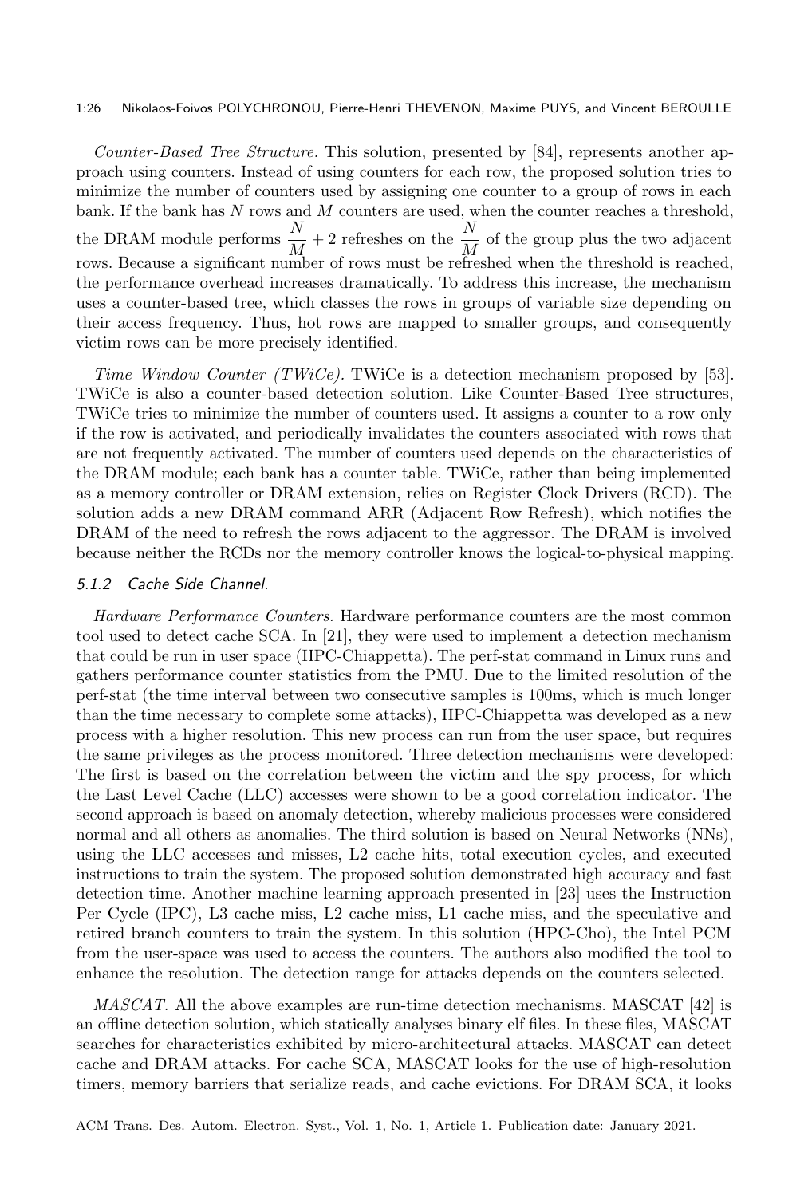*Counter-Based Tree Structure.* This solution, presented by [84], represents another approach using counters. Instead of using counters for each row, the proposed solution tries to minimize the number of counters used by assigning one counter to a group of rows in each bank. If the bank has $N$ rows and $M$ counters are used, when the counter reaches a threshold, the DRAM module performs $\frac{N}{M} + 2$ refreshes on the $\frac{N}{M}$ of the group plus the two adjacent rows. Because a significant number of rows must be refreshed when the threshold is reached, the performance overhead increases dramatically. To address this increase, the mechanism uses a counter-based tree, which classes the rows in groups of variable size depending on their access frequency. Thus, hot rows are mapped to smaller groups, and consequently victim rows can be more precisely identified.

*Time Window Counter (TWiCe).* TWiCe is a detection mechanism proposed by [53]. TWiCe is also a counter-based detection solution. Like Counter-Based Tree structures, TWiCe tries to minimize the number of counters used. It assigns a counter to a row only if the row is activated, and periodically invalidates the counters associated with rows that are not frequently activated. The number of counters used depends on the characteristics of the DRAM module; each bank has a counter table. TWiCe, rather than being implemented as a memory controller or DRAM extension, relies on Register Clock Drivers (RCD). The solution adds a new DRAM command ARR (Adjacent Row Refresh), which notifies the DRAM of the need to refresh the rows adjacent to the aggressor. The DRAM is involved because neither the RCDs nor the memory controller knows the logical-to-physical mapping.

#### 5.1.2 Cache Side Channel.

*Hardware Performance Counters.* Hardware performance counters are the most common tool used to detect cache SCA. In [21], they were used to implement a detection mechanism that could be run in user space (HPC-Chiappetta). The perf-stat command in Linux runs and gathers performance counter statistics from the PMU. Due to the limited resolution of the perf-stat (the time interval between two consecutive samples is 100ms, which is much longer than the time necessary to complete some attacks), HPC-Chiappetta was developed as a new process with a higher resolution. This new process can run from the user space, but requires the same privileges as the process monitored. Three detection mechanisms were developed: The first is based on the correlation between the victim and the spy process, for which the Last Level Cache (LLC) accesses were shown to be a good correlation indicator. The second approach is based on anomaly detection, whereby malicious processes were considered normal and all others as anomalies. The third solution is based on Neural Networks (NNs), using the LLC accesses and misses, L2 cache hits, total execution cycles, and executed instructions to train the system. The proposed solution demonstrated high accuracy and fast detection time. Another machine learning approach presented in [23] uses the Instruction Per Cycle (IPC), L3 cache miss, L2 cache miss, L1 cache miss, and the speculative and retired branch counters to train the system. In this solution (HPC-Cho), the Intel PCM from the user-space was used to access the counters. The authors also modified the tool to enhance the resolution. The detection range for attacks depends on the counters selected.

*MASCAT.* All the above examples are run-time detection mechanisms. MASCAT [42] is an offline detection solution, which statically analyses binary elf files. In these files, MASCAT searches for characteristics exhibited by micro-architectural attacks. MASCAT can detect cache and DRAM attacks. For cache SCA, MASCAT looks for the use of high-resolution timers, memory barriers that serialize reads, and cache evictions. For DRAM SCA, it looks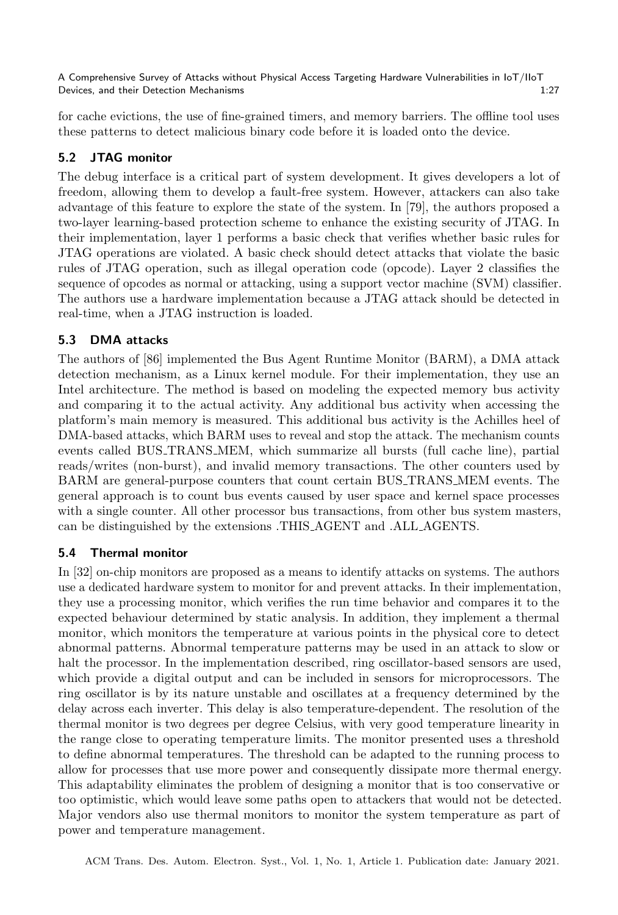for cache evictions, the use of fine-grained timers, and memory barriers. The offline tool uses these patterns to detect malicious binary code before it is loaded onto the device.

### 5.2 JTAG monitor

The debug interface is a critical part of system development. It gives developers a lot of freedom, allowing them to develop a fault-free system. However, attackers can also take advantage of this feature to explore the state of the system. In [79], the authors proposed a two-layer learning-based protection scheme to enhance the existing security of JTAG. In their implementation, layer 1 performs a basic check that verifies whether basic rules for JTAG operations are violated. A basic check should detect attacks that violate the basic rules of JTAG operation, such as illegal operation code (opcode). Layer 2 classifies the sequence of opcodes as normal or attacking, using a support vector machine (SVM) classifier. The authors use a hardware implementation because a JTAG attack should be detected in real-time, when a JTAG instruction is loaded.

### 5.3 DMA attacks

The authors of [86] implemented the Bus Agent Runtime Monitor (BARM), a DMA attack detection mechanism, as a Linux kernel module. For their implementation, they use an Intel architecture. The method is based on modeling the expected memory bus activity and comparing it to the actual activity. Any additional bus activity when accessing the platform's main memory is measured. This additional bus activity is the Achilles heel of DMA-based attacks, which BARM uses to reveal and stop the attack. The mechanism counts events called BUS_TRANS_MEM, which summarize all bursts (full cache line), partial reads/writes (non-burst), and invalid memory transactions. The other counters used by BARM are general-purpose counters that count certain BUS_TRANS_MEM events. The general approach is to count bus events caused by user space and kernel space processes with a single counter. All other processor bus transactions, from other bus system masters, can be distinguished by the extensions .THIS_AGENT and .ALL_AGENTS.

### 5.4 Thermal monitor

In [32] on-chip monitors are proposed as a means to identify attacks on systems. The authors use a dedicated hardware system to monitor for and prevent attacks. In their implementation, they use a processing monitor, which verifies the run time behavior and compares it to the expected behaviour determined by static analysis. In addition, they implement a thermal monitor, which monitors the temperature at various points in the physical core to detect abnormal patterns. Abnormal temperature patterns may be used in an attack to slow or halt the processor. In the implementation described, ring oscillator-based sensors are used, which provide a digital output and can be included in sensors for microprocessors. The ring oscillator is by its nature unstable and oscillates at a frequency determined by the delay across each inverter. This delay is also temperature-dependent. The resolution of the thermal monitor is two degrees per degree Celsius, with very good temperature linearity in the range close to operating temperature limits. The monitor presented uses a threshold to define abnormal temperatures. The threshold can be adapted to the running process to allow for processes that use more power and consequently dissipate more thermal energy. This adaptability eliminates the problem of designing a monitor that is too conservative or too optimistic, which would leave some paths open to attackers that would not be detected. Major vendors also use thermal monitors to monitor the system temperature as part of power and temperature management.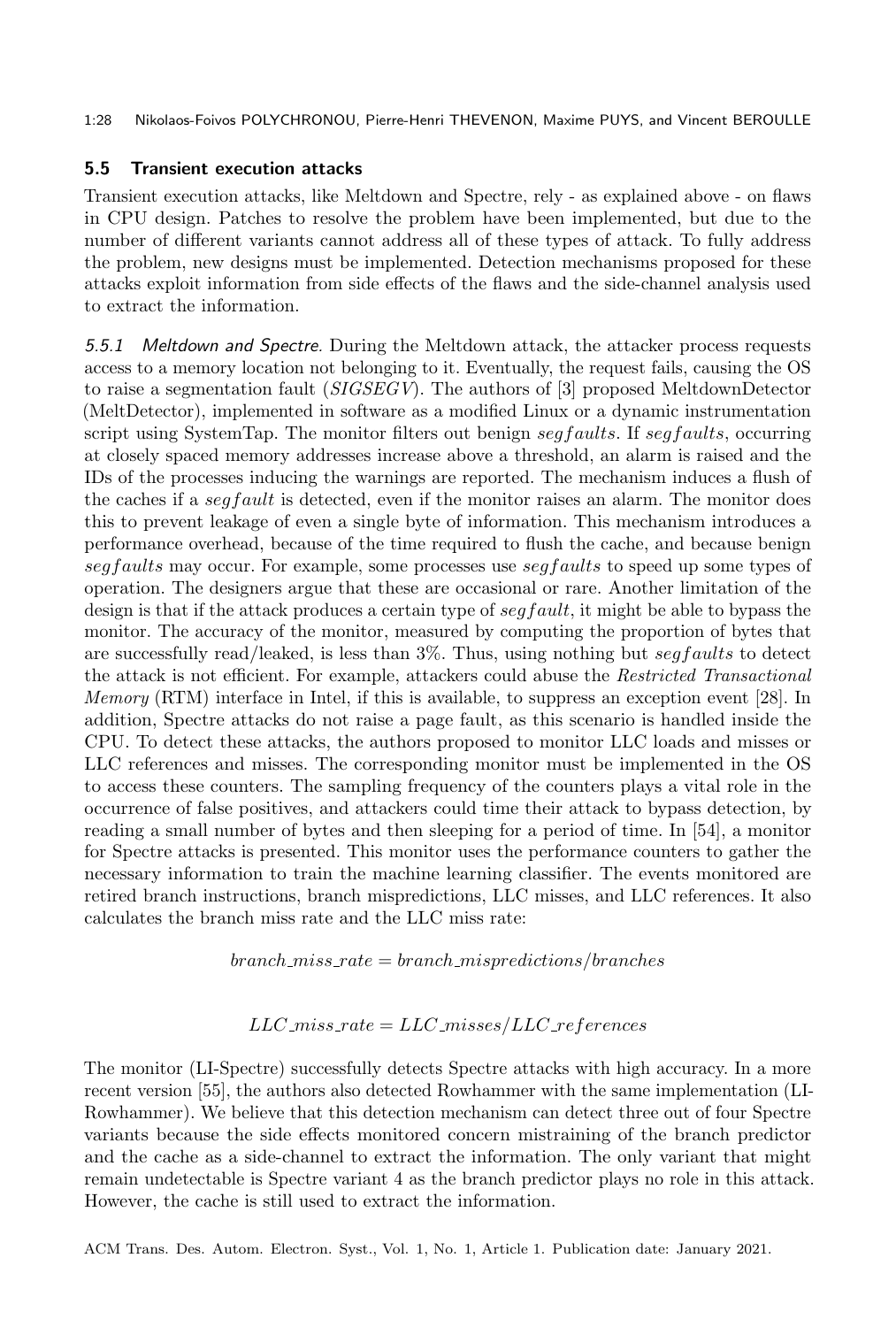### 5.5 Transient execution attacks

Transient execution attacks, like Meltdown and Spectre, rely - as explained above - on flaws in CPU design. Patches to resolve the problem have been implemented, but due to the number of different variants cannot address all of these types of attack. To fully address the problem, new designs must be implemented. Detection mechanisms proposed for these attacks exploit information from side effects of the flaws and the side-channel analysis used to extract the information.

*5.5.1 Meltdown and Spectre.* During the Meltdown attack, the attacker process requests access to a memory location not belonging to it. Eventually, the request fails, causing the OS to raise a segmentation fault (*SIGSEGV*). The authors of [3] proposed MeltdownDetector (MeltDetector), implemented in software as a modified Linux or a dynamic instrumentation script using SystemTap. The monitor filters out benign $segfaults$. If $segfaults$, occurring at closely spaced memory addresses increase above a threshold, an alarm is raised and the IDs of the processes inducing the warnings are reported. The mechanism induces a flush of the caches if a $segfault$ is detected, even if the monitor raises an alarm. The monitor does this to prevent leakage of even a single byte of information. This mechanism introduces a performance overhead, because of the time required to flush the cache, and because benign $segfaults$ may occur. For example, some processes use $segfaults$ to speed up some types of operation. The designers argue that these are occasional or rare. Another limitation of the design is that if the attack produces a certain type of $segfault$, it might be able to bypass the monitor. The accuracy of the monitor, measured by computing the proportion of bytes that are successfully read/leaked, is less than 3%. Thus, using nothing but $segfaults$ to detect the attack is not efficient. For example, attackers could abuse the *Restricted Transactional Memory* (RTM) interface in Intel, if this is available, to suppress an exception event [28]. In addition, Spectre attacks do not raise a page fault, as this scenario is handled inside the CPU. To detect these attacks, the authors proposed to monitor LLC loads and misses or LLC references and misses. The corresponding monitor must be implemented in the OS to access these counters. The sampling frequency of the counters plays a vital role in the occurrence of false positives, and attackers could time their attack to bypass detection, by reading a small number of bytes and then sleeping for a period of time. In [54], a monitor for Spectre attacks is presented. This monitor uses the performance counters to gather the necessary information to train the machine learning classifier. The events monitored are retired branch instructions, branch mispredictions, LLC misses, and LLC references. It also calculates the branch miss rate and the LLC miss rate:

$$branch\_miss\_rate = branch\_mispredictions/branches$$

$$LLC\_miss\_rate = LLC\_misses/LLC\_references$$

The monitor (LI-Spectre) successfully detects Spectre attacks with high accuracy. In a more recent version [55], the authors also detected Rowhammer with the same implementation (LI-Rowhammer). We believe that this detection mechanism can detect three out of four Spectre variants because the side effects monitored concern mistraining of the branch predictor and the cache as a side-channel to extract the information. The only variant that might remain undetectable is Spectre variant 4 as the branch predictor plays no role in this attack. However, the cache is still used to extract the information.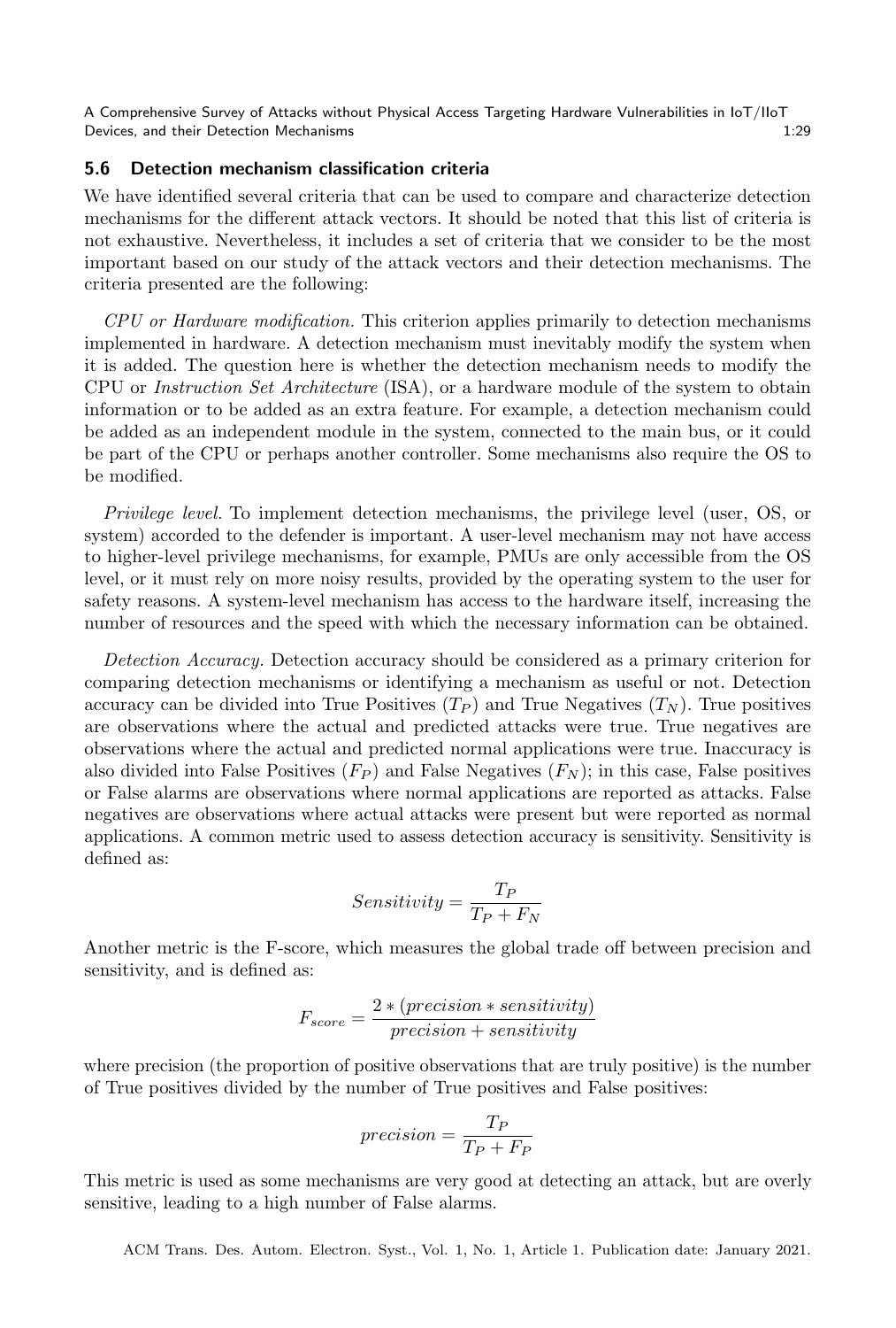### 5.6 Detection mechanism classification criteria

We have identified several criteria that can be used to compare and characterize detection mechanisms for the different attack vectors. It should be noted that this list of criteria is not exhaustive. Nevertheless, it includes a set of criteria that we consider to be the most important based on our study of the attack vectors and their detection mechanisms. The criteria presented are the following:

*CPU or Hardware modification.* This criterion applies primarily to detection mechanisms implemented in hardware. A detection mechanism must inevitably modify the system when it is added. The question here is whether the detection mechanism needs to modify the CPU or *Instruction Set Architecture* (ISA), or a hardware module of the system to obtain information or to be added as an extra feature. For example, a detection mechanism could be added as an independent module in the system, connected to the main bus, or it could be part of the CPU or perhaps another controller. Some mechanisms also require the OS to be modified.

*Privilege level.* To implement detection mechanisms, the privilege level (user, OS, or system) accorded to the defender is important. A user-level mechanism may not have access to higher-level privilege mechanisms, for example, PMUs are only accessible from the OS level, or it must rely on more noisy results, provided by the operating system to the user for safety reasons. A system-level mechanism has access to the hardware itself, increasing the number of resources and the speed with which the necessary information can be obtained.

*Detection Accuracy.* Detection accuracy should be considered as a primary criterion for comparing detection mechanisms or identifying a mechanism as useful or not. Detection accuracy can be divided into True Positives ($T_P$) and True Negatives ($T_N$). True positives are observations where the actual and predicted attacks were true. True negatives are observations where the actual and predicted normal applications were true. Inaccuracy is also divided into False Positives ($F_P$) and False Negatives ($F_N$); in this case, False positives or False alarms are observations where normal applications are reported as attacks. False negatives are observations where actual attacks were present but were reported as normal applications. A common metric used to assess detection accuracy is sensitivity. Sensitivity is defined as:

$$Sensitivity = \frac{T_P}{T_P + F_N}$$

Another metric is the F-score, which measures the global trade off between precision and sensitivity, and is defined as:

$$F_{score} = \frac{2 * (precision * sensitivity)}{precision + sensitivity}$$

where precision (the proportion of positive observations that are truly positive) is the number of True positives divided by the number of True positives and False positives:

$$precision = \frac{T_P}{T_P + F_P}$$

This metric is used as some mechanisms are very good at detecting an attack, but are overly sensitive, leading to a high number of False alarms.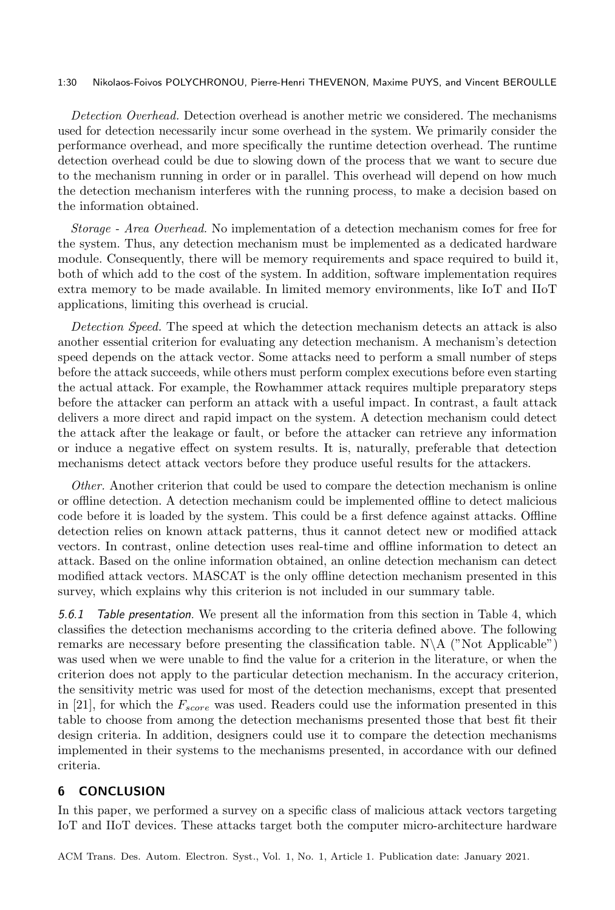*Detection Overhead.* Detection overhead is another metric we considered. The mechanisms used for detection necessarily incur some overhead in the system. We primarily consider the performance overhead, and more specifically the runtime detection overhead. The runtime detection overhead could be due to slowing down of the process that we want to secure due to the mechanism running in order or in parallel. This overhead will depend on how much the detection mechanism interferes with the running process, to make a decision based on the information obtained.

*Storage - Area Overhead.* No implementation of a detection mechanism comes for free for the system. Thus, any detection mechanism must be implemented as a dedicated hardware module. Consequently, there will be memory requirements and space required to build it, both of which add to the cost of the system. In addition, software implementation requires extra memory to be made available. In limited memory environments, like IoT and IIoT applications, limiting this overhead is crucial.

*Detection Speed.* The speed at which the detection mechanism detects an attack is also another essential criterion for evaluating any detection mechanism. A mechanism's detection speed depends on the attack vector. Some attacks need to perform a small number of steps before the attack succeeds, while others must perform complex executions before even starting the actual attack. For example, the Rowhammer attack requires multiple preparatory steps before the attacker can perform an attack with a useful impact. In contrast, a fault attack delivers a more direct and rapid impact on the system. A detection mechanism could detect the attack after the leakage or fault, or before the attacker can retrieve any information or induce a negative effect on system results. It is, naturally, preferable that detection mechanisms detect attack vectors before they produce useful results for the attackers.

*Other.* Another criterion that could be used to compare the detection mechanism is online or offline detection. A detection mechanism could be implemented offline to detect malicious code before it is loaded by the system. This could be a first defence against attacks. Offline detection relies on known attack patterns, thus it cannot detect new or modified attack vectors. In contrast, online detection uses real-time and offline information to detect an attack. Based on the online information obtained, an online detection mechanism can detect modified attack vectors. MASCAT is the only offline detection mechanism presented in this survey, which explains why this criterion is not included in our summary table.

### 5.6.1 *Table presentation.*

We present all the information from this section in Table 4, which classifies the detection mechanisms according to the criteria defined above. The following remarks are necessary before presenting the classification table. N\A ("Not Applicable") was used when we were unable to find the value for a criterion in the literature, or when the criterion does not apply to the particular detection mechanism. In the accuracy criterion, the sensitivity metric was used for most of the detection mechanisms, except that presented in [21], for which the $F_{score}$ was used. Readers could use the information presented in this table to choose from among the detection mechanisms presented those that best fit their design criteria. In addition, designers could use it to compare the detection mechanisms implemented in their systems to the mechanisms presented, in accordance with our defined criteria.

## 6 CONCLUSION

In this paper, we performed a survey on a specific class of malicious attack vectors targeting IoT and IIoT devices. These attacks target both the computer micro-architecture hardware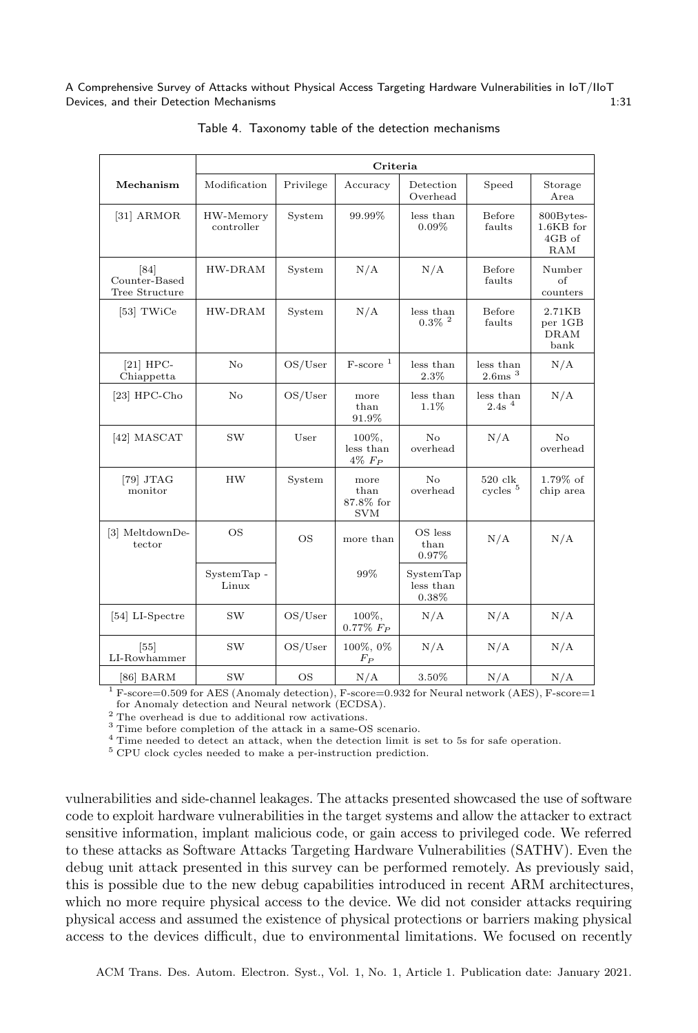Table 4. Taxonomy table of the detection mechanisms

| Mechanism | Criteria | | | | | |
|---|---|---|---|---|---|---|
| | Modification | Privilege | Accuracy | Detection Overhead | Speed | Storage Area |
| [31] ARMOR | HW-Memory controller | System | 99.99% | less than 0.09% | Before faults | 800Bytes-1.6KB for 4GB of RAM |
| [84] Counter-Based Tree Structure | HW-DRAM | System | N/A | N/A | Before faults | Number of counters |
| [53] TWiCe | HW-DRAM | System | N/A | less than 0.3% [2] | Before faults | 2.71KB per 1GB DRAM bank |
| [21] HPC-Chiappetta | No | OS/User | F-score [1] | less than 2.3% | less than 2.6ms [3] | N/A |
| [23] HPC-Cho | No | OS/User | more than 91.9% | less than 1.1% | less than 2.4s [4] | N/A |
| [42] MASCAT | SW | User | 100%, less than 4% $F_P$ | No overhead | N/A | No overhead |
| [79] JTAG monitor | HW | System | more than 87.8% for SVM | No overhead | 520 clk cycles [5] | 1.79% of chip area |
| [3] MeltdownDetector | OS | OS | more than 99% | OS less than 0.97% | N/A | N/A |
| | SystemTap - Linux | | | SystemTap less than 0.38% | | |
| [54] LI-Spectre | SW | OS/User | 100%, 0.77% $F_P$ | N/A | N/A | N/A |
| [55] LI-Rowhammer | SW | OS/User | 100%, 0% $F_P$ | N/A | N/A | N/A |
| [86] BARM | SW | OS | N/A | 3.50% | N/A | N/A |

[1] F-score=0.509 for AES (Anomaly detection), F-score=0.932 for Neural network (AES), F-score=1 for Anomaly detection and Neural network (ECDSA).
[2] The overhead is due to additional row activations.
[3] Time before completion of the attack in a same-OS scenario.
[4] Time needed to detect an attack, when the detection limit is set to 5s for safe operation.
[5] CPU clock cycles needed to make a per-instruction prediction.

vulnerabilities and side-channel leakages. The attacks presented showcased the use of software code to exploit hardware vulnerabilities in the target systems and allow the attacker to extract sensitive information, implant malicious code, or gain access to privileged code. We referred to these attacks as Software Attacks Targeting Hardware Vulnerabilities (SATHV). Even the debug unit attack presented in this survey can be performed remotely. As previously said, this is possible due to the new debug capabilities introduced in recent ARM architectures, which no more require physical access to the device. We did not consider attacks requiring physical access and assumed the existence of physical protections or barriers making physical access to the devices difficult, due to environmental limitations. We focused on recently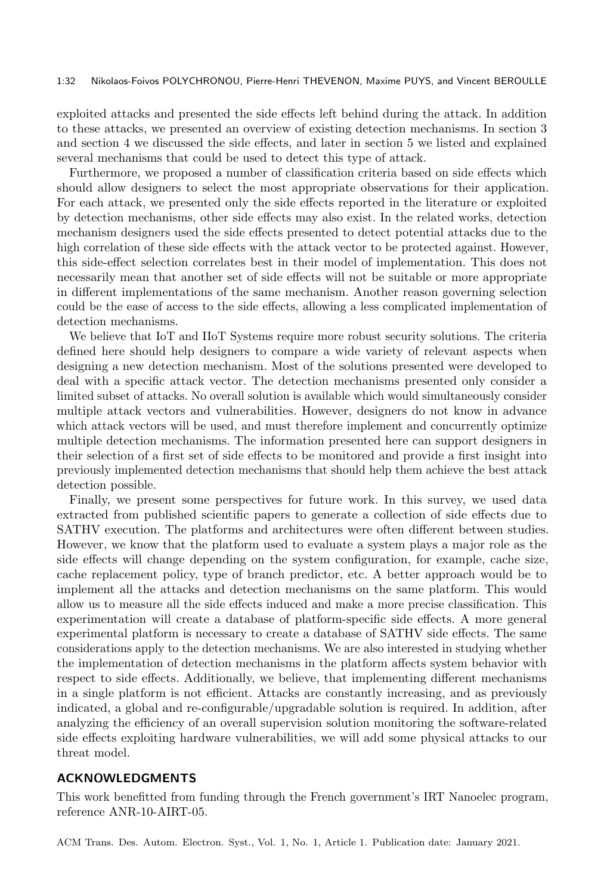exploited attacks and presented the side effects left behind during the attack. In addition to these attacks, we presented an overview of existing detection mechanisms. In section 3 and section 4 we discussed the side effects, and later in section 5 we listed and explained several mechanisms that could be used to detect this type of attack.

Furthermore, we proposed a number of classification criteria based on side effects which should allow designers to select the most appropriate observations for their application. For each attack, we presented only the side effects reported in the literature or exploited by detection mechanisms, other side effects may also exist. In the related works, detection mechanism designers used the side effects presented to detect potential attacks due to the high correlation of these side effects with the attack vector to be protected against. However, this side-effect selection correlates best in their model of implementation. This does not necessarily mean that another set of side effects will not be suitable or more appropriate in different implementations of the same mechanism. Another reason governing selection could be the ease of access to the side effects, allowing a less complicated implementation of detection mechanisms.

We believe that IoT and IIoT Systems require more robust security solutions. The criteria defined here should help designers to compare a wide variety of relevant aspects when designing a new detection mechanism. Most of the solutions presented were developed to deal with a specific attack vector. The detection mechanisms presented only consider a limited subset of attacks. No overall solution is available which would simultaneously consider multiple attack vectors and vulnerabilities. However, designers do not know in advance which attack vectors will be used, and must therefore implement and concurrently optimize multiple detection mechanisms. The information presented here can support designers in their selection of a first set of side effects to be monitored and provide a first insight into previously implemented detection mechanisms that should help them achieve the best attack detection possible.

Finally, we present some perspectives for future work. In this survey, we used data extracted from published scientific papers to generate a collection of side effects due to SATHV execution. The platforms and architectures were often different between studies. However, we know that the platform used to evaluate a system plays a major role as the side effects will change depending on the system configuration, for example, cache size, cache replacement policy, type of branch predictor, etc. A better approach would be to implement all the attacks and detection mechanisms on the same platform. This would allow us to measure all the side effects induced and make a more precise classification. This experimentation will create a database of platform-specific side effects. A more general experimental platform is necessary to create a database of SATHV side effects. The same considerations apply to the detection mechanisms. We are also interested in studying whether the implementation of detection mechanisms in the platform affects system behavior with respect to side effects. Additionally, we believe, that implementing different mechanisms in a single platform is not efficient. Attacks are constantly increasing, and as previously indicated, a global and re-configurable/upgradable solution is required. In addition, after analyzing the efficiency of an overall supervision solution monitoring the software-related side effects exploiting hardware vulnerabilities, we will add some physical attacks to our threat model.

## ACKNOWLEDGMENTS

This work benefitted from funding through the French government's IRT Nanoelec program, reference ANR-10-AIRT-05.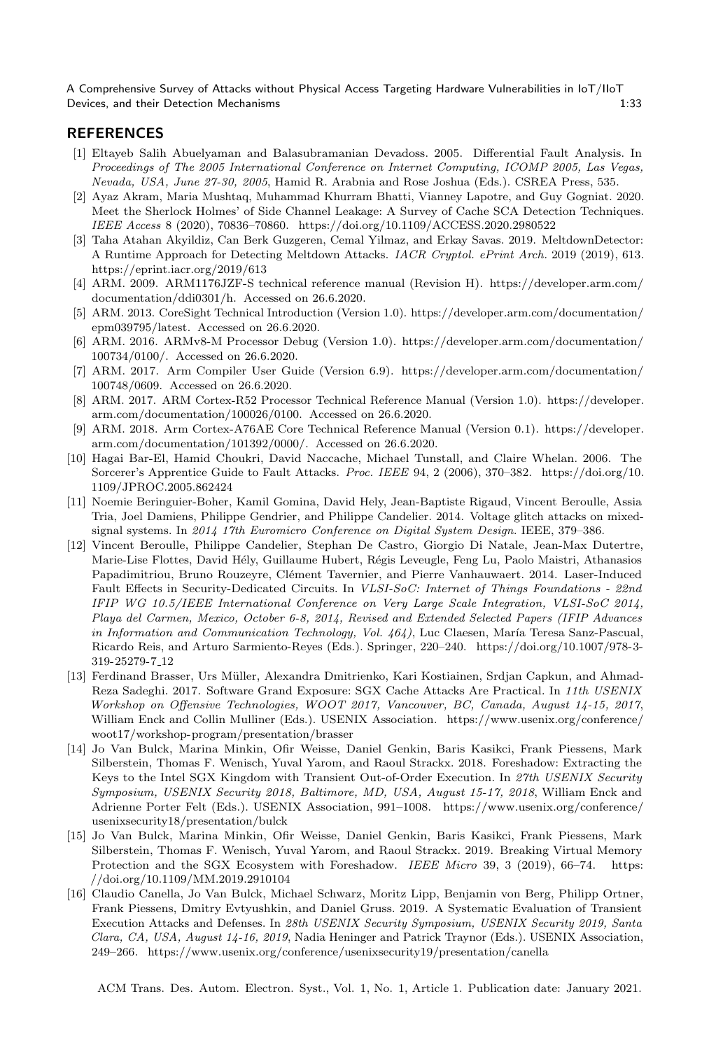## REFERENCES

[1] Eltayeb Salih Abuelyaman and Balasubramanian Devadoss. 2005. Differential Fault Analysis. In *Proceedings of The 2005 International Conference on Internet Computing, ICOMP 2005, Las Vegas, Nevada, USA, June 27-30, 2005*, Hamid R. Arabnia and Rose Joshua (Eds.). CSREA Press, 535.

[2] Ayaz Akram, Maria Mushtaq, Muhammad Khurram Bhatti, Vianney Lapotre, and Guy Gogniat. 2020. Meet the Sherlock Holmes' of Side Channel Leakage: A Survey of Cache SCA Detection Techniques. *IEEE Access* 8 (2020), 70836–70860. https://doi.org/10.1109/ACCESS.2020.2980522

[3] Taha Atahan Akyildiz, Can Berk Guzgeren, Cemal Yilmaz, and Erkay Savas. 2019. MeltdownDetector: A Runtime Approach for Detecting Meltdown Attacks. *IACR Cryptol. ePrint Arch.* 2019 (2019), 613. https://eprint.iacr.org/2019/613

[4] ARM. 2009. ARM1176JZF-S technical reference manual (Revision H). https://developer.arm.com/documentation/ddi0301/h. Accessed on 26.6.2020.

[5] ARM. 2013. CoreSight Technical Introduction (Version 1.0). https://developer.arm.com/documentation/epm039795/latest. Accessed on 26.6.2020.

[6] ARM. 2016. ARMv8-M Processor Debug (Version 1.0). https://developer.arm.com/documentation/100734/0100/. Accessed on 26.6.2020.

[7] ARM. 2017. Arm Compiler User Guide (Version 6.9). https://developer.arm.com/documentation/100748/0609. Accessed on 26.6.2020.

[8] ARM. 2017. ARM Cortex-R52 Processor Technical Reference Manual (Version 1.0). https://developer.arm.com/documentation/100026/0100. Accessed on 26.6.2020.

[9] ARM. 2018. Arm Cortex-A76AE Core Technical Reference Manual (Version 0.1). https://developer.arm.com/documentation/101392/0000/. Accessed on 26.6.2020.

[10] Hagai Bar-El, Hamid Choukri, David Naccache, Michael Tunstall, and Claire Whelan. 2006. The Sorcerer's Apprentice Guide to Fault Attacks. *Proc. IEEE* 94, 2 (2006), 370–382. https://doi.org/10.1109/JPROC.2005.862424

[11] Noemie Beringuier-Boher, Kamil Gomina, David Hely, Jean-Baptiste Rigaud, Vincent Beroulle, Assia Tria, Joel Damiens, Philippe Gendrier, and Philippe Candelier. 2014. Voltage glitch attacks on mixed-signal systems. In *2014 17th Euromicro Conference on Digital System Design*. IEEE, 379–386.

[12] Vincent Beroulle, Philippe Candelier, Stephan De Castro, Giorgio Di Natale, Jean-Max Dutertre, Marie-Lise Flottes, David Hély, Guillaume Hubert, Régis Leveugle, Feng Lu, Paolo Maistri, Athanasios Papadimitriou, Bruno Rouzeyre, Clément Tavernier, and Pierre Vanhauwaert. 2014. Laser-Induced Fault Effects in Security-Dedicated Circuits. In *VLSI-SoC: Internet of Things Foundations - 22nd IFIP WG 10.5/IEEE International Conference on Very Large Scale Integration, VLSI-SoC 2014, Playa del Carmen, Mexico, October 6-8, 2014, Revised and Extended Selected Papers (IFIP Advances in Information and Communication Technology, Vol. 464)*, Luc Claesen, María Teresa Sanz-Pascual, Ricardo Reis, and Arturo Sarmiento-Reyes (Eds.). Springer, 220–240. https://doi.org/10.1007/978-3-319-25279-7_12

[13] Ferdinand Brasser, Urs Müller, Alexandra Dmitrienko, Kari Kostiainen, Srdjan Capkun, and Ahmad-Reza Sadeghi. 2017. Software Grand Exposure: SGX Cache Attacks Are Practical. In *11th USENIX Workshop on Offensive Technologies, WOOT 2017, Vancouver, BC, Canada, August 14-15, 2017*, William Enck and Collin Mulliner (Eds.). USENIX Association. https://www.usenix.org/conference/woot17/workshop-program/presentation/brasser

[14] Jo Van Bulck, Marina Minkin, Ofir Weisse, Daniel Genkin, Baris Kasikci, Frank Piessens, Mark Silberstein, Thomas F. Wenisch, Yuval Yarom, and Raoul Strackx. 2018. Foreshadow: Extracting the Keys to the Intel SGX Kingdom with Transient Out-of-Order Execution. In *27th USENIX Security Symposium, USENIX Security 2018, Baltimore, MD, USA, August 15-17, 2018*, William Enck and Adrienne Porter Felt (Eds.). USENIX Association, 991–1008. https://www.usenix.org/conference/usenixsecurity18/presentation/bulck

[15] Jo Van Bulck, Marina Minkin, Ofir Weisse, Daniel Genkin, Baris Kasikci, Frank Piessens, Mark Silberstein, Thomas F. Wenisch, Yuval Yarom, and Raoul Strackx. 2019. Breaking Virtual Memory Protection and the SGX Ecosystem with Foreshadow. *IEEE Micro* 39, 3 (2019), 66–74. https://doi.org/10.1109/MM.2019.2910104

[16] Claudio Canella, Jo Van Bulck, Michael Schwarz, Moritz Lipp, Benjamin von Berg, Philipp Ortner, Frank Piessens, Dmitry Evtyushkin, and Daniel Gruss. 2019. A Systematic Evaluation of Transient Execution Attacks and Defenses. In *28th USENIX Security Symposium, USENIX Security 2019, Santa Clara, CA, USA, August 14-16, 2019*, Nadia Heninger and Patrick Traynor (Eds.). USENIX Association, 249–266. https://www.usenix.org/conference/usenixsecurity19/presentation/canella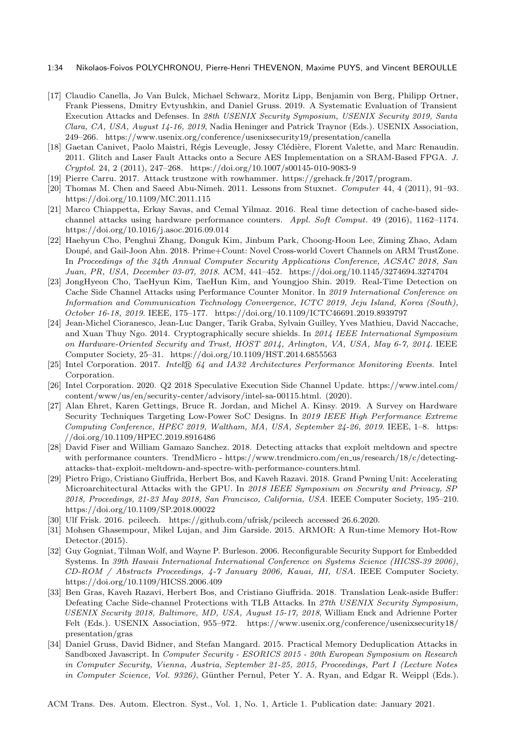[17] Claudio Canella, Jo Van Bulck, Michael Schwarz, Moritz Lipp, Benjamin von Berg, Philipp Ortner, Frank Piessens, Dmitry Evtyushkin, and Daniel Gruss. 2019. A Systematic Evaluation of Transient Execution Attacks and Defenses. In *28th USENIX Security Symposium, USENIX Security 2019, Santa Clara, CA, USA, August 14-16, 2019*, Nadia Heninger and Patrick Traynor (Eds.). USENIX Association, 249–266. https://www.usenix.org/conference/usenixsecurity19/presentation/canella

[18] Gaetan Canivet, Paolo Maistri, Régis Leveugle, Jessy Clédière, Florent Valette, and Marc Renaudin. 2011. Glitch and Laser Fault Attacks onto a Secure AES Implementation on a SRAM-Based FPGA. *J. Cryptol.* 24, 2 (2011), 247–268. https://doi.org/10.1007/s00145-010-9083-9

[19] Pierre Carru. 2017. Attack trustzone with rowhammer. https://grehack.fr/2017/program.

[20] Thomas M. Chen and Saeed Abu-Nimeh. 2011. Lessons from Stuxnet. *Computer* 44, 4 (2011), 91–93. https://doi.org/10.1109/MC.2011.115

[21] Marco Chiappetta, Erkay Savas, and Cemal Yilmaz. 2016. Real time detection of cache-based side-channel attacks using hardware performance counters. *Appl. Soft Comput.* 49 (2016), 1162–1174. https://doi.org/10.1016/j.asoc.2016.09.014

[22] Haehyun Cho, Penghui Zhang, Donguk Kim, Jinbum Park, Choong-Hoon Lee, Ziming Zhao, Adam Doupé, and Gail-Joon Ahn. 2018. Prime+Count: Novel Cross-world Covert Channels on ARM TrustZone. In *Proceedings of the 34th Annual Computer Security Applications Conference, ACSAC 2018, San Juan, PR, USA, December 03-07, 2018*. ACM, 441–452. https://doi.org/10.1145/3274694.3274704

[23] JongHyeon Cho, TaeHyun Kim, TaeHun Kim, and Youngjoo Shin. 2019. Real-Time Detection on Cache Side Channel Attacks using Performance Counter Monitor. In *2019 International Conference on Information and Communication Technology Convergence, ICTC 2019, Jeju Island, Korea (South), October 16-18, 2019*. IEEE, 175–177. https://doi.org/10.1109/ICTC46691.2019.8939797

[24] Jean-Michel Cioranesco, Jean-Luc Danger, Tarik Graba, Sylvain Guilley, Yves Mathieu, David Naccache, and Xuan Thuy Ngo. 2014. Cryptographically secure shields. In *2014 IEEE International Symposium on Hardware-Oriented Security and Trust, HOST 2014, Arlington, VA, USA, May 6-7, 2014*. IEEE Computer Society, 25–31. https://doi.org/10.1109/HST.2014.6855563

[25] Intel Corporation. 2017. *Intel® 64 and IA32 Architectures Performance Monitoring Events*. Intel Corporation.

[26] Intel Corporation. 2020. Q2 2018 Speculative Execution Side Channel Update. https://www.intel.com/content/www/us/en/security-center/advisory/intel-sa-00115.html. (2020).

[27] Alan Ehret, Karen Gettings, Bruce R. Jordan, and Michel A. Kinsy. 2019. A Survey on Hardware Security Techniques Targeting Low-Power SoC Designs. In *2019 IEEE High Performance Extreme Computing Conference, HPEC 2019, Waltham, MA, USA, September 24-26, 2019*. IEEE, 1–8. https://doi.org/10.1109/HPEC.2019.8916486

[28] David Fiser and William Gamazo Sanchez. 2018. Detecting attacks that exploit meltdown and spectre with performance counters. TrendMicro - https://www.trendmicro.com/en_us/research/18/c/detecting-attacks-that-exploit-meltdown-and-spectre-with-performance-counters.html.

[29] Pietro Frigo, Cristiano Giuffrida, Herbert Bos, and Kaveh Razavi. 2018. Grand Pwning Unit: Accelerating Microarchitectural Attacks with the GPU. In *2018 IEEE Symposium on Security and Privacy, SP 2018, Proceedings, 21-23 May 2018, San Francisco, California, USA*. IEEE Computer Society, 195–210. https://doi.org/10.1109/SP.2018.00022

[30] Ulf Frisk. 2016. pcileech. https://github.com/ufrisk/pcileech accessed 26.6.2020.

[31] Mohsen Ghasempour, Mikel Lujan, and Jim Garside. 2015. ARMOR: A Run-time Memory Hot-Row Detector.(2015).

[32] Guy Gogniat, Tilman Wolf, and Wayne P. Burleson. 2006. Reconfigurable Security Support for Embedded Systems. In *39th Hawaii International International Conference on Systems Science (HICSS-39 2006), CD-ROM / Abstracts Proceedings, 4-7 January 2006, Kauai, HI, USA*. IEEE Computer Society. https://doi.org/10.1109/HICSS.2006.409

[33] Ben Gras, Kaveh Razavi, Herbert Bos, and Cristiano Giuffrida. 2018. Translation Leak-aside Buffer: Defeating Cache Side-channel Protections with TLB Attacks. In *27th USENIX Security Symposium, USENIX Security 2018, Baltimore, MD, USA, August 15-17, 2018*, William Enck and Adrienne Porter Felt (Eds.). USENIX Association, 955–972. https://www.usenix.org/conference/usenixsecurity18/presentation/gras

[34] Daniel Gruss, David Bidner, and Stefan Mangard. 2015. Practical Memory Deduplication Attacks in Sandboxed Javascript. In *Computer Security - ESORICS 2015 - 20th European Symposium on Research in Computer Security, Vienna, Austria, September 21-25, 2015, Proceedings, Part I (Lecture Notes in Computer Science, Vol. 9326)*, Günther Pernul, Peter Y. A. Ryan, and Edgar R. Weippl (Eds.).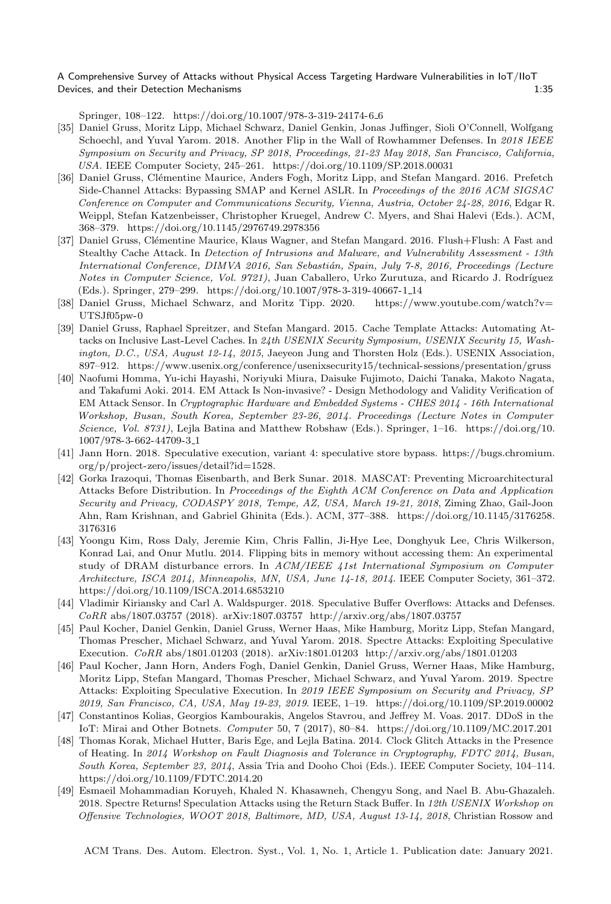Springer, 108–122. https://doi.org/10.1007/978-3-319-24174-6_6

[35] Daniel Gruss, Moritz Lipp, Michael Schwarz, Daniel Genkin, Jonas Juffinger, Sioli O'Connell, Wolfgang Schoechl, and Yuval Yarom. 2018. Another Flip in the Wall of Rowhammer Defenses. In *2018 IEEE Symposium on Security and Privacy, SP 2018, Proceedings, 21-23 May 2018, San Francisco, California, USA*. IEEE Computer Society, 245–261. https://doi.org/10.1109/SP.2018.00031

[36] Daniel Gruss, Clémentine Maurice, Anders Fogh, Moritz Lipp, and Stefan Mangard. 2016. Prefetch Side-Channel Attacks: Bypassing SMAP and Kernel ASLR. In *Proceedings of the 2016 ACM SIGSAC Conference on Computer and Communications Security, Vienna, Austria, October 24-28, 2016*, Edgar R. Weippl, Stefan Katzenbeisser, Christopher Kruegel, Andrew C. Myers, and Shai Halevi (Eds.). ACM, 368–379. https://doi.org/10.1145/2976749.2978356

[37] Daniel Gruss, Clémentine Maurice, Klaus Wagner, and Stefan Mangard. 2016. Flush+Flush: A Fast and Stealthy Cache Attack. In *Detection of Intrusions and Malware, and Vulnerability Assessment - 13th International Conference, DIMVA 2016, San Sebastián, Spain, July 7-8, 2016, Proceedings (Lecture Notes in Computer Science, Vol. 9721)*, Juan Caballero, Urko Zurutuza, and Ricardo J. Rodríguez (Eds.). Springer, 279–299. https://doi.org/10.1007/978-3-319-40667-1_14

[38] Daniel Gruss, Michael Schwarz, and Moritz Tipp. 2020. https://www.youtube.com/watch?v=UTSJf05pw-0

[39] Daniel Gruss, Raphael Spreitzer, and Stefan Mangard. 2015. Cache Template Attacks: Automating Attacks on Inclusive Last-Level Caches. In *24th USENIX Security Symposium, USENIX Security 15, Washington, D.C., USA, August 12-14, 2015*, Jaeyeon Jung and Thorsten Holz (Eds.). USENIX Association, 897–912. https://www.usenix.org/conference/usenixsecurity15/technical-sessions/presentation/gruss

[40] Naofumi Homma, Yu-ichi Hayashi, Noriyuki Miura, Daisuke Fujimoto, Daichi Tanaka, Makoto Nagata, and Takafumi Aoki. 2014. EM Attack Is Non-invasive? - Design Methodology and Validity Verification of EM Attack Sensor. In *Cryptographic Hardware and Embedded Systems - CHES 2014 - 16th International Workshop, Busan, South Korea, September 23-26, 2014. Proceedings (Lecture Notes in Computer Science, Vol. 8731)*, Lejla Batina and Matthew Robshaw (Eds.). Springer, 1–16. https://doi.org/10.1007/978-3-662-44709-3_1

[41] Jann Horn. 2018. Speculative execution, variant 4: speculative store bypass. https://bugs.chromium.org/p/project-zero/issues/detail?id=1528.

[42] Gorka Irazoqui, Thomas Eisenbarth, and Berk Sunar. 2018. MASCAT: Preventing Microarchitectural Attacks Before Distribution. In *Proceedings of the Eighth ACM Conference on Data and Application Security and Privacy, CODASPY 2018, Tempe, AZ, USA, March 19-21, 2018*, Ziming Zhao, Gail-Joon Ahn, Ram Krishnan, and Gabriel Ghinita (Eds.). ACM, 377–388. https://doi.org/10.1145/3176258.3176316

[43] Yoongu Kim, Ross Daly, Jeremie Kim, Chris Fallin, Ji-Hye Lee, Donghyuk Lee, Chris Wilkerson, Konrad Lai, and Onur Mutlu. 2014. Flipping bits in memory without accessing them: An experimental study of DRAM disturbance errors. In *ACM/IEEE 41st International Symposium on Computer Architecture, ISCA 2014, Minneapolis, MN, USA, June 14-18, 2014*. IEEE Computer Society, 361–372. https://doi.org/10.1109/ISCA.2014.6853210

[44] Vladimir Kiriansky and Carl A. Waldspurger. 2018. Speculative Buffer Overflows: Attacks and Defenses. *CoRR* abs/1807.03757 (2018). arXiv:1807.03757 http://arxiv.org/abs/1807.03757

[45] Paul Kocher, Daniel Genkin, Daniel Gruss, Werner Haas, Mike Hamburg, Moritz Lipp, Stefan Mangard, Thomas Prescher, Michael Schwarz, and Yuval Yarom. 2018. Spectre Attacks: Exploiting Speculative Execution. *CoRR* abs/1801.01203 (2018). arXiv:1801.01203 http://arxiv.org/abs/1801.01203

[46] Paul Kocher, Jann Horn, Anders Fogh, Daniel Genkin, Daniel Gruss, Werner Haas, Mike Hamburg, Moritz Lipp, Stefan Mangard, Thomas Prescher, Michael Schwarz, and Yuval Yarom. 2019. Spectre Attacks: Exploiting Speculative Execution. In *2019 IEEE Symposium on Security and Privacy, SP 2019, San Francisco, CA, USA, May 19-23, 2019*. IEEE, 1–19. https://doi.org/10.1109/SP.2019.00002

[47] Constantinos Kolias, Georgios Kambourakis, Angelos Stavrou, and Jeffrey M. Voas. 2017. DDoS in the IoT: Mirai and Other Botnets. *Computer* 50, 7 (2017), 80–84. https://doi.org/10.1109/MC.2017.201

[48] Thomas Korak, Michael Hutter, Baris Ege, and Lejla Batina. 2014. Clock Glitch Attacks in the Presence of Heating. In *2014 Workshop on Fault Diagnosis and Tolerance in Cryptography, FDTC 2014, Busan, South Korea, September 23, 2014*, Assia Tria and Dooho Choi (Eds.). IEEE Computer Society, 104–114. https://doi.org/10.1109/FDTC.2014.20

[49] Esmaeil Mohammadian Koruyeh, Khaled N. Khasawneh, Chengyu Song, and Nael B. Abu-Ghazaleh. 2018. Spectre Returns! Speculation Attacks using the Return Stack Buffer. In *12th USENIX Workshop on Offensive Technologies, WOOT 2018, Baltimore, MD, USA, August 13-14, 2018*, Christian Rossow and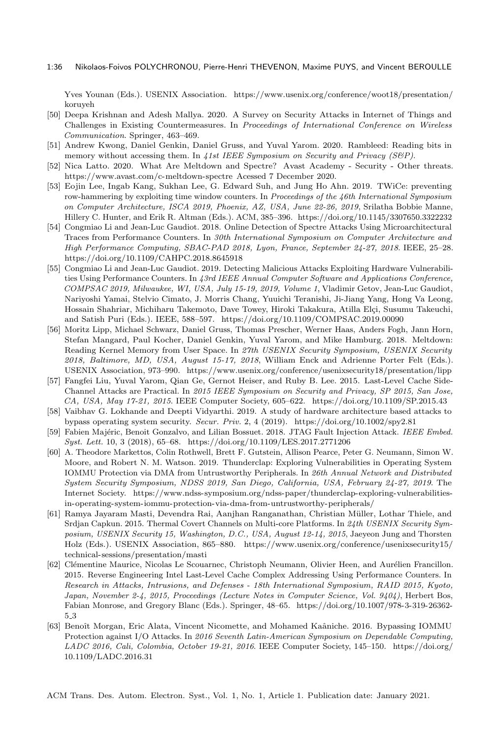Yves Younan (Eds.). USENIX Association. https://www.usenix.org/conference/woot18/presentation/koruyeh

[50] Deepa Krishnan and Adesh Mallya. 2020. A Survey on Security Attacks in Internet of Things and Challenges in Existing Countermeasures. In *Proceedings of International Conference on Wireless Communication*. Springer, 463–469.

[51] Andrew Kwong, Daniel Genkin, Daniel Gruss, and Yuval Yarom. 2020. Rambleed: Reading bits in memory without accessing them. In *41st IEEE Symposium on Security and Privacy (S&P)*.

[52] Nica Latto. 2020. What Are Meltdown and Spectre? Avast Academy - Security - Other threats. https://www.avast.com/c-meltdown-spectre Acessed 7 December 2020.

[53] Eojin Lee, Ingab Kang, Sukhan Lee, G. Edward Suh, and Jung Ho Ahn. 2019. TWiCe: preventing row-hammering by exploiting time window counters. In *Proceedings of the 46th International Symposium on Computer Architecture, ISCA 2019, Phoenix, AZ, USA, June 22-26, 2019*, Srilatha Bobbie Manne, Hillery C. Hunter, and Erik R. Altman (Eds.). ACM, 385–396. https://doi.org/10.1145/3307650.3322232

[54] Congmiao Li and Jean-Luc Gaudiot. 2018. Online Detection of Spectre Attacks Using Microarchitectural Traces from Performance Counters. In *30th International Symposium on Computer Architecture and High Performance Computing, SBAC-PAD 2018, Lyon, France, September 24-27, 2018*. IEEE, 25–28. https://doi.org/10.1109/CAHPC.2018.8645918

[55] Congmiao Li and Jean-Luc Gaudiot. 2019. Detecting Malicious Attacks Exploiting Hardware Vulnerabilities Using Performance Counters. In *43rd IEEE Annual Computer Software and Applications Conference, COMPSAC 2019, Milwaukee, WI, USA, July 15-19, 2019, Volume 1*, Vladimir Getov, Jean-Luc Gaudiot, Nariyoshi Yamai, Stelvio Cimato, J. Morris Chang, Yuuichi Teranishi, Ji-Jiang Yang, Hong Va Leong, Hossain Shahriar, Michiharu Takemoto, Dave Towey, Hiroki Takakura, Atilla Elçi, Susumu Takeuchi, and Satish Puri (Eds.). IEEE, 588–597. https://doi.org/10.1109/COMPSAC.2019.00090

[56] Moritz Lipp, Michael Schwarz, Daniel Gruss, Thomas Prescher, Werner Haas, Anders Fogh, Jann Horn, Stefan Mangard, Paul Kocher, Daniel Genkin, Yuval Yarom, and Mike Hamburg. 2018. Meltdown: Reading Kernel Memory from User Space. In *27th USENIX Security Symposium, USENIX Security 2018, Baltimore, MD, USA, August 15-17, 2018*, William Enck and Adrienne Porter Felt (Eds.). USENIX Association, 973–990. https://www.usenix.org/conference/usenixsecurity18/presentation/lipp

[57] Fangfei Liu, Yuval Yarom, Qian Ge, Gernot Heiser, and Ruby B. Lee. 2015. Last-Level Cache Side-Channel Attacks are Practical. In *2015 IEEE Symposium on Security and Privacy, SP 2015, San Jose, CA, USA, May 17-21, 2015*. IEEE Computer Society, 605–622. https://doi.org/10.1109/SP.2015.43

[58] Vaibhav G. Lokhande and Deepti Vidyarthi. 2019. A study of hardware architecture based attacks to bypass operating system security. *Secur. Priv.* 2, 4 (2019). https://doi.org/10.1002/spy2.81

[59] Fabien Majéric, Benoit Gonzalvo, and Lilian Bossuet. 2018. JTAG Fault Injection Attack. *IEEE Embed. Syst. Lett.* 10, 3 (2018), 65–68. https://doi.org/10.1109/LES.2017.2771206

[60] A. Theodore Markettos, Colin Rothwell, Brett F. Gutstein, Allison Pearce, Peter G. Neumann, Simon W. Moore, and Robert N. M. Watson. 2019. Thunderclap: Exploring Vulnerabilities in Operating System IOMMU Protection via DMA from Untrustworthy Peripherals. In *26th Annual Network and Distributed System Security Symposium, NDSS 2019, San Diego, California, USA, February 24-27, 2019*. The Internet Society. https://www.ndss-symposium.org/ndss-paper/thunderclap-exploring-vulnerabilities-in-operating-system-iommu-protection-via-dma-from-untrustworthy-peripherals/

[61] Ramya Jayaram Masti, Devendra Rai, Aanjhan Ranganathan, Christian Müller, Lothar Thiele, and Srdjan Capkun. 2015. Thermal Covert Channels on Multi-core Platforms. In *24th USENIX Security Symposium, USENIX Security 15, Washington, D.C., USA, August 12-14, 2015*, Jaeyeon Jung and Thorsten Holz (Eds.). USENIX Association, 865–880. https://www.usenix.org/conference/usenixsecurity15/technical-sessions/presentation/masti

[62] Clémentine Maurice, Nicolas Le Scouarnec, Christoph Neumann, Olivier Heen, and Aurélien Francillon. 2015. Reverse Engineering Intel Last-Level Cache Complex Addressing Using Performance Counters. In *Research in Attacks, Intrusions, and Defenses - 18th International Symposium, RAID 2015, Kyoto, Japan, November 2-4, 2015, Proceedings (Lecture Notes in Computer Science, Vol. 9404)*, Herbert Bos, Fabian Monrose, and Gregory Blanc (Eds.). Springer, 48–65. https://doi.org/10.1007/978-3-319-26362-5_3

[63] Benoît Morgan, Eric Alata, Vincent Nicomette, and Mohamed Kaâniche. 2016. Bypassing IOMMU Protection against I/O Attacks. In *2016 Seventh Latin-American Symposium on Dependable Computing, LADC 2016, Cali, Colombia, October 19-21, 2016*. IEEE Computer Society, 145–150. https://doi.org/10.1109/LADC.2016.31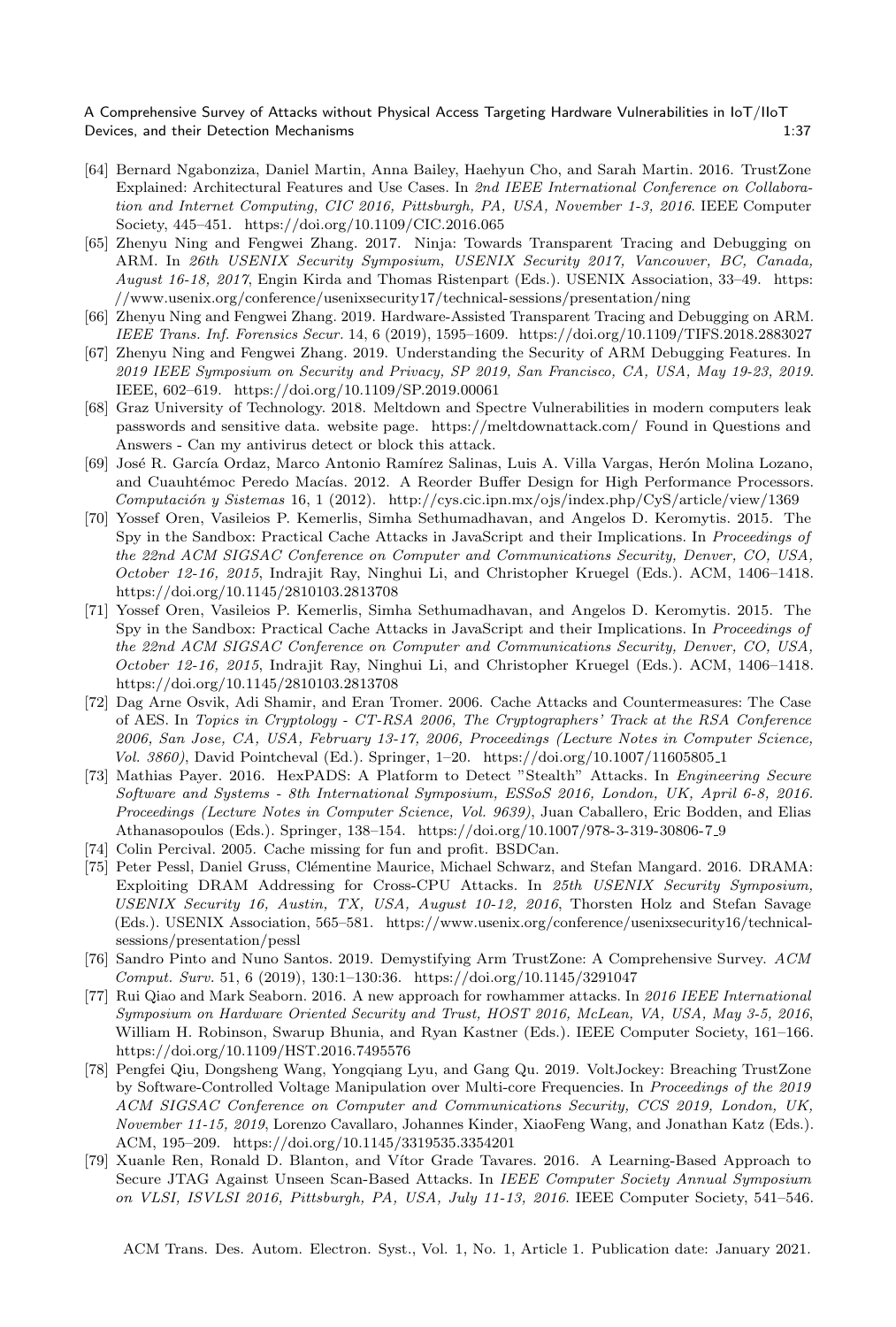[64] Bernard Ngabonziza, Daniel Martin, Anna Bailey, Haehyun Cho, and Sarah Martin. 2016. TrustZone Explained: Architectural Features and Use Cases. In *2nd IEEE International Conference on Collaboration and Internet Computing, CIC 2016, Pittsburgh, PA, USA, November 1-3, 2016*. IEEE Computer Society, 445–451. https://doi.org/10.1109/CIC.2016.065

[65] Zhenyu Ning and Fengwei Zhang. 2017. Ninja: Towards Transparent Tracing and Debugging on ARM. In *26th USENIX Security Symposium, USENIX Security 2017, Vancouver, BC, Canada, August 16-18, 2017*, Engin Kirda and Thomas Ristenpart (Eds.). USENIX Association, 33–49. https://www.usenix.org/conference/usenixsecurity17/technical-sessions/presentation/ning

[66] Zhenyu Ning and Fengwei Zhang. 2019. Hardware-Assisted Transparent Tracing and Debugging on ARM. *IEEE Trans. Inf. Forensics Secur.* 14, 6 (2019), 1595–1609. https://doi.org/10.1109/TIFS.2018.2883027

[67] Zhenyu Ning and Fengwei Zhang. 2019. Understanding the Security of ARM Debugging Features. In *2019 IEEE Symposium on Security and Privacy, SP 2019, San Francisco, CA, USA, May 19-23, 2019*. IEEE, 602–619. https://doi.org/10.1109/SP.2019.00061

[68] Graz University of Technology. 2018. Meltdown and Spectre Vulnerabilities in modern computers leak passwords and sensitive data. website page. https://meltdownattack.com/ Found in Questions and Answers - Can my antivirus detect or block this attack.

[69] José R. García Ordaz, Marco Antonio Ramírez Salinas, Luis A. Villa Vargas, Herón Molina Lozano, and Cuauhtémoc Peredo Macías. 2012. A Reorder Buffer Design for High Performance Processors. *Computación y Sistemas* 16, 1 (2012). http://cys.cic.ipn.mx/ojs/index.php/CyS/article/view/1369

[70] Yossef Oren, Vasileios P. Kemerlis, Simha Sethumadhavan, and Angelos D. Keromytis. 2015. The Spy in the Sandbox: Practical Cache Attacks in JavaScript and their Implications. In *Proceedings of the 22nd ACM SIGSAC Conference on Computer and Communications Security, Denver, CO, USA, October 12-16, 2015*, Indrajit Ray, Ninghui Li, and Christopher Kruegel (Eds.). ACM, 1406–1418. https://doi.org/10.1145/2810103.2813708

[71] Yossef Oren, Vasileios P. Kemerlis, Simha Sethumadhavan, and Angelos D. Keromytis. 2015. The Spy in the Sandbox: Practical Cache Attacks in JavaScript and their Implications. In *Proceedings of the 22nd ACM SIGSAC Conference on Computer and Communications Security, Denver, CO, USA, October 12-16, 2015*, Indrajit Ray, Ninghui Li, and Christopher Kruegel (Eds.). ACM, 1406–1418. https://doi.org/10.1145/2810103.2813708

[72] Dag Arne Osvik, Adi Shamir, and Eran Tromer. 2006. Cache Attacks and Countermeasures: The Case of AES. In *Topics in Cryptology - CT-RSA 2006, The Cryptographers' Track at the RSA Conference 2006, San Jose, CA, USA, February 13-17, 2006, Proceedings (Lecture Notes in Computer Science, Vol. 3860)*, David Pointcheval (Ed.). Springer, 1–20. https://doi.org/10.1007/11605805_1

[73] Mathias Payer. 2016. HexPADS: A Platform to Detect "Stealth" Attacks. In *Engineering Secure Software and Systems - 8th International Symposium, ESSoS 2016, London, UK, April 6-8, 2016. Proceedings (Lecture Notes in Computer Science, Vol. 9639)*, Juan Caballero, Eric Bodden, and Elias Athanasopoulos (Eds.). Springer, 138–154. https://doi.org/10.1007/978-3-319-30806-7_9

[74] Colin Percival. 2005. Cache missing for fun and profit. BSDCan.

[75] Peter Pessl, Daniel Gruss, Clémentine Maurice, Michael Schwarz, and Stefan Mangard. 2016. DRAMA: Exploiting DRAM Addressing for Cross-CPU Attacks. In *25th USENIX Security Symposium, USENIX Security 16, Austin, TX, USA, August 10-12, 2016*, Thorsten Holz and Stefan Savage (Eds.). USENIX Association, 565–581. https://www.usenix.org/conference/usenixsecurity16/technical-sessions/presentation/pessl

[76] Sandro Pinto and Nuno Santos. 2019. Demystifying Arm TrustZone: A Comprehensive Survey. *ACM Comput. Surv.* 51, 6 (2019), 130:1–130:36. https://doi.org/10.1145/3291047

[77] Rui Qiao and Mark Seaborn. 2016. A new approach for rowhammer attacks. In *2016 IEEE International Symposium on Hardware Oriented Security and Trust, HOST 2016, McLean, VA, USA, May 3-5, 2016*, William H. Robinson, Swarup Bhunia, and Ryan Kastner (Eds.). IEEE Computer Society, 161–166. https://doi.org/10.1109/HST.2016.7495576

[78] Pengfei Qiu, Dongsheng Wang, Yongqiang Lyu, and Gang Qu. 2019. VoltJockey: Breaching TrustZone by Software-Controlled Voltage Manipulation over Multi-core Frequencies. In *Proceedings of the 2019 ACM SIGSAC Conference on Computer and Communications Security, CCS 2019, London, UK, November 11-15, 2019*, Lorenzo Cavallaro, Johannes Kinder, XiaoFeng Wang, and Jonathan Katz (Eds.). ACM, 195–209. https://doi.org/10.1145/3319535.3354201

[79] Xuanle Ren, Ronald D. Blanton, and Vítor Grade Tavares. 2016. A Learning-Based Approach to Secure JTAG Against Unseen Scan-Based Attacks. In *IEEE Computer Society Annual Symposium on VLSI, ISVLSI 2016, Pittsburgh, PA, USA, July 11-13, 2016*. IEEE Computer Society, 541–546.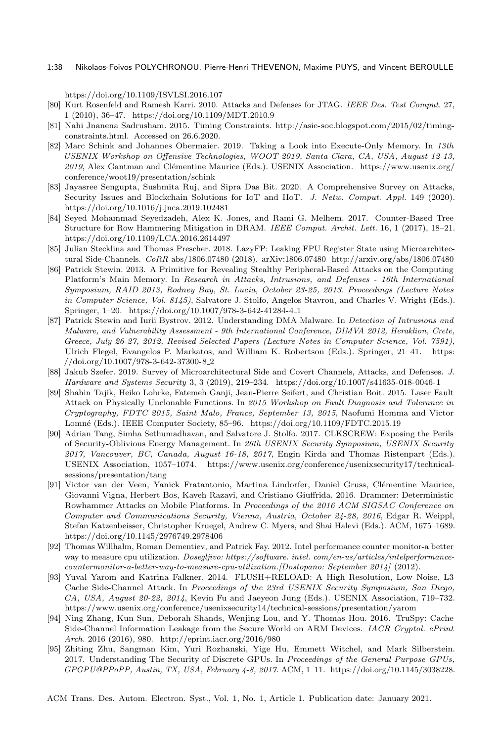https://doi.org/10.1109/ISVLSI.2016.107

[80] Kurt Rosenfeld and Ramesh Karri. 2010. Attacks and Defenses for JTAG. *IEEE Des. Test Comput.* 27, 1 (2010), 36–47. https://doi.org/10.1109/MDT.2010.9

[81] Nahi Jnanena Sadrusham. 2015. Timing Constraints. http://asic-soc.blogspot.com/2015/02/timing-constraints.html. Accessed on 26.6.2020.

[82] Marc Schink and Johannes Obermaier. 2019. Taking a Look into Execute-Only Memory. In *13th USENIX Workshop on Offensive Technologies, WOOT 2019, Santa Clara, CA, USA, August 12-13, 2019*, Alex Gantman and Clémentine Maurice (Eds.). USENIX Association. https://www.usenix.org/conference/woot19/presentation/schink

[83] Jayasree Sengupta, Sushmita Ruj, and Sipra Das Bit. 2020. A Comprehensive Survey on Attacks, Security Issues and Blockchain Solutions for IoT and IIoT. *J. Netw. Comput. Appl.* 149 (2020). https://doi.org/10.1016/j.jnca.2019.102481

[84] Seyed Mohammad Seyedzadeh, Alex K. Jones, and Rami G. Melhem. 2017. Counter-Based Tree Structure for Row Hammering Mitigation in DRAM. *IEEE Comput. Archit. Lett.* 16, 1 (2017), 18–21. https://doi.org/10.1109/LCA.2016.2614497

[85] Julian Stecklina and Thomas Prescher. 2018. LazyFP: Leaking FPU Register State using Microarchitectural Side-Channels. *CoRR* abs/1806.07480 (2018). arXiv:1806.07480 http://arxiv.org/abs/1806.07480

[86] Patrick Stewin. 2013. A Primitive for Revealing Stealthy Peripheral-Based Attacks on the Computing Platform's Main Memory. In *Research in Attacks, Intrusions, and Defenses - 16th International Symposium, RAID 2013, Rodney Bay, St. Lucia, October 23-25, 2013. Proceedings (Lecture Notes in Computer Science, Vol. 8145)*, Salvatore J. Stolfo, Angelos Stavrou, and Charles V. Wright (Eds.). Springer, 1–20. https://doi.org/10.1007/978-3-642-41284-4_1

[87] Patrick Stewin and Iurii Bystrov. 2012. Understanding DMA Malware. In *Detection of Intrusions and Malware, and Vulnerability Assessment - 9th International Conference, DIMVA 2012, Heraklion, Crete, Greece, July 26-27, 2012, Revised Selected Papers (Lecture Notes in Computer Science, Vol. 7591)*, Ulrich Flegel, Evangelos P. Markatos, and William K. Robertson (Eds.). Springer, 21–41. https://doi.org/10.1007/978-3-642-37300-8_2

[88] Jakub Szefer. 2019. Survey of Microarchitectural Side and Covert Channels, Attacks, and Defenses. *J. Hardware and Systems Security* 3, 3 (2019), 219–234. https://doi.org/10.1007/s41635-018-0046-1

[89] Shahin Tajik, Heiko Lohrke, Fatemeh Ganji, Jean-Pierre Seifert, and Christian Boit. 2015. Laser Fault Attack on Physically Unclonable Functions. In *2015 Workshop on Fault Diagnosis and Tolerance in Cryptography, FDTC 2015, Saint Malo, France, September 13, 2015*, Naofumi Homma and Victor Lomné (Eds.). IEEE Computer Society, 85–96. https://doi.org/10.1109/FDTC.2015.19

[90] Adrian Tang, Simha Sethumadhavan, and Salvatore J. Stolfo. 2017. CLKSCREW: Exposing the Perils of Security-Oblivious Energy Management. In *26th USENIX Security Symposium, USENIX Security 2017, Vancouver, BC, Canada, August 16-18, 2017*, Engin Kirda and Thomas Ristenpart (Eds.). USENIX Association, 1057–1074. https://www.usenix.org/conference/usenixsecurity17/technical-sessions/presentation/tang

[91] Victor van der Veen, Yanick Fratantonio, Martina Lindorfer, Daniel Gruss, Clémentine Maurice, Giovanni Vigna, Herbert Bos, Kaveh Razavi, and Cristiano Giuffrida. 2016. Drammer: Deterministic Rowhammer Attacks on Mobile Platforms. In *Proceedings of the 2016 ACM SIGSAC Conference on Computer and Communications Security, Vienna, Austria, October 24-28, 2016*, Edgar R. Weippl, Stefan Katzenbeisser, Christopher Kruegel, Andrew C. Myers, and Shai Halevi (Eds.). ACM, 1675–1689. https://doi.org/10.1145/2976749.2978406

[92] Thomas Willhalm, Roman Dementiev, and Patrick Fay. 2012. Intel performance counter monitor-a better way to measure cpu utilization. *Dosegljivo: https://software. intel. com/en-us/articles/intelperformance-countermonitor-a-better-way-to-measure-cpu-utilization.[Dostopano: September 2014]* (2012).

[93] Yuval Yarom and Katrina Falkner. 2014. FLUSH+RELOAD: A High Resolution, Low Noise, L3 Cache Side-Channel Attack. In *Proceedings of the 23rd USENIX Security Symposium, San Diego, CA, USA, August 20-22, 2014*, Kevin Fu and Jaeyeon Jung (Eds.). USENIX Association, 719–732. https://www.usenix.org/conference/usenixsecurity14/technical-sessions/presentation/yarom

[94] Ning Zhang, Kun Sun, Deborah Shands, Wenjing Lou, and Y. Thomas Hou. 2016. TruSpy: Cache Side-Channel Information Leakage from the Secure World on ARM Devices. *IACR Cryptol. ePrint Arch.* 2016 (2016), 980. http://eprint.iacr.org/2016/980

[95] Zhiting Zhu, Sangman Kim, Yuri Rozhanski, Yige Hu, Emmett Witchel, and Mark Silberstein. 2017. Understanding The Security of Discrete GPUs. In *Proceedings of the General Purpose GPUs, GPGPU@PPoPP, Austin, TX, USA, February 4-8, 2017.* ACM, 1–11. https://doi.org/10.1145/3038228.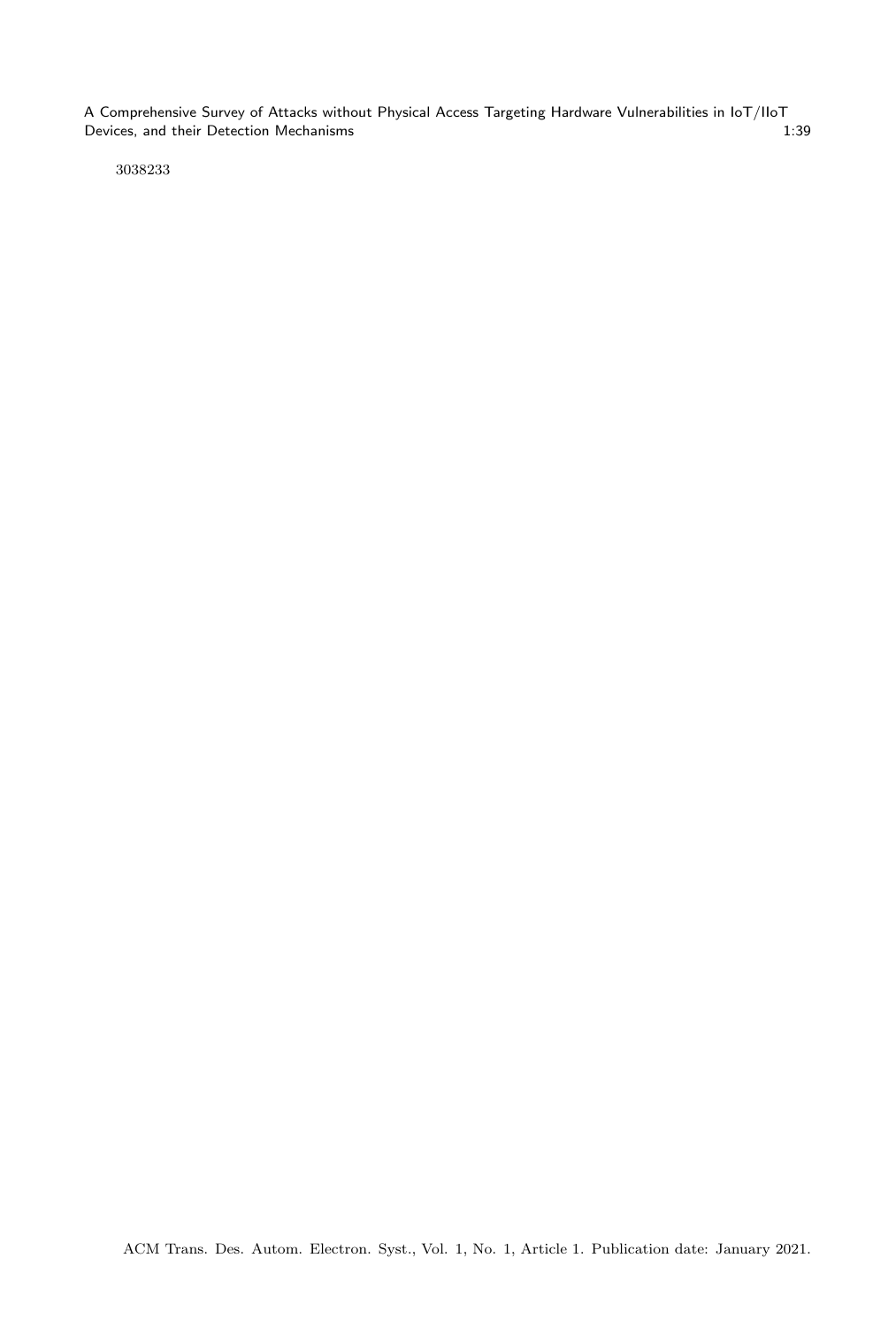3038233